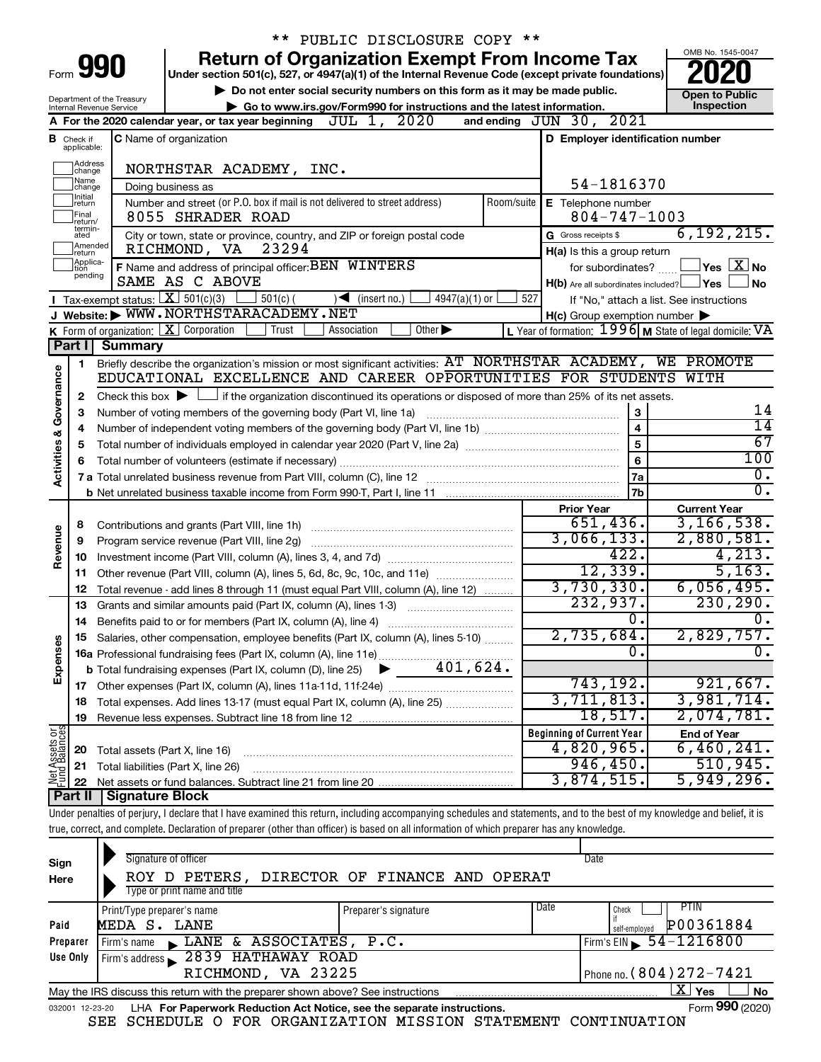** PUBLIC DISCLOSURE COPY **

# Form 990 — Return of Organization Exempt From Income Tax (2020)

Under section 501(c), 527, or 4947(a)(1) of the Internal Revenue Code (except private foundations)

▶ Do not enter social security numbers on this form as it may be made public.

▶ Go to www.irs.gov/Form990 for instructions and the latest information.

OMB No. 1545-0047 | Open to Public Inspection

Department of the Treasury, Internal Revenue Service

**A** For the 2020 calendar year, or tax year beginning JUL 1, 2020 and ending JUN 30, 2021

**B** Check if applicable: Address change, Name change, Initial return, Final return/terminated, Amended return, Application pending

**C** Name of organization: NORTHSTAR ACADEMY, INC.

Doing business as

Number and street (or P.O. box if mail is not delivered to street address): 8055 SHRADER ROAD | Room/suite

City or town, state or province, country, and ZIP or foreign postal code: RICHMOND, VA 23294

**D** Employer identification number: 54-1816370

**E** Telephone number: 804-747-1003

**G** Gross receipts $ 6,192,215.

**F** Name and address of principal officer: BEN WINTERS, SAME AS C ABOVE

**H(a)** Is this a group return for subordinates? ☐ Yes ☒ No

**H(b)** Are all subordinates included? ☐ Yes ☐ No — If "No," attach a list. See instructions

**H(c)** Group exemption number ▶

**I** Tax-exempt status: ☒ 501(c)(3) ☐ 501(c) ( ) ◀ (insert no.) ☐ 4947(a)(1) or ☐ 527

**J** Website: ▶ WWW.NORTHSTARACADEMY.NET

**K** Form of organization: ☒ Corporation ☐ Trust ☐ Association ☐ Other ▶

**L** Year of formation: 1996 **M** State of legal domicile: VA

## Part I Summary

**Activities & Governance**

1. Briefly describe the organization's mission or most significant activities: AT NORTHSTAR ACADEMY, WE PROMOTE EDUCATIONAL EXCELLENCE AND CAREER OPPORTUNITIES FOR STUDENTS WITH
2. Check this box ▶ ☐ if the organization discontinued its operations or disposed of more than 25% of its net assets.

| Line | Description | | Value |
|---|---|---|---|
| 3 | Number of voting members of the governing body (Part VI, line 1a) | 3 | 14 |
| 4 | Number of independent voting members of the governing body (Part VI, line 1b) | 4 | 14 |
| 5 | Total number of individuals employed in calendar year 2020 (Part V, line 2a) | 5 | 67 |
| 6 | Total number of volunteers (estimate if necessary) | 6 | 100 |
| 7a | Total unrelated business revenue from Part VIII, column (C), line 12 | 7a | 0. |
| 7b | Net unrelated business taxable income from Form 990-T, Part I, line 11 | 7b | 0. |

| Line | Description | Prior Year | Current Year |
|---|---|---|---|
| **Revenue** | | | |
| 8 | Contributions and grants (Part VIII, line 1h) | 651,436. | 3,166,538. |
| 9 | Program service revenue (Part VIII, line 2g) | 3,066,133. | 2,880,581. |
| 10 | Investment income (Part VIII, column (A), lines 3, 4, and 7d) | 422. | 4,213. |
| 11 | Other revenue (Part VIII, column (A), lines 5, 6d, 8c, 9c, 10c, and 11e) | 12,339. | 5,163. |
| 12 | Total revenue - add lines 8 through 11 (must equal Part VIII, column (A), line 12) | 3,730,330. | 6,056,495. |
| **Expenses** | | | |
| 13 | Grants and similar amounts paid (Part IX, column (A), lines 1-3) | 232,937. | 230,290. |
| 14 | Benefits paid to or for members (Part IX, column (A), line 4) | 0. | 0. |
| 15 | Salaries, other compensation, employee benefits (Part IX, column (A), lines 5-10) | 2,735,684. | 2,829,757. |
| 16a | Professional fundraising fees (Part IX, column (A), line 11e) | 0. | 0. |
| b | Total fundraising expenses (Part IX, column (D), line 25) ▶ 401,624. | | |
| 17 | Other expenses (Part IX, column (A), lines 11a-11d, 11f-24e) | 743,192. | 921,667. |
| 18 | Total expenses. Add lines 13-17 (must equal Part IX, column (A), line 25) | 3,711,813. | 3,981,714. |
| 19 | Revenue less expenses. Subtract line 18 from line 12 | 18,517. | 2,074,781. |

| Line | Net Assets or Fund Balances | Beginning of Current Year | End of Year |
|---|---|---|---|
| 20 | Total assets (Part X, line 16) | 4,820,965. | 6,460,241. |
| 21 | Total liabilities (Part X, line 26) | 946,450. | 510,945. |
| 22 | Net assets or fund balances. Subtract line 21 from line 20 | 3,874,515. | 5,949,296. |

## Part II Signature Block

Under penalties of perjury, I declare that I have examined this return, including accompanying schedules and statements, and to the best of my knowledge and belief, it is true, correct, and complete. Declaration of preparer (other than officer) is based on all information of which preparer has any knowledge.

**Sign Here**

Signature of officer | Date

ROY D PETERS, DIRECTOR OF FINANCE AND OPERAT

Type or print name and title

**Paid Preparer Use Only**

| Print/Type preparer's name | Preparer's signature | Date | Check ☐ if self-employed | PTIN |
|---|---|---|---|---|
| MEDA S. LANE | | | | P00361884 |

Firm's name ▶ LANE & ASSOCIATES, P.C. | Firm's EIN ▶ 54-1216800

Firm's address ▶ 2839 HATHAWAY ROAD, RICHMOND, VA 23225 | Phone no. (804)272-7421

May the IRS discuss this return with the preparer shown above? See instructions ☒ Yes ☐ No

032001 12-23-20 LHA For Paperwork Reduction Act Notice, see the separate instructions. Form **990** (2020)

SEE SCHEDULE O FOR ORGANIZATION MISSION STATEMENT CONTINUATION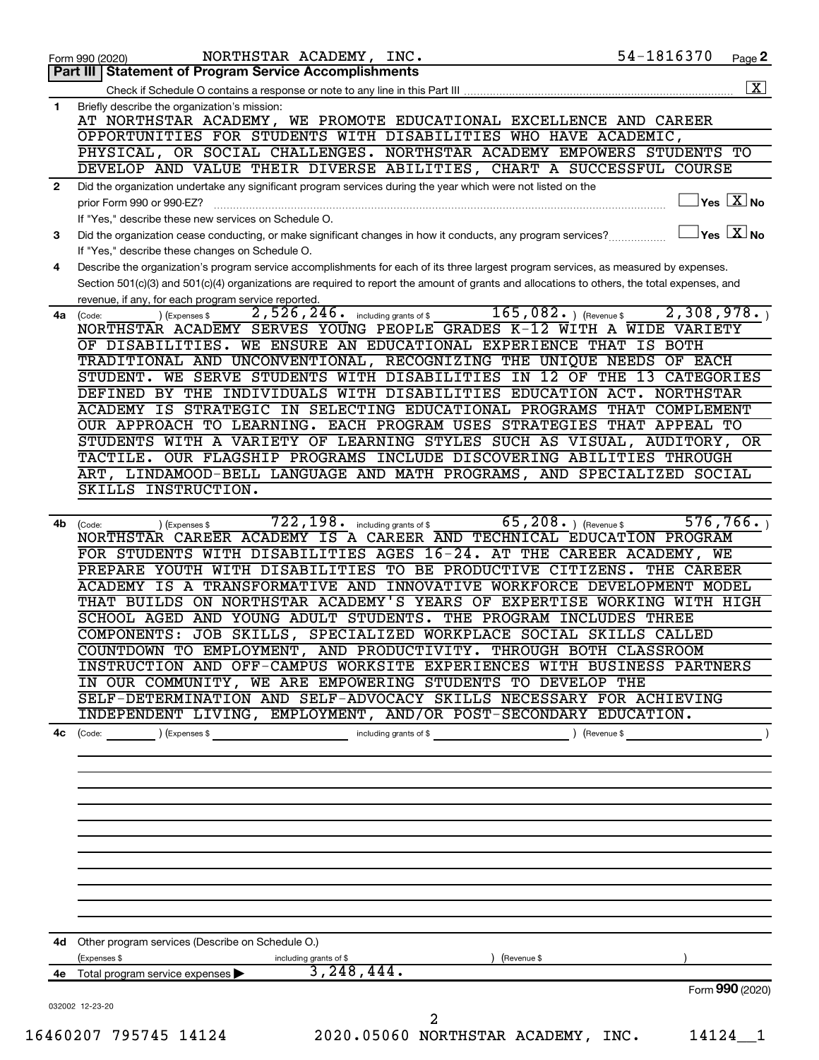Form 990 (2020) NORTHSTAR ACADEMY, INC. 54-1816370 Page 2

## Part III Statement of Program Service Accomplishments

Check if Schedule O contains a response or note to any line in this Part III .......... [X]

**1** Briefly describe the organization's mission:

AT NORTHSTAR ACADEMY, WE PROMOTE EDUCATIONAL EXCELLENCE AND CAREER OPPORTUNITIES FOR STUDENTS WITH DISABILITIES WHO HAVE ACADEMIC, PHYSICAL, OR SOCIAL CHALLENGES. NORTHSTAR ACADEMY EMPOWERS STUDENTS TO DEVELOP AND VALUE THEIR DIVERSE ABILITIES, CHART A SUCCESSFUL COURSE

**2** Did the organization undertake any significant program services during the year which were not listed on the prior Form 990 or 990-EZ? .......... [ ] Yes [X] No

If "Yes," describe these new services on Schedule O.

**3** Did the organization cease conducting, or make significant changes in how it conducts, any program services? .......... [ ] Yes [X] No

If "Yes," describe these changes on Schedule O.

**4** Describe the organization's program service accomplishments for each of its three largest program services, as measured by expenses. Section 501(c)(3) and 501(c)(4) organizations are required to report the amount of grants and allocations to others, the total expenses, and revenue, if any, for each program service reported.

**4a** (Code: ) (Expenses $ 2,526,246. including grants of $ 165,082. ) (Revenue $ 2,308,978. )

NORTHSTAR ACADEMY SERVES YOUNG PEOPLE GRADES K-12 WITH A WIDE VARIETY OF DISABILITIES. WE ENSURE AN EDUCATIONAL EXPERIENCE THAT IS BOTH TRADITIONAL AND UNCONVENTIONAL, RECOGNIZING THE UNIQUE NEEDS OF EACH STUDENT. WE SERVE STUDENTS WITH DISABILITIES IN 12 OF THE 13 CATEGORIES DEFINED BY THE INDIVIDUALS WITH DISABILITIES EDUCATION ACT. NORTHSTAR ACADEMY IS STRATEGIC IN SELECTING EDUCATIONAL PROGRAMS THAT COMPLEMENT OUR APPROACH TO LEARNING. EACH PROGRAM USES STRATEGIES THAT APPEAL TO STUDENTS WITH A VARIETY OF LEARNING STYLES SUCH AS VISUAL, AUDITORY, OR TACTILE. OUR FLAGSHIP PROGRAMS INCLUDE DISCOVERING ABILITIES THROUGH ART, LINDAMOOD-BELL LANGUAGE AND MATH PROGRAMS, AND SPECIALIZED SOCIAL SKILLS INSTRUCTION.

**4b** (Code: ) (Expenses $ 722,198. including grants of $ 65,208. ) (Revenue $ 576,766. )

NORTHSTAR CAREER ACADEMY IS A CAREER AND TECHNICAL EDUCATION PROGRAM FOR STUDENTS WITH DISABILITIES AGES 16-24. AT THE CAREER ACADEMY, WE PREPARE YOUTH WITH DISABILITIES TO BE PRODUCTIVE CITIZENS. THE CAREER ACADEMY IS A TRANSFORMATIVE AND INNOVATIVE WORKFORCE DEVELOPMENT MODEL THAT BUILDS ON NORTHSTAR ACADEMY'S YEARS OF EXPERTISE WORKING WITH HIGH SCHOOL AGED AND YOUNG ADULT STUDENTS. THE PROGRAM INCLUDES THREE COMPONENTS: JOB SKILLS, SPECIALIZED WORKPLACE SOCIAL SKILLS CALLED COUNTDOWN TO EMPLOYMENT, AND PRODUCTIVITY. THROUGH BOTH CLASSROOM INSTRUCTION AND OFF-CAMPUS WORKSITE EXPERIENCES WITH BUSINESS PARTNERS IN OUR COMMUNITY, WE ARE EMPOWERING STUDENTS TO DEVELOP THE SELF-DETERMINATION AND SELF-ADVOCACY SKILLS NECESSARY FOR ACHIEVING INDEPENDENT LIVING, EMPLOYMENT, AND/OR POST-SECONDARY EDUCATION.

**4c** (Code: ) (Expenses $ including grants of $ ) (Revenue $ )

**4d** Other program services (Describe on Schedule O.)

(Expenses $ including grants of $ ) (Revenue $ )

**4e** Total program service expenses ▶ 3,248,444.

Form **990** (2020)

032002 12-23-20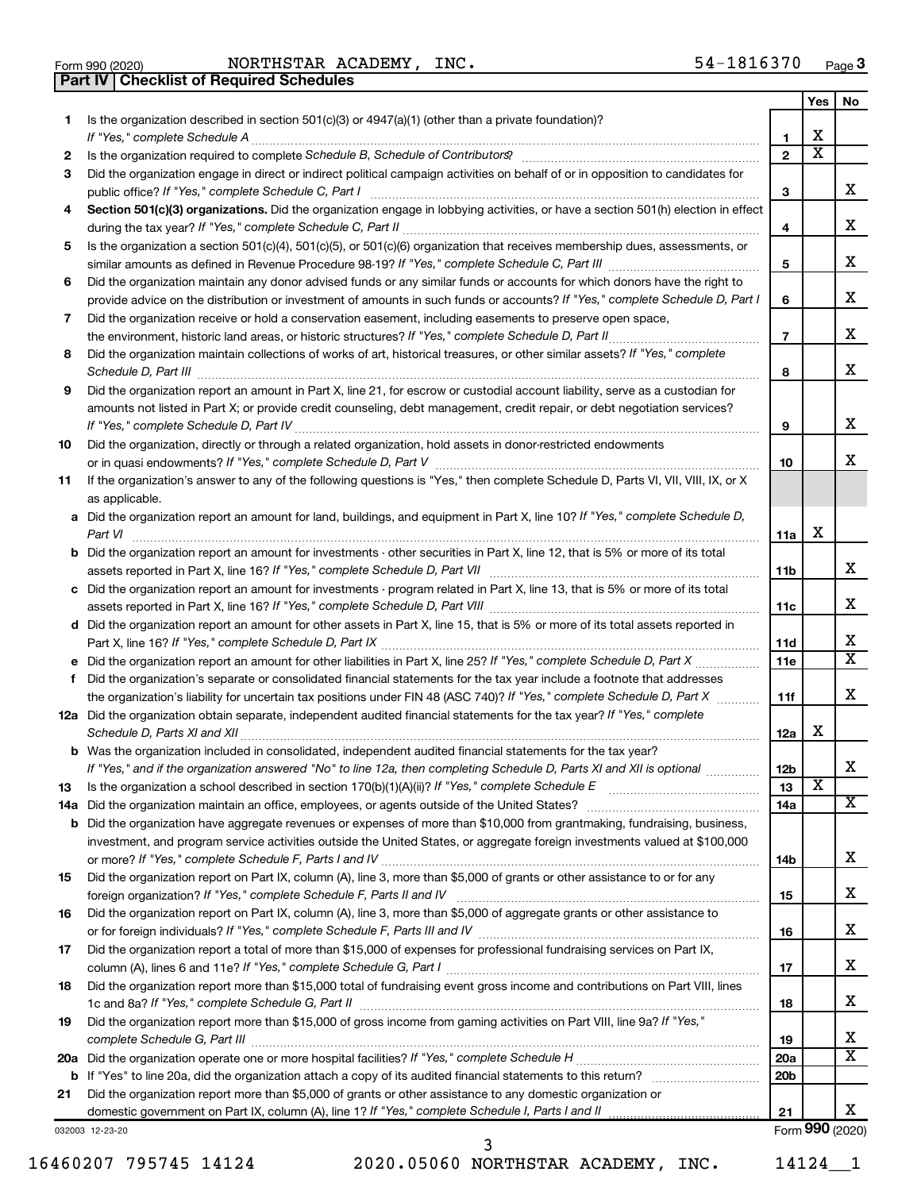Form 990 (2020) NORTHSTAR ACADEMY, INC. 54-1816370 Page 3

**Part IV | Checklist of Required Schedules**

| | | | Yes | No |
|---|---|---|---|---|
| 1 | Is the organization described in section 501(c)(3) or 4947(a)(1) (other than a private foundation)? *If "Yes," complete Schedule A* | 1 | X | |
| 2 | Is the organization required to complete *Schedule B, Schedule of Contributors*? | 2 | X | |
| 3 | Did the organization engage in direct or indirect political campaign activities on behalf of or in opposition to candidates for public office? *If "Yes," complete Schedule C, Part I* | 3 | | X |
| 4 | **Section 501(c)(3) organizations.** Did the organization engage in lobbying activities, or have a section 501(h) election in effect during the tax year? *If "Yes," complete Schedule C, Part II* | 4 | | X |
| 5 | Is the organization a section 501(c)(4), 501(c)(5), or 501(c)(6) organization that receives membership dues, assessments, or similar amounts as defined in Revenue Procedure 98-19? *If "Yes," complete Schedule C, Part III* | 5 | | X |
| 6 | Did the organization maintain any donor advised funds or any similar funds or accounts for which donors have the right to provide advice on the distribution or investment of amounts in such funds or accounts? *If "Yes," complete Schedule D, Part I* | 6 | | X |
| 7 | Did the organization receive or hold a conservation easement, including easements to preserve open space, the environment, historic land areas, or historic structures? *If "Yes," complete Schedule D, Part II* | 7 | | X |
| 8 | Did the organization maintain collections of works of art, historical treasures, or other similar assets? *If "Yes," complete Schedule D, Part III* | 8 | | X |
| 9 | Did the organization report an amount in Part X, line 21, for escrow or custodial account liability, serve as a custodian for amounts not listed in Part X; or provide credit counseling, debt management, credit repair, or debt negotiation services? *If "Yes," complete Schedule D, Part IV* | 9 | | X |
| 10 | Did the organization, directly or through a related organization, hold assets in donor-restricted endowments or in quasi endowments? *If "Yes," complete Schedule D, Part V* | 10 | | X |
| 11 | If the organization's answer to any of the following questions is "Yes," then complete Schedule D, Parts VI, VII, VIII, IX, or X as applicable. | | | |
| a | Did the organization report an amount for land, buildings, and equipment in Part X, line 10? *If "Yes," complete Schedule D, Part VI* | 11a | X | |
| b | Did the organization report an amount for investments - other securities in Part X, line 12, that is 5% or more of its total assets reported in Part X, line 16? *If "Yes," complete Schedule D, Part VII* | 11b | | X |
| c | Did the organization report an amount for investments - program related in Part X, line 13, that is 5% or more of its total assets reported in Part X, line 16? *If "Yes," complete Schedule D, Part VIII* | 11c | | X |
| d | Did the organization report an amount for other assets in Part X, line 15, that is 5% or more of its total assets reported in Part X, line 16? *If "Yes," complete Schedule D, Part IX* | 11d | | X |
| e | Did the organization report an amount for other liabilities in Part X, line 25? *If "Yes," complete Schedule D, Part X* | 11e | | X |
| f | Did the organization's separate or consolidated financial statements for the tax year include a footnote that addresses the organization's liability for uncertain tax positions under FIN 48 (ASC 740)? *If "Yes," complete Schedule D, Part X* | 11f | | X |
| 12a | Did the organization obtain separate, independent audited financial statements for the tax year? *If "Yes," complete Schedule D, Parts XI and XII* | 12a | X | |
| b | Was the organization included in consolidated, independent audited financial statements for the tax year? *If "Yes," and if the organization answered "No" to line 12a, then completing Schedule D, Parts XI and XII is optional* | 12b | | X |
| 13 | Is the organization a school described in section 170(b)(1)(A)(ii)? *If "Yes," complete Schedule E* | 13 | X | |
| 14a | Did the organization maintain an office, employees, or agents outside of the United States? | 14a | | X |
| b | Did the organization have aggregate revenues or expenses of more than $10,000 from grantmaking, fundraising, business, investment, and program service activities outside the United States, or aggregate foreign investments valued at $100,000 or more? *If "Yes," complete Schedule F, Parts I and IV* | 14b | | X |
| 15 | Did the organization report on Part IX, column (A), line 3, more than $5,000 of grants or other assistance to or for any foreign organization? *If "Yes," complete Schedule F, Parts II and IV* | 15 | | X |
| 16 | Did the organization report on Part IX, column (A), line 3, more than $5,000 of aggregate grants or other assistance to or for foreign individuals? *If "Yes," complete Schedule F, Parts III and IV* | 16 | | X |
| 17 | Did the organization report a total of more than $15,000 of expenses for professional fundraising services on Part IX, column (A), lines 6 and 11e? *If "Yes," complete Schedule G, Part I* | 17 | | X |
| 18 | Did the organization report more than $15,000 total of fundraising event gross income and contributions on Part VIII, lines 1c and 8a? *If "Yes," complete Schedule G, Part II* | 18 | | X |
| 19 | Did the organization report more than $15,000 of gross income from gaming activities on Part VIII, line 9a? *If "Yes," complete Schedule G, Part III* | 19 | | X |
| 20a | Did the organization operate one or more hospital facilities? *If "Yes," complete Schedule H* | 20a | | X |
| b | If "Yes" to line 20a, did the organization attach a copy of its audited financial statements to this return? | 20b | | |
| 21 | Did the organization report more than $5,000 of grants or other assistance to any domestic organization or domestic government on Part IX, column (A), line 1? *If "Yes," complete Schedule I, Parts I and II* | 21 | | X |

032003 12-23-20 Form **990** (2020)

16460207 795745 14124 2020.05060 NORTHSTAR ACADEMY, INC. 14124__1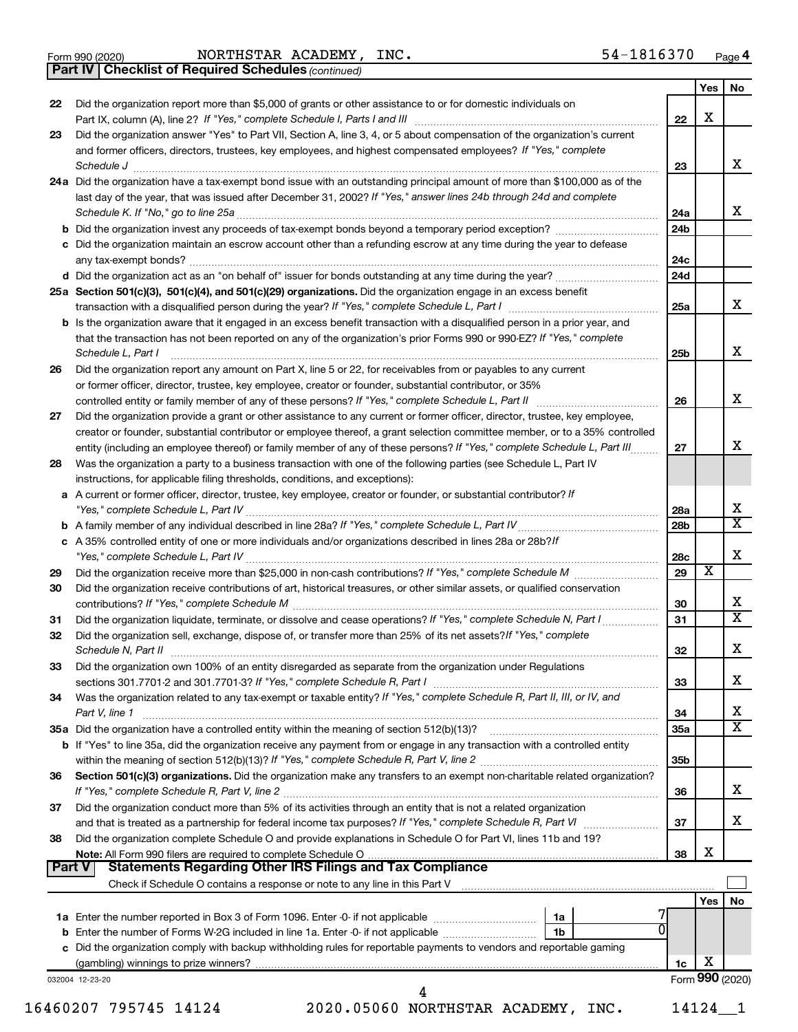Form 990 (2020) NORTHSTAR ACADEMY, INC. 54-1816370 Page 4

**Part IV | Checklist of Required Schedules** *(continued)*

| | | | Yes | No |
|---|---|---|---|---|
| 22 | Did the organization report more than $5,000 of grants or other assistance to or for domestic individuals on Part IX, column (A), line 2? *If "Yes," complete Schedule I, Parts I and III* | 22 | X | |
| 23 | Did the organization answer "Yes" to Part VII, Section A, line 3, 4, or 5 about compensation of the organization's current and former officers, directors, trustees, key employees, and highest compensated employees? *If "Yes," complete Schedule J* | 23 | | X |
| 24a | Did the organization have a tax-exempt bond issue with an outstanding principal amount of more than $100,000 as of the last day of the year, that was issued after December 31, 2002? *If "Yes," answer lines 24b through 24d and complete Schedule K. If "No," go to line 25a* | 24a | | X |
| b | Did the organization invest any proceeds of tax-exempt bonds beyond a temporary period exception? | 24b | | |
| c | Did the organization maintain an escrow account other than a refunding escrow at any time during the year to defease any tax-exempt bonds? | 24c | | |
| d | Did the organization act as an "on behalf of" issuer for bonds outstanding at any time during the year? | 24d | | |
| 25a | **Section 501(c)(3), 501(c)(4), and 501(c)(29) organizations.** Did the organization engage in an excess benefit transaction with a disqualified person during the year? *If "Yes," complete Schedule L, Part I* | 25a | | X |
| b | Is the organization aware that it engaged in an excess benefit transaction with a disqualified person in a prior year, and that the transaction has not been reported on any of the organization's prior Forms 990 or 990-EZ? *If "Yes," complete Schedule L, Part I* | 25b | | X |
| 26 | Did the organization report any amount on Part X, line 5 or 22, for receivables from or payables to any current or former officer, director, trustee, key employee, creator or founder, substantial contributor, or 35% controlled entity or family member of any of these persons? *If "Yes," complete Schedule L, Part II* | 26 | | X |
| 27 | Did the organization provide a grant or other assistance to any current or former officer, director, trustee, key employee, creator or founder, substantial contributor or employee thereof, a grant selection committee member, or to a 35% controlled entity (including an employee thereof) or family member of any of these persons? *If "Yes," complete Schedule L, Part III* | 27 | | X |
| 28 | Was the organization a party to a business transaction with one of the following parties (see Schedule L, Part IV instructions, for applicable filing thresholds, conditions, and exceptions): | | | |
| a | A current or former officer, director, trustee, key employee, creator or founder, or substantial contributor? *If "Yes," complete Schedule L, Part IV* | 28a | | X |
| b | A family member of any individual described in line 28a? *If "Yes," complete Schedule L, Part IV* | 28b | | X |
| c | A 35% controlled entity of one or more individuals and/or organizations described in lines 28a or 28b? *If "Yes," complete Schedule L, Part IV* | 28c | | X |
| 29 | Did the organization receive more than $25,000 in non-cash contributions? *If "Yes," complete Schedule M* | 29 | X | |
| 30 | Did the organization receive contributions of art, historical treasures, or other similar assets, or qualified conservation contributions? *If "Yes," complete Schedule M* | 30 | | X |
| 31 | Did the organization liquidate, terminate, or dissolve and cease operations? *If "Yes," complete Schedule N, Part I* | 31 | | X |
| 32 | Did the organization sell, exchange, dispose of, or transfer more than 25% of its net assets? *If "Yes," complete Schedule N, Part II* | 32 | | X |
| 33 | Did the organization own 100% of an entity disregarded as separate from the organization under Regulations sections 301.7701-2 and 301.7701-3? *If "Yes," complete Schedule R, Part I* | 33 | | X |
| 34 | Was the organization related to any tax-exempt or taxable entity? *If "Yes," complete Schedule R, Part II, III, or IV, and Part V, line 1* | 34 | | X |
| 35a | Did the organization have a controlled entity within the meaning of section 512(b)(13)? | 35a | | X |
| b | If "Yes" to line 35a, did the organization receive any payment from or engage in any transaction with a controlled entity within the meaning of section 512(b)(13)? *If "Yes," complete Schedule R, Part V, line 2* | 35b | | |
| 36 | **Section 501(c)(3) organizations.** Did the organization make any transfers to an exempt non-charitable related organization? *If "Yes," complete Schedule R, Part V, line 2* | 36 | | X |
| 37 | Did the organization conduct more than 5% of its activities through an entity that is not a related organization and that is treated as a partnership for federal income tax purposes? *If "Yes," complete Schedule R, Part VI* | 37 | | X |
| 38 | Did the organization complete Schedule O and provide explanations in Schedule O for Part VI, lines 11b and 19? **Note:** All Form 990 filers are required to complete Schedule O | 38 | X | |

**Part V | Statements Regarding Other IRS Filings and Tax Compliance**

Check if Schedule O contains a response or note to any line in this Part V ☐

| | | | | | Yes | No |
|---|---|---|---|---|---|---|
| 1a | Enter the number reported in Box 3 of Form 1096. Enter -0- if not applicable | 1a | 7 | | | |
| b | Enter the number of Forms W-2G included in line 1a. Enter -0- if not applicable | 1b | 0 | | | |
| c | Did the organization comply with backup withholding rules for reportable payments to vendors and reportable gaming (gambling) winnings to prize winners? | | | 1c | X | |

032004 12-23-20 Form **990** (2020)

16460207 795745 14124 2020.05060 NORTHSTAR ACADEMY, INC. 14124__1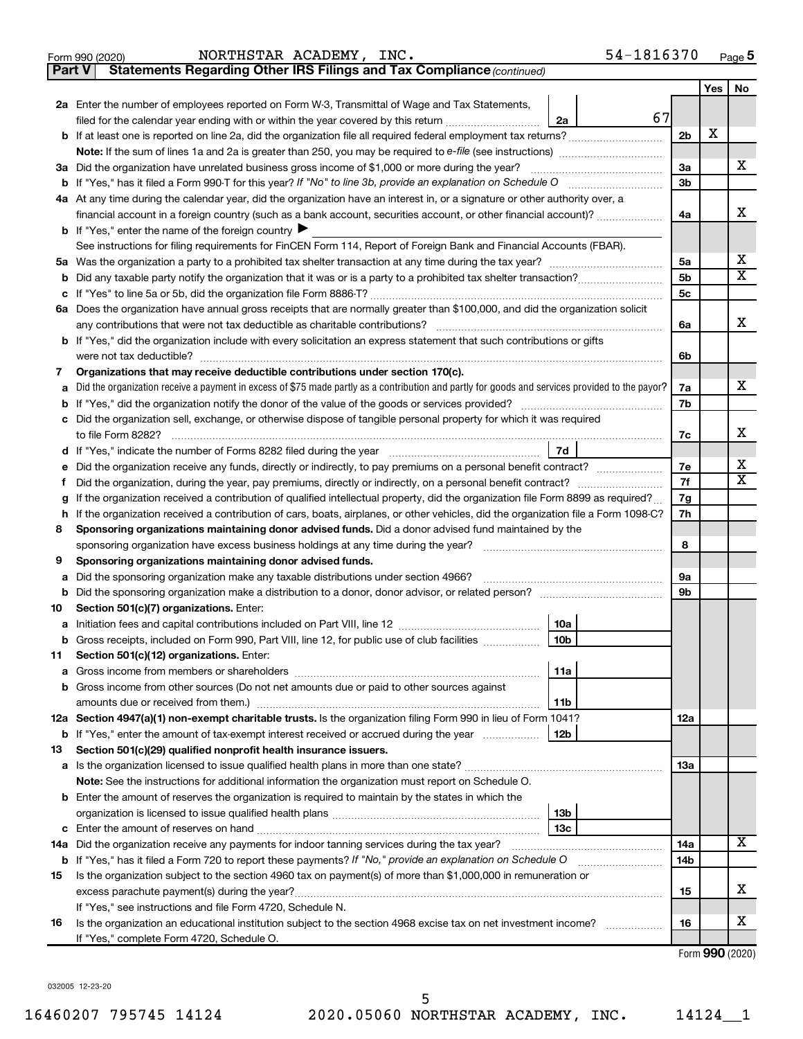Form 990 (2020) NORTHSTAR ACADEMY, INC. 54-1816370 Page 5

**Part V | Statements Regarding Other IRS Filings and Tax Compliance** *(continued)*

| | | | | | Yes | No |
|---|---|---|---|---|---|---|
| **2a** | Enter the number of employees reported on Form W-3, Transmittal of Wage and Tax Statements, filed for the calendar year ending with or within the year covered by this return | 2a | 67 | | | |
| **b** | If at least one is reported on line 2a, did the organization file all required federal employment tax returns? | | | 2b | X | |
| | **Note:** If the sum of lines 1a and 2a is greater than 250, you may be required to *e-file* (see instructions) | | | | | |
| **3a** | Did the organization have unrelated business gross income of $1,000 or more during the year? | | | 3a | | X |
| **b** | If "Yes," has it filed a Form 990-T for this year? *If "No" to line 3b, provide an explanation on Schedule O* | | | 3b | | |
| **4a** | At any time during the calendar year, did the organization have an interest in, or a signature or other authority over, a financial account in a foreign country (such as a bank account, securities account, or other financial account)? | | | 4a | | X |
| **b** | If "Yes," enter the name of the foreign country ▶ | | | | | |
| | See instructions for filing requirements for FinCEN Form 114, Report of Foreign Bank and Financial Accounts (FBAR). | | | | | |
| **5a** | Was the organization a party to a prohibited tax shelter transaction at any time during the tax year? | | | 5a | | X |
| **b** | Did any taxable party notify the organization that it was or is a party to a prohibited tax shelter transaction? | | | 5b | | X |
| **c** | If "Yes" to line 5a or 5b, did the organization file Form 8886-T? | | | 5c | | |
| **6a** | Does the organization have annual gross receipts that are normally greater than $100,000, and did the organization solicit any contributions that were not tax deductible as charitable contributions? | | | 6a | | X |
| **b** | If "Yes," did the organization include with every solicitation an express statement that such contributions or gifts were not tax deductible? | | | 6b | | |
| **7** | **Organizations that may receive deductible contributions under section 170(c).** | | | | | |
| **a** | Did the organization receive a payment in excess of $75 made partly as a contribution and partly for goods and services provided to the payor? | | | 7a | | X |
| **b** | If "Yes," did the organization notify the donor of the value of the goods or services provided? | | | 7b | | |
| **c** | Did the organization sell, exchange, or otherwise dispose of tangible personal property for which it was required to file Form 8282? | | | 7c | | X |
| **d** | If "Yes," indicate the number of Forms 8282 filed during the year | 7d | | | | |
| **e** | Did the organization receive any funds, directly or indirectly, to pay premiums on a personal benefit contract? | | | 7e | | X |
| **f** | Did the organization, during the year, pay premiums, directly or indirectly, on a personal benefit contract? | | | 7f | | X |
| **g** | If the organization received a contribution of qualified intellectual property, did the organization file Form 8899 as required? | | | 7g | | |
| **h** | If the organization received a contribution of cars, boats, airplanes, or other vehicles, did the organization file a Form 1098-C? | | | 7h | | |
| **8** | **Sponsoring organizations maintaining donor advised funds.** Did a donor advised fund maintained by the sponsoring organization have excess business holdings at any time during the year? | | | 8 | | |
| **9** | **Sponsoring organizations maintaining donor advised funds.** | | | | | |
| **a** | Did the sponsoring organization make any taxable distributions under section 4966? | | | 9a | | |
| **b** | Did the sponsoring organization make a distribution to a donor, donor advisor, or related person? | | | 9b | | |
| **10** | **Section 501(c)(7) organizations.** Enter: | | | | | |
| **a** | Initiation fees and capital contributions included on Part VIII, line 12 | 10a | | | | |
| **b** | Gross receipts, included on Form 990, Part VIII, line 12, for public use of club facilities | 10b | | | | |
| **11** | **Section 501(c)(12) organizations.** Enter: | | | | | |
| **a** | Gross income from members or shareholders | 11a | | | | |
| **b** | Gross income from other sources (Do not net amounts due or paid to other sources against amounts due or received from them.) | 11b | | | | |
| **12a** | **Section 4947(a)(1) non-exempt charitable trusts.** Is the organization filing Form 990 in lieu of Form 1041? | | | 12a | | |
| **b** | If "Yes," enter the amount of tax-exempt interest received or accrued during the year | 12b | | | | |
| **13** | **Section 501(c)(29) qualified nonprofit health insurance issuers.** | | | | | |
| **a** | Is the organization licensed to issue qualified health plans in more than one state? | | | 13a | | |
| | **Note:** See the instructions for additional information the organization must report on Schedule O. | | | | | |
| **b** | Enter the amount of reserves the organization is required to maintain by the states in which the organization is licensed to issue qualified health plans | 13b | | | | |
| **c** | Enter the amount of reserves on hand | 13c | | | | |
| **14a** | Did the organization receive any payments for indoor tanning services during the tax year? | | | 14a | | X |
| **b** | If "Yes," has it filed a Form 720 to report these payments? *If "No," provide an explanation on Schedule O* | | | 14b | | |
| **15** | Is the organization subject to the section 4960 tax on payment(s) of more than $1,000,000 in remuneration or excess parachute payment(s) during the year? | | | 15 | | X |
| | If "Yes," see instructions and file Form 4720, Schedule N. | | | | | |
| **16** | Is the organization an educational institution subject to the section 4968 excise tax on net investment income? | | | 16 | | X |
| | If "Yes," complete Form 4720, Schedule O. | | | | | |

Form **990** (2020)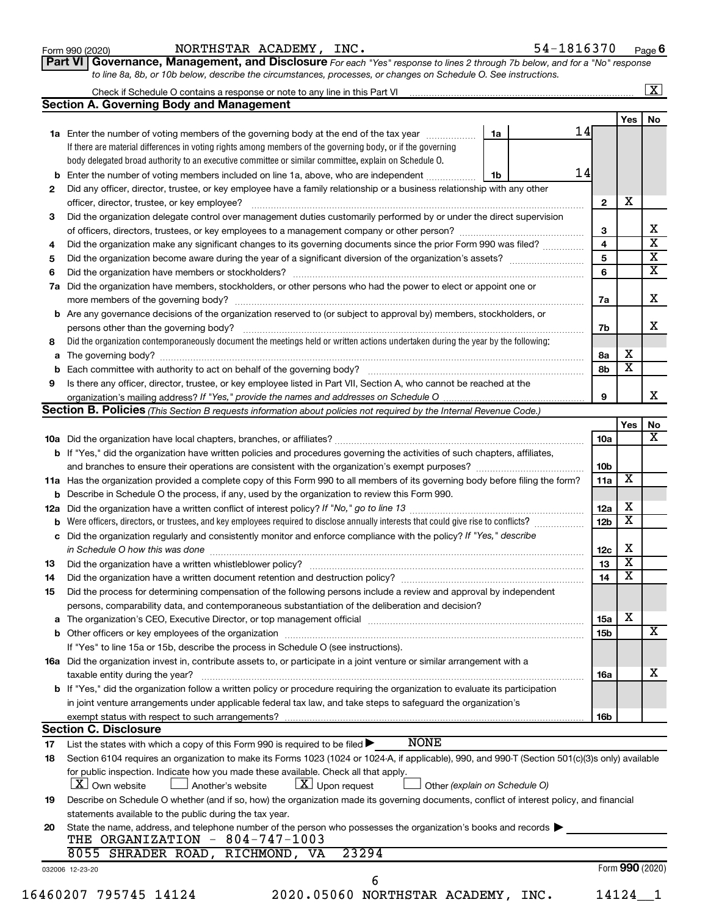Form 990 (2020) NORTHSTAR ACADEMY, INC. 54-1816370 Page 6

**Part VI Governance, Management, and Disclosure** *For each "Yes" response to lines 2 through 7b below, and for a "No" response to line 8a, 8b, or 10b below, describe the circumstances, processes, or changes on Schedule O. See instructions.*

Check if Schedule O contains a response or note to any line in this Part VI ..... [X]

## Section A. Governing Body and Management

| | | | | | Yes | No |
|---|---|---|---|---|---|---|
| **1a** | Enter the number of voting members of the governing body at the end of the tax year. If there are material differences in voting rights among members of the governing body, or if the governing body delegated broad authority to an executive committee or similar committee, explain on Schedule O. | 1a | 14 | | | |
| **b** | Enter the number of voting members included on line 1a, above, who are independent | 1b | 14 | | | |
| **2** | Did any officer, director, trustee, or key employee have a family relationship or a business relationship with any other officer, director, trustee, or key employee? | | | 2 | X | |
| **3** | Did the organization delegate control over management duties customarily performed by or under the direct supervision of officers, directors, trustees, or key employees to a management company or other person? | | | 3 | | X |
| **4** | Did the organization make any significant changes to its governing documents since the prior Form 990 was filed? | | | 4 | | X |
| **5** | Did the organization become aware during the year of a significant diversion of the organization's assets? | | | 5 | | X |
| **6** | Did the organization have members or stockholders? | | | 6 | | X |
| **7a** | Did the organization have members, stockholders, or other persons who had the power to elect or appoint one or more members of the governing body? | | | 7a | | X |
| **b** | Are any governance decisions of the organization reserved to (or subject to approval by) members, stockholders, or persons other than the governing body? | | | 7b | | X |
| **8** | Did the organization contemporaneously document the meetings held or written actions undertaken during the year by the following: | | | | | |
| **a** | The governing body? | | | 8a | X | |
| **b** | Each committee with authority to act on behalf of the governing body? | | | 8b | X | |
| **9** | Is there any officer, director, trustee, or key employee listed in Part VII, Section A, who cannot be reached at the organization's mailing address? *If "Yes," provide the names and addresses on Schedule O* | | | 9 | | X |

## Section B. Policies *(This Section B requests information about policies not required by the Internal Revenue Code.)*

| | | | Yes | No |
|---|---|---|---|---|
| **10a** | Did the organization have local chapters, branches, or affiliates? | 10a | | X |
| **b** | If "Yes," did the organization have written policies and procedures governing the activities of such chapters, affiliates, and branches to ensure their operations are consistent with the organization's exempt purposes? | 10b | | |
| **11a** | Has the organization provided a complete copy of this Form 990 to all members of its governing body before filing the form? | 11a | X | |
| **b** | Describe in Schedule O the process, if any, used by the organization to review this Form 990. | | | |
| **12a** | Did the organization have a written conflict of interest policy? *If "No," go to line 13* | 12a | X | |
| **b** | Were officers, directors, or trustees, and key employees required to disclose annually interests that could give rise to conflicts? | 12b | X | |
| **c** | Did the organization regularly and consistently monitor and enforce compliance with the policy? *If "Yes," describe in Schedule O how this was done* | 12c | X | |
| **13** | Did the organization have a written whistleblower policy? | 13 | X | |
| **14** | Did the organization have a written document retention and destruction policy? | 14 | X | |
| **15** | Did the process for determining compensation of the following persons include a review and approval by independent persons, comparability data, and contemporaneous substantiation of the deliberation and decision? | | | |
| **a** | The organization's CEO, Executive Director, or top management official | 15a | X | |
| **b** | Other officers or key employees of the organization | 15b | | X |
| | If "Yes" to line 15a or 15b, describe the process in Schedule O (see instructions). | | | |
| **16a** | Did the organization invest in, contribute assets to, or participate in a joint venture or similar arrangement with a taxable entity during the year? | 16a | | X |
| **b** | If "Yes," did the organization follow a written policy or procedure requiring the organization to evaluate its participation in joint venture arrangements under applicable federal tax law, and take steps to safeguard the organization's exempt status with respect to such arrangements? | 16b | | |

## Section C. Disclosure

**17** List the states with which a copy of this Form 990 is required to be filed ▶ NONE

**18** Section 6104 requires an organization to make its Forms 1023 (1024 or 1024-A, if applicable), 990, and 990-T (Section 501(c)(3)s only) available for public inspection. Indicate how you made these available. Check all that apply.

[X] Own website [ ] Another's website [X] Upon request [ ] Other *(explain on Schedule O)*

**19** Describe on Schedule O whether (and if so, how) the organization made its governing documents, conflict of interest policy, and financial statements available to the public during the tax year.

**20** State the name, address, and telephone number of the person who possesses the organization's books and records ▶

THE ORGANIZATION - 804-747-1003
8055 SHRADER ROAD, RICHMOND, VA 23294

032006 12-23-20 Form 990 (2020)

16460207 795745 14124 2020.05060 NORTHSTAR ACADEMY, INC. 14124__1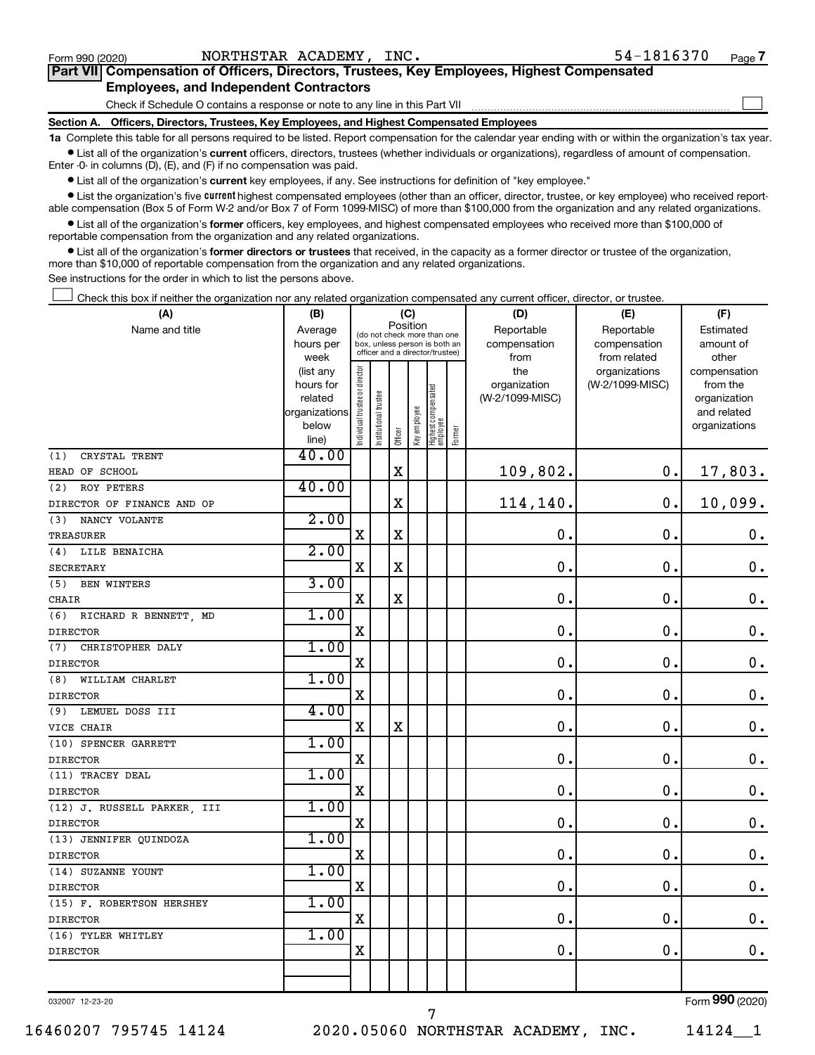Form 990 (2020) NORTHSTAR ACADEMY, INC. 54-1816370 Page 7

## Part VII Compensation of Officers, Directors, Trustees, Key Employees, Highest Compensated Employees, and Independent Contractors

Check if Schedule O contains a response or note to any line in this Part VII ☐

### Section A. Officers, Directors, Trustees, Key Employees, and Highest Compensated Employees

**1a** Complete this table for all persons required to be listed. Report compensation for the calendar year ending with or within the organization's tax year.

- List all of the organization's **current** officers, directors, trustees (whether individuals or organizations), regardless of amount of compensation. Enter -0- in columns (D), (E), and (F) if no compensation was paid.
- List all of the organization's **current** key employees, if any. See instructions for definition of "key employee."
- List the organization's five **current** highest compensated employees (other than an officer, director, trustee, or key employee) who received reportable compensation (Box 5 of Form W-2 and/or Box 7 of Form 1099-MISC) of more than $100,000 from the organization and any related organizations.
- List all of the organization's **former** officers, key employees, and highest compensated employees who received more than $100,000 of reportable compensation from the organization and any related organizations.
- List all of the organization's **former directors or trustees** that received, in the capacity as a former director or trustee of the organization, more than $10,000 of reportable compensation from the organization and any related organizations.

See instructions for the order in which to list the persons above.

☐ Check this box if neither the organization nor any related organization compensated any current officer, director, or trustee.

| (A) Name and title | (B) Average hours per week (list any hours for related organizations below line) | (C) Position: Individual trustee or director | Institutional trustee | Officer | Key employee | Highest compensated employee | Former | (D) Reportable compensation from the organization (W-2/1099-MISC) | (E) Reportable compensation from related organizations (W-2/1099-MISC) | (F) Estimated amount of other compensation from the organization and related organizations |
|---|---|---|---|---|---|---|---|---|---|---|
| (1) CRYSTAL TRENT<br>HEAD OF SCHOOL | 40.00 | | | X | | | | 109,802. | 0. | 17,803. |
| (2) ROY PETERS<br>DIRECTOR OF FINANCE AND OP | 40.00 | | | X | | | | 114,140. | 0. | 10,099. |
| (3) NANCY VOLANTE<br>TREASURER | 2.00 | X | | X | | | | 0. | 0. | 0. |
| (4) LILE BENAICHA<br>SECRETARY | 2.00 | X | | X | | | | 0. | 0. | 0. |
| (5) BEN WINTERS<br>CHAIR | 3.00 | X | | X | | | | 0. | 0. | 0. |
| (6) RICHARD R BENNETT, MD<br>DIRECTOR | 1.00 | X | | | | | | 0. | 0. | 0. |
| (7) CHRISTOPHER DALY<br>DIRECTOR | 1.00 | X | | | | | | 0. | 0. | 0. |
| (8) WILLIAM CHARLET<br>DIRECTOR | 1.00 | X | | | | | | 0. | 0. | 0. |
| (9) LEMUEL DOSS III<br>VICE CHAIR | 4.00 | X | | X | | | | 0. | 0. | 0. |
| (10) SPENCER GARRETT<br>DIRECTOR | 1.00 | X | | | | | | 0. | 0. | 0. |
| (11) TRACEY DEAL<br>DIRECTOR | 1.00 | X | | | | | | 0. | 0. | 0. |
| (12) J. RUSSELL PARKER, III<br>DIRECTOR | 1.00 | X | | | | | | 0. | 0. | 0. |
| (13) JENNIFER QUINDOZA<br>DIRECTOR | 1.00 | X | | | | | | 0. | 0. | 0. |
| (14) SUZANNE YOUNT<br>DIRECTOR | 1.00 | X | | | | | | 0. | 0. | 0. |
| (15) F. ROBERTSON HERSHEY<br>DIRECTOR | 1.00 | X | | | | | | 0. | 0. | 0. |
| (16) TYLER WHITLEY<br>DIRECTOR | 1.00 | X | | | | | | 0. | 0. | 0. |

032007 12-23-20 Form 990 (2020)

16460207 795745 14124 2020.05060 NORTHSTAR ACADEMY, INC. 14124__1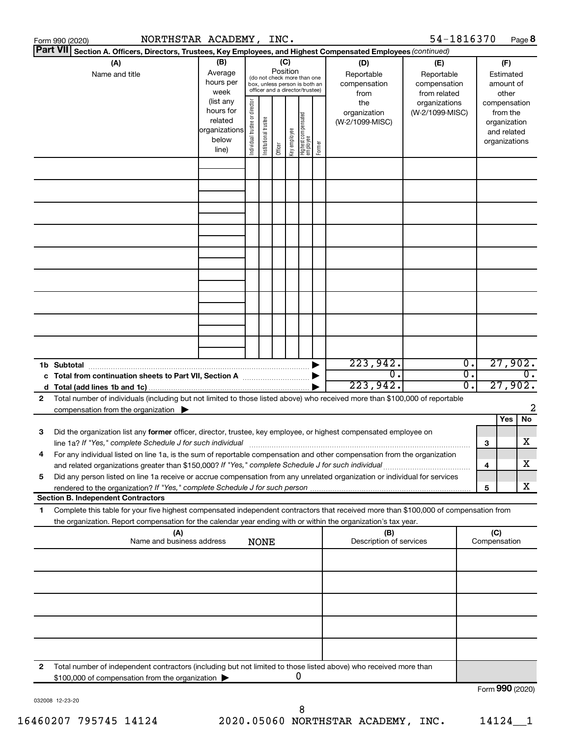Form 990 (2020) NORTHSTAR ACADEMY, INC. 54-1816370 Page 8

**Part VII Section A. Officers, Directors, Trustees, Key Employees, and Highest Compensated Employees** *(continued)*

| (A) Name and title | (B) Average hours per week (list any hours for related organizations below line) | (C) Position (do not check more than one box, unless person is both an officer and a director/trustee): Individual trustee or director | Institutional trustee | Officer | Key employee | Highest compensated employee | Former | (D) Reportable compensation from the organization (W-2/1099-MISC) | (E) Reportable compensation from related organizations (W-2/1099-MISC) | (F) Estimated amount of other compensation from the organization and related organizations |
|---|---|---|---|---|---|---|---|---|---|---|
| | | | | | | | | | | |
| | | | | | | | | | | |
| | | | | | | | | | | |
| | | | | | | | | | | |
| | | | | | | | | | | |
| | | | | | | | | | | |
| | | | | | | | | | | |
| | | | | | | | | | | |
| | | | | | | | | | | |
| **1b Subtotal** | | | | | | | | 223,942. | 0. | 27,902. |
| **c Total from continuation sheets to Part VII, Section A** | | | | | | | | 0. | 0. | 0. |
| **d Total (add lines 1b and 1c)** | | | | | | | | 223,942. | 0. | 27,902. |

**2** Total number of individuals (including but not limited to those listed above) who received more than $100,000 of reportable compensation from the organization ▶ 2

| | | | Yes | No |
|---|---|---|---|---|
| **3** | Did the organization list any **former** officer, director, trustee, key employee, or highest compensated employee on line 1a? *If "Yes," complete Schedule J for such individual* | 3 | | X |
| **4** | For any individual listed on line 1a, is the sum of reportable compensation and other compensation from the organization and related organizations greater than $150,000? *If "Yes," complete Schedule J for such individual* | 4 | | X |
| **5** | Did any person listed on line 1a receive or accrue compensation from any unrelated organization or individual for services rendered to the organization? *If "Yes," complete Schedule J for such person* | 5 | | X |

**Section B. Independent Contractors**

**1** Complete this table for your five highest compensated independent contractors that received more than $100,000 of compensation from the organization. Report compensation for the calendar year ending with or within the organization's tax year.

| (A) Name and business address | (B) Description of services | (C) Compensation |
|---|---|---|
| NONE | | |
| | | |
| | | |
| | | |
| | | |

**2** Total number of independent contractors (including but not limited to those listed above) who received more than $100,000 of compensation from the organization ▶ 0

Form **990** (2020)

032008 12-23-20

16460207 795745 14124 2020.05060 NORTHSTAR ACADEMY, INC. 14124__1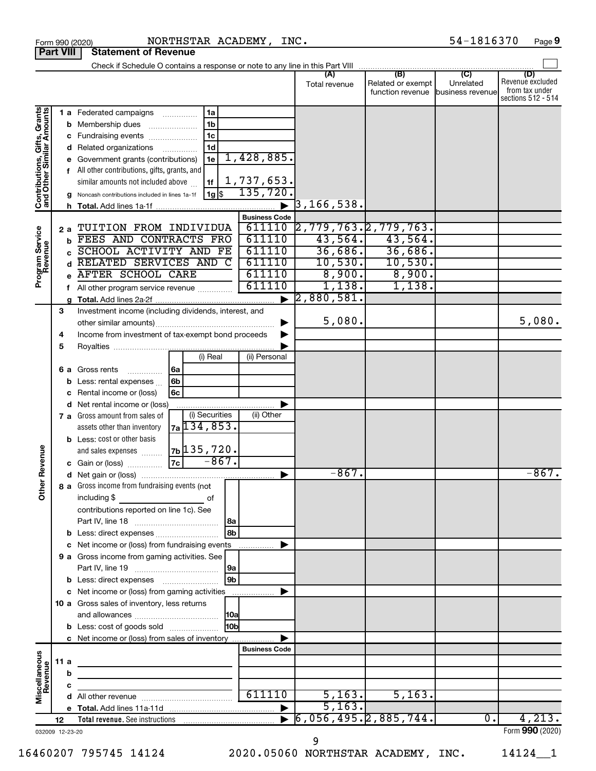Form 990 (2020) NORTHSTAR ACADEMY, INC. 54-1816370 Page **9**

**Part VIII Statement of Revenue**

Check if Schedule O contains a response or note to any line in this Part VIII

| | | | | (A) Total revenue | (B) Related or exempt function revenue | (C) Unrelated business revenue | (D) Revenue excluded from tax under sections 512 - 514 |
|---|---|---|---|---|---|---|---|
| **Contributions, Gifts, Grants and Other Similar Amounts** | 1 a Federated campaigns | 1a | | | | | |
| | b Membership dues | 1b | | | | | |
| | c Fundraising events | 1c | | | | | |
| | d Related organizations | 1d | | | | | |
| | e Government grants (contributions) | 1e | 1,428,885. | | | | |
| | f All other contributions, gifts, grants, and similar amounts not included above | 1f | 1,737,653. | | | | |
| | g Noncash contributions included in lines 1a-1f | 1g $ | 135,720. | | | | |
| | h **Total.** Add lines 1a-1f | | | 3,166,538. | | | |
| | | | **Business Code** | | | | |
| **Program Service Revenue** | 2 a TUITION FROM INDIVIDUA | | 611110 | 2,779,763. | 2,779,763. | | |
| | b FEES AND CONTRACTS FRO | | 611110 | 43,564. | 43,564. | | |
| | c SCHOOL ACTIVITY AND FE | | 611110 | 36,686. | 36,686. | | |
| | d RELATED SERVICES AND C | | 611110 | 10,530. | 10,530. | | |
| | e AFTER SCHOOL CARE | | 611110 | 8,900. | 8,900. | | |
| | f All other program service revenue | | 611110 | 1,138. | 1,138. | | |
| | g **Total.** Add lines 2a-2f | | | 2,880,581. | | | |
| **Other Revenue** | 3 Investment income (including dividends, interest, and other similar amounts) | | | 5,080. | | | 5,080. |
| | 4 Income from investment of tax-exempt bond proceeds | | | | | | |
| | 5 Royalties | | | | | | |
| | | (i) Real | (ii) Personal | | | | |
| | 6 a Gross rents 6a | | | | | | |
| | b Less: rental expenses 6b | | | | | | |
| | c Rental income or (loss) 6c | | | | | | |
| | d Net rental income or (loss) | | | | | | |
| | | (i) Securities | (ii) Other | | | | |
| | 7 a Gross amount from sales of assets other than inventory 7a | 134,853. | | | | | |
| | b Less: cost or other basis and sales expenses 7b | 135,720. | | | | | |
| | c Gain or (loss) 7c | -867. | | | | | |
| | d Net gain or (loss) | | | -867. | | | -867. |
| | 8 a Gross income from fundraising events (not including $ of contributions reported on line 1c). See Part IV, line 18 | 8a | | | | | |
| | b Less: direct expenses | 8b | | | | | |
| | c Net income or (loss) from fundraising events | | | | | | |
| | 9 a Gross income from gaming activities. See Part IV, line 19 | 9a | | | | | |
| | b Less: direct expenses | 9b | | | | | |
| | c Net income or (loss) from gaming activities | | | | | | |
| | 10 a Gross sales of inventory, less returns and allowances | 10a | | | | | |
| | b Less: cost of goods sold | 10b | | | | | |
| | c Net income or (loss) from sales of inventory | | | | | | |
| | | | **Business Code** | | | | |
| **Miscellaneous Revenue** | 11 a | | | | | | |
| | b | | | | | | |
| | c | | | | | | |
| | d All other revenue | | 611110 | 5,163. | 5,163. | | |
| | e **Total.** Add lines 11a-11d | | | 5,163. | | | |
| | 12 **Total revenue.** See instructions | | | 6,056,495. | 2,885,744. | 0. | 4,213. |

032009 12-23-20 Form **990** (2020)

16460207 795745 14124 2020.05060 NORTHSTAR ACADEMY, INC. 14124__1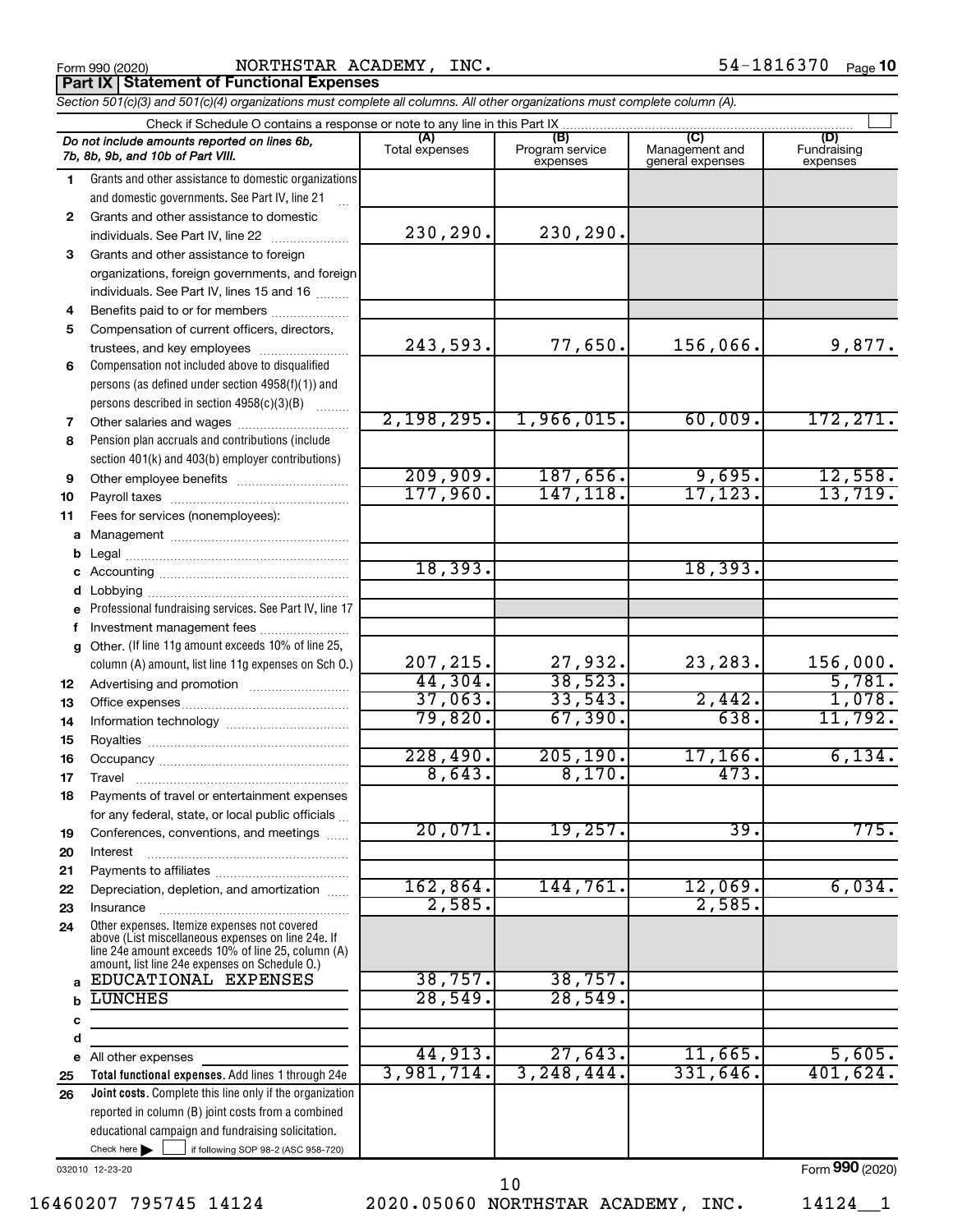Form 990 (2020) NORTHSTAR ACADEMY, INC. 54-1816370 Page **10**

## Part IX | Statement of Functional Expenses

*Section 501(c)(3) and 501(c)(4) organizations must complete all columns. All other organizations must complete column (A).*

Check if Schedule O contains a response or note to any line in this Part IX

| *Do not include amounts reported on lines 6b, 7b, 8b, 9b, and 10b of Part VIII.* | (A) Total expenses | (B) Program service expenses | (C) Management and general expenses | (D) Fundraising expenses |
|---|---|---|---|---|
| **1** Grants and other assistance to domestic organizations and domestic governments. See Part IV, line 21 | | | | |
| **2** Grants and other assistance to domestic individuals. See Part IV, line 22 | 230,290. | 230,290. | | |
| **3** Grants and other assistance to foreign organizations, foreign governments, and foreign individuals. See Part IV, lines 15 and 16 | | | | |
| **4** Benefits paid to or for members | | | | |
| **5** Compensation of current officers, directors, trustees, and key employees | 243,593. | 77,650. | 156,066. | 9,877. |
| **6** Compensation not included above to disqualified persons (as defined under section 4958(f)(1)) and persons described in section 4958(c)(3)(B) | | | | |
| **7** Other salaries and wages | 2,198,295. | 1,966,015. | 60,009. | 172,271. |
| **8** Pension plan accruals and contributions (include section 401(k) and 403(b) employer contributions) | | | | |
| **9** Other employee benefits | 209,909. | 187,656. | 9,695. | 12,558. |
| **10** Payroll taxes | 177,960. | 147,118. | 17,123. | 13,719. |
| **11** Fees for services (nonemployees): | | | | |
| **a** Management | | | | |
| **b** Legal | | | | |
| **c** Accounting | 18,393. | | 18,393. | |
| **d** Lobbying | | | | |
| **e** Professional fundraising services. See Part IV, line 17 | | | | |
| **f** Investment management fees | | | | |
| **g** Other. (If line 11g amount exceeds 10% of line 25, column (A) amount, list line 11g expenses on Sch O.) | 207,215. | 27,932. | 23,283. | 156,000. |
| **12** Advertising and promotion | 44,304. | 38,523. | | 5,781. |
| **13** Office expenses | 37,063. | 33,543. | 2,442. | 1,078. |
| **14** Information technology | 79,820. | 67,390. | 638. | 11,792. |
| **15** Royalties | | | | |
| **16** Occupancy | 228,490. | 205,190. | 17,166. | 6,134. |
| **17** Travel | 8,643. | 8,170. | 473. | |
| **18** Payments of travel or entertainment expenses for any federal, state, or local public officials | | | | |
| **19** Conferences, conventions, and meetings | 20,071. | 19,257. | 39. | 775. |
| **20** Interest | | | | |
| **21** Payments to affiliates | | | | |
| **22** Depreciation, depletion, and amortization | 162,864. | 144,761. | 12,069. | 6,034. |
| **23** Insurance | 2,585. | | 2,585. | |
| **24** Other expenses. Itemize expenses not covered above (List miscellaneous expenses on line 24e. If line 24e amount exceeds 10% of line 25, column (A) amount, list line 24e expenses on Schedule O.) | | | | |
| **a** EDUCATIONAL EXPENSES | 38,757. | 38,757. | | |
| **b** LUNCHES | 28,549. | 28,549. | | |
| **c** | | | | |
| **d** | | | | |
| **e** All other expenses | 44,913. | 27,643. | 11,665. | 5,605. |
| **25 Total functional expenses.** Add lines 1 through 24e | 3,981,714. | 3,248,444. | 331,646. | 401,624. |
| **26 Joint costs.** Complete this line only if the organization reported in column (B) joint costs from a combined educational campaign and fundraising solicitation. Check here ☐ if following SOP 98-2 (ASC 958-720) | | | | |

032010 12-23-20 Form **990** (2020)

16460207 795745 14124 2020.05060 NORTHSTAR ACADEMY, INC. 14124__1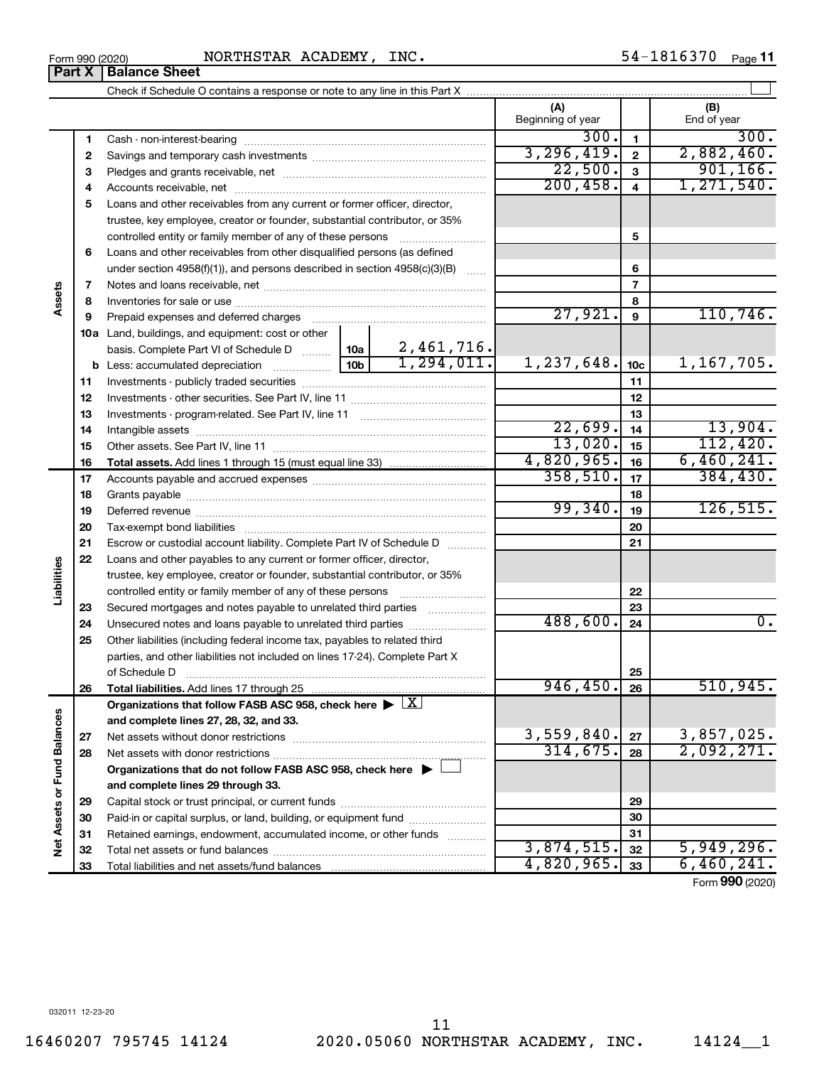Form 990 (2020) NORTHSTAR ACADEMY, INC. 54-1816370

## Part X Balance Sheet

Check if Schedule O contains a response or note to any line in this Part X

| | | | | (A) Beginning of year | | (B) End of year |
|---|---|---|---|---|---|---|
| Assets | 1 | Cash - non-interest-bearing | | 300. | 1 | 300. |
| | 2 | Savings and temporary cash investments | | 3,296,419. | 2 | 2,882,460. |
| | 3 | Pledges and grants receivable, net | | 22,500. | 3 | 901,166. |
| | 4 | Accounts receivable, net | | 200,458. | 4 | 1,271,540. |
| | 5 | Loans and other receivables from any current or former officer, director, trustee, key employee, creator or founder, substantial contributor, or 35% controlled entity or family member of any of these persons | | | 5 | |
| | 6 | Loans and other receivables from other disqualified persons (as defined under section 4958(f)(1)), and persons described in section 4958(c)(3)(B) | | | 6 | |
| | 7 | Notes and loans receivable, net | | | 7 | |
| | 8 | Inventories for sale or use | | | 8 | |
| | 9 | Prepaid expenses and deferred charges | | 27,921. | 9 | 110,746. |
| | 10a | Land, buildings, and equipment: cost or other basis. Complete Part VI of Schedule D | 10a 2,461,716. | | | |
| | b | Less: accumulated depreciation | 10b 1,294,011. | 1,237,648. | 10c | 1,167,705. |
| | 11 | Investments - publicly traded securities | | | 11 | |
| | 12 | Investments - other securities. See Part IV, line 11 | | | 12 | |
| | 13 | Investments - program-related. See Part IV, line 11 | | | 13 | |
| | 14 | Intangible assets | | 22,699. | 14 | 13,904. |
| | 15 | Other assets. See Part IV, line 11 | | 13,020. | 15 | 112,420. |
| | 16 | **Total assets.** Add lines 1 through 15 (must equal line 33) | | 4,820,965. | 16 | 6,460,241. |
| Liabilities | 17 | Accounts payable and accrued expenses | | 358,510. | 17 | 384,430. |
| | 18 | Grants payable | | | 18 | |
| | 19 | Deferred revenue | | 99,340. | 19 | 126,515. |
| | 20 | Tax-exempt bond liabilities | | | 20 | |
| | 21 | Escrow or custodial account liability. Complete Part IV of Schedule D | | | 21 | |
| | 22 | Loans and other payables to any current or former officer, director, trustee, key employee, creator or founder, substantial contributor, or 35% controlled entity or family member of any of these persons | | | 22 | |
| | 23 | Secured mortgages and notes payable to unrelated third parties | | | 23 | |
| | 24 | Unsecured notes and loans payable to unrelated third parties | | 488,600. | 24 | 0. |
| | 25 | Other liabilities (including federal income tax, payables to related third parties, and other liabilities not included on lines 17-24). Complete Part X of Schedule D | | | 25 | |
| | 26 | **Total liabilities.** Add lines 17 through 25 | | 946,450. | 26 | 510,945. |
| Net Assets or Fund Balances | | **Organizations that follow FASB ASC 958, check here** [X] **and complete lines 27, 28, 32, and 33.** | | | | |
| | 27 | Net assets without donor restrictions | | 3,559,840. | 27 | 3,857,025. |
| | 28 | Net assets with donor restrictions | | 314,675. | 28 | 2,092,271. |
| | | **Organizations that do not follow FASB ASC 958, check here** [ ] **and complete lines 29 through 33.** | | | | |
| | 29 | Capital stock or trust principal, or current funds | | | 29 | |
| | 30 | Paid-in or capital surplus, or land, building, or equipment fund | | | 30 | |
| | 31 | Retained earnings, endowment, accumulated income, or other funds | | | 31 | |
| | 32 | Total net assets or fund balances | | 3,874,515. | 32 | 5,949,296. |
| | 33 | Total liabilities and net assets/fund balances | | 4,820,965. | 33 | 6,460,241. |

Form **990** (2020)

032011 12-23-20

16460207 795745 14124 2020.05060 NORTHSTAR ACADEMY, INC. 14124__1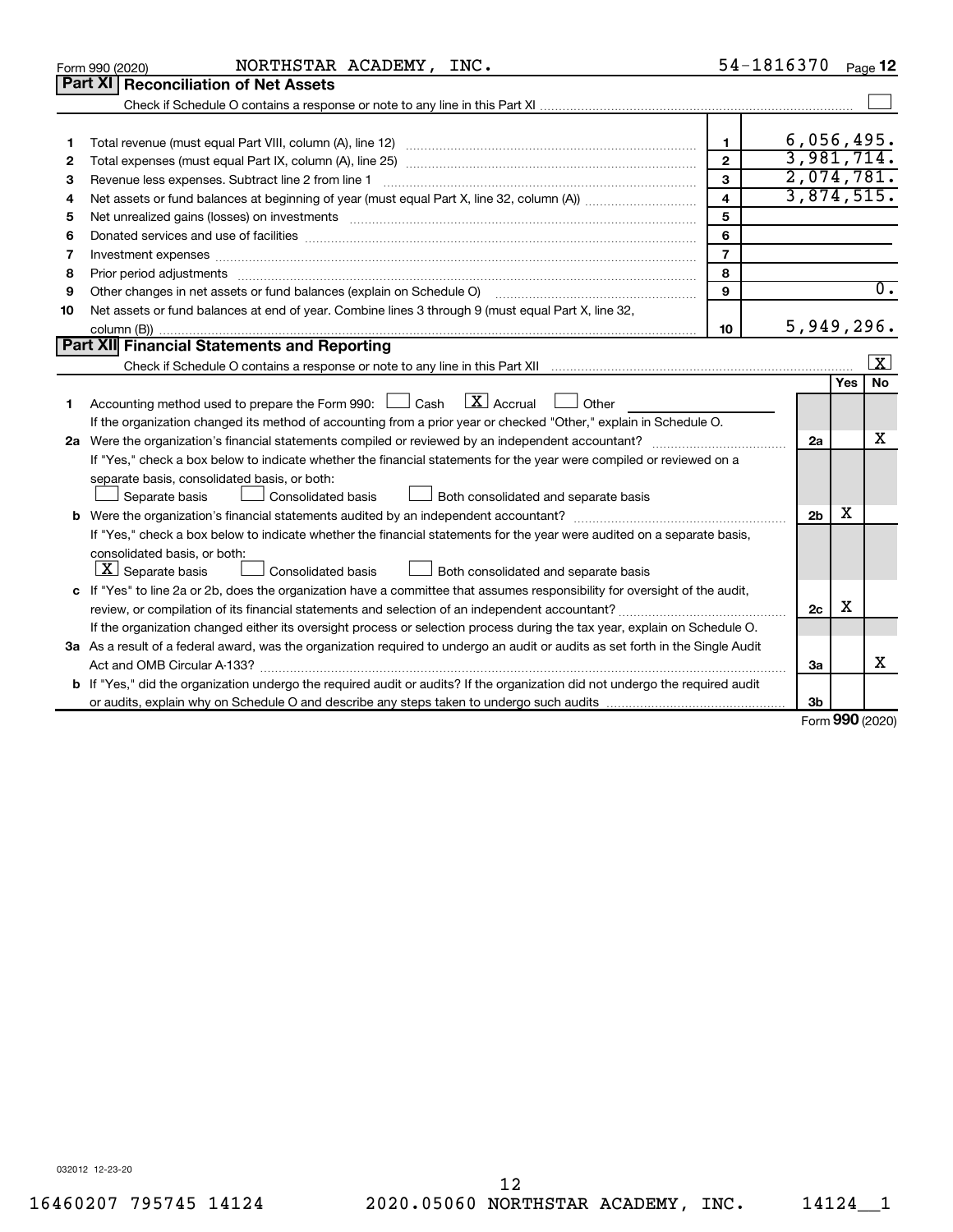Form 990 (2020) NORTHSTAR ACADEMY, INC. 54-1816370 Page 12

## Part XI Reconciliation of Net Assets

Check if Schedule O contains a response or note to any line in this Part XI ☐

| | | | |
|---|---|---|---|
| 1 | Total revenue (must equal Part VIII, column (A), line 12) | 1 | 6,056,495. |
| 2 | Total expenses (must equal Part IX, column (A), line 25) | 2 | 3,981,714. |
| 3 | Revenue less expenses. Subtract line 2 from line 1 | 3 | 2,074,781. |
| 4 | Net assets or fund balances at beginning of year (must equal Part X, line 32, column (A)) | 4 | 3,874,515. |
| 5 | Net unrealized gains (losses) on investments | 5 | |
| 6 | Donated services and use of facilities | 6 | |
| 7 | Investment expenses | 7 | |
| 8 | Prior period adjustments | 8 | |
| 9 | Other changes in net assets or fund balances (explain on Schedule O) | 9 | 0. |
| 10 | Net assets or fund balances at end of year. Combine lines 3 through 9 (must equal Part X, line 32, column (B)) | 10 | 5,949,296. |

## Part XII Financial Statements and Reporting

Check if Schedule O contains a response or note to any line in this Part XII ☒

| | | | Yes | No |
|---|---|---|---|---|
| 1 | Accounting method used to prepare the Form 990: ☐ Cash ☒ Accrual ☐ Other<br>If the organization changed its method of accounting from a prior year or checked "Other," explain in Schedule O. | | | |
| 2a | Were the organization's financial statements compiled or reviewed by an independent accountant?<br>If "Yes," check a box below to indicate whether the financial statements for the year were compiled or reviewed on a separate basis, consolidated basis, or both:<br>☐ Separate basis ☐ Consolidated basis ☐ Both consolidated and separate basis | 2a | | X |
| b | Were the organization's financial statements audited by an independent accountant?<br>If "Yes," check a box below to indicate whether the financial statements for the year were audited on a separate basis, consolidated basis, or both:<br>☒ Separate basis ☐ Consolidated basis ☐ Both consolidated and separate basis | 2b | X | |
| c | If "Yes" to line 2a or 2b, does the organization have a committee that assumes responsibility for oversight of the audit, review, or compilation of its financial statements and selection of an independent accountant?<br>If the organization changed either its oversight process or selection process during the tax year, explain on Schedule O. | 2c | X | |
| 3a | As a result of a federal award, was the organization required to undergo an audit or audits as set forth in the Single Audit Act and OMB Circular A-133? | 3a | | X |
| b | If "Yes," did the organization undergo the required audit or audits? If the organization did not undergo the required audit or audits, explain why on Schedule O and describe any steps taken to undergo such audits | 3b | | |

Form 990 (2020)

032012 12-23-20

16460207 795745 14124 2020.05060 NORTHSTAR ACADEMY, INC. 14124__1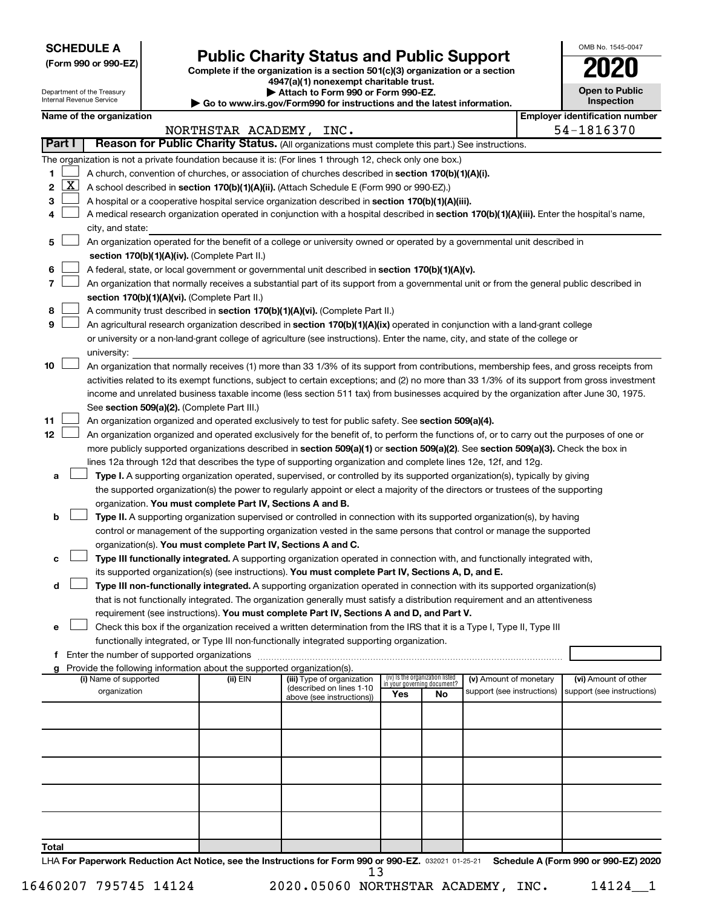**SCHEDULE A**
**(Form 990 or 990-EZ)**

Department of the Treasury
Internal Revenue Service

# Public Charity Status and Public Support

**Complete if the organization is a section 501(c)(3) organization or a section 4947(a)(1) nonexempt charitable trust.**
**▶ Attach to Form 990 or Form 990-EZ.**
**▶ Go to www.irs.gov/Form990 for instructions and the latest information.**

OMB No. 1545-0047
**2020**
**Open to Public Inspection**

**Name of the organization:** NORTHSTAR ACADEMY, INC.
**Employer identification number:** 54-1816370

## Part I Reason for Public Charity Status. (All organizations must complete this part.) See instructions.

The organization is not a private foundation because it is: (For lines 1 through 12, check only one box.)

1. [ ] A church, convention of churches, or association of churches described in **section 170(b)(1)(A)(i).**
2. [X] A school described in **section 170(b)(1)(A)(ii).** (Attach Schedule E (Form 990 or 990-EZ).)
3. [ ] A hospital or a cooperative hospital service organization described in **section 170(b)(1)(A)(iii).**
4. [ ] A medical research organization operated in conjunction with a hospital described in **section 170(b)(1)(A)(iii).** Enter the hospital's name, city, and state:
5. [ ] An organization operated for the benefit of a college or university owned or operated by a governmental unit described in **section 170(b)(1)(A)(iv).** (Complete Part II.)
6. [ ] A federal, state, or local government or governmental unit described in **section 170(b)(1)(A)(v).**
7. [ ] An organization that normally receives a substantial part of its support from a governmental unit or from the general public described in **section 170(b)(1)(A)(vi).** (Complete Part II.)
8. [ ] A community trust described in **section 170(b)(1)(A)(vi).** (Complete Part II.)
9. [ ] An agricultural research organization described in **section 170(b)(1)(A)(ix)** operated in conjunction with a land-grant college or university or a non-land-grant college of agriculture (see instructions). Enter the name, city, and state of the college or university:
10. [ ] An organization that normally receives (1) more than 33 1/3% of its support from contributions, membership fees, and gross receipts from activities related to its exempt functions, subject to certain exceptions; and (2) no more than 33 1/3% of its support from gross investment income and unrelated business taxable income (less section 511 tax) from businesses acquired by the organization after June 30, 1975. See **section 509(a)(2).** (Complete Part III.)
11. [ ] An organization organized and operated exclusively to test for public safety. See **section 509(a)(4).**
12. [ ] An organization organized and operated exclusively for the benefit of, to perform the functions of, or to carry out the purposes of one or more publicly supported organizations described in **section 509(a)(1)** or **section 509(a)(2).** See **section 509(a)(3).** Check the box in lines 12a through 12d that describes the type of supporting organization and complete lines 12e, 12f, and 12g.
   - **a** [ ] **Type I.** A supporting organization operated, supervised, or controlled by its supported organization(s), typically by giving the supported organization(s) the power to regularly appoint or elect a majority of the directors or trustees of the supporting organization. **You must complete Part IV, Sections A and B.**
   - **b** [ ] **Type II.** A supporting organization supervised or controlled in connection with its supported organization(s), by having control or management of the supporting organization vested in the same persons that control or manage the supported organization(s). **You must complete Part IV, Sections A and C.**
   - **c** [ ] **Type III functionally integrated.** A supporting organization operated in connection with, and functionally integrated with, its supported organization(s) (see instructions). **You must complete Part IV, Sections A, D, and E.**
   - **d** [ ] **Type III non-functionally integrated.** A supporting organization operated in connection with its supported organization(s) that is not functionally integrated. The organization generally must satisfy a distribution requirement and an attentiveness requirement (see instructions). **You must complete Part IV, Sections A and D, and Part V.**
   - **e** [ ] Check this box if the organization received a written determination from the IRS that it is a Type I, Type II, Type III functionally integrated, or Type III non-functionally integrated supporting organization.
   - **f** Enter the number of supported organizations
   - **g** Provide the following information about the supported organization(s).

| (i) Name of supported organization | (ii) EIN | (iii) Type of organization (described on lines 1-10 above (see instructions)) | (iv) Is the organization listed in your governing document? Yes | No | (v) Amount of monetary support (see instructions) | (vi) Amount of other support (see instructions) |
|---|---|---|---|---|---|---|
| | | | | | | |
| | | | | | | |
| | | | | | | |
| | | | | | | |
| | | | | | | |
| **Total** | | | | | | |

LHA **For Paperwork Reduction Act Notice, see the Instructions for Form 990 or 990-EZ.** 032021 01-25-21 **Schedule A (Form 990 or 990-EZ) 2020**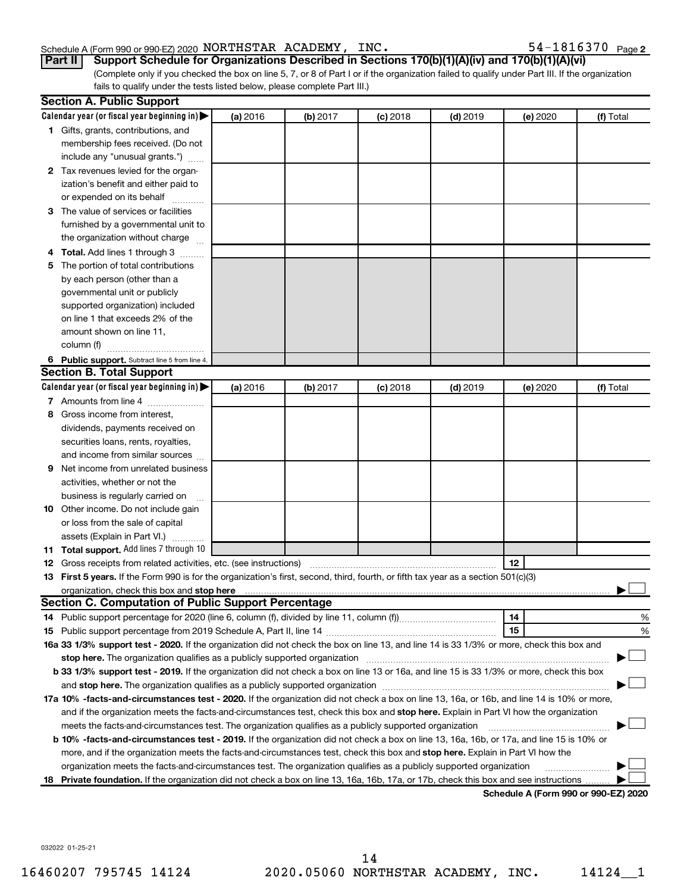Schedule A (Form 990 or 990-EZ) 2020 NORTHSTAR ACADEMY, INC. 54-1816370 Page 2

**Part II** **Support Schedule for Organizations Described in Sections 170(b)(1)(A)(iv) and 170(b)(1)(A)(vi)**

(Complete only if you checked the box on line 5, 7, or 8 of Part I or if the organization failed to qualify under Part III. If the organization fails to qualify under the tests listed below, please complete Part III.)

## Section A. Public Support

| Calendar year (or fiscal year beginning in) ▶ | (a) 2016 | (b) 2017 | (c) 2018 | (d) 2019 | (e) 2020 | (f) Total |
|---|---|---|---|---|---|---|
| **1** Gifts, grants, contributions, and membership fees received. (Do not include any "unusual grants.") | | | | | | |
| **2** Tax revenues levied for the organization's benefit and either paid to or expended on its behalf | | | | | | |
| **3** The value of services or facilities furnished by a governmental unit to the organization without charge | | | | | | |
| **4 Total.** Add lines 1 through 3 | | | | | | |
| **5** The portion of total contributions by each person (other than a governmental unit or publicly supported organization) included on line 1 that exceeds 2% of the amount shown on line 11, column (f) | | | | | | |
| **6 Public support.** Subtract line 5 from line 4. | | | | | | |

## Section B. Total Support

| Calendar year (or fiscal year beginning in) ▶ | (a) 2016 | (b) 2017 | (c) 2018 | (d) 2019 | (e) 2020 | (f) Total |
|---|---|---|---|---|---|---|
| **7** Amounts from line 4 | | | | | | |
| **8** Gross income from interest, dividends, payments received on securities loans, rents, royalties, and income from similar sources | | | | | | |
| **9** Net income from unrelated business activities, whether or not the business is regularly carried on | | | | | | |
| **10** Other income. Do not include gain or loss from the sale of capital assets (Explain in Part VI.) | | | | | | |
| **11 Total support.** Add lines 7 through 10 | | | | | | |

**12** Gross receipts from related activities, etc. (see instructions) | **12** |

**13 First 5 years.** If the Form 990 is for the organization's first, second, third, fourth, or fifth tax year as a 501(c)(3) organization, check this box and **stop here** ▶ ☐

## Section C. Computation of Public Support Percentage

**14** Public support percentage for 2020 (line 6, column (f), divided by line 11, column (f)) | **14** | %

**15** Public support percentage from 2019 Schedule A, Part II, line 14 | **15** | %

**16a 33 1/3% support test - 2020.** If the organization did not check the box on line 13, and line 14 is 33 1/3% or more, check this box and **stop here.** The organization qualifies as a publicly supported organization ▶ ☐

**b 33 1/3% support test - 2019.** If the organization did not check a box on line 13 or 16a, and line 15 is 33 1/3% or more, check this box and **stop here.** The organization qualifies as a publicly supported organization ▶ ☐

**17a 10% -facts-and-circumstances test - 2020.** If the organization did not check a box on line 13, 16a, or 16b, and line 14 is 10% or more, and if the organization meets the facts-and-circumstances test, check this box and **stop here.** Explain in Part VI how the organization meets the facts-and-circumstances test. The organization qualifies as a publicly supported organization ▶ ☐

**b 10% -facts-and-circumstances test - 2019.** If the organization did not check a box on line 13, 16a, 16b, or 17a, and line 15 is 10% or more, and if the organization meets the facts-and-circumstances test, check this box and **stop here.** Explain in Part VI how the organization meets the facts-and-circumstances test. The organization qualifies as a publicly supported organization ▶ ☐

**18 Private foundation.** If the organization did not check a box on line 13, 16a, 16b, 17a, or 17b, check this box and see instructions ▶ ☐

**Schedule A (Form 990 or 990-EZ) 2020**

032022 01-25-21

16460207 795745 14124 2020.05060 NORTHSTAR ACADEMY, INC. 14124__1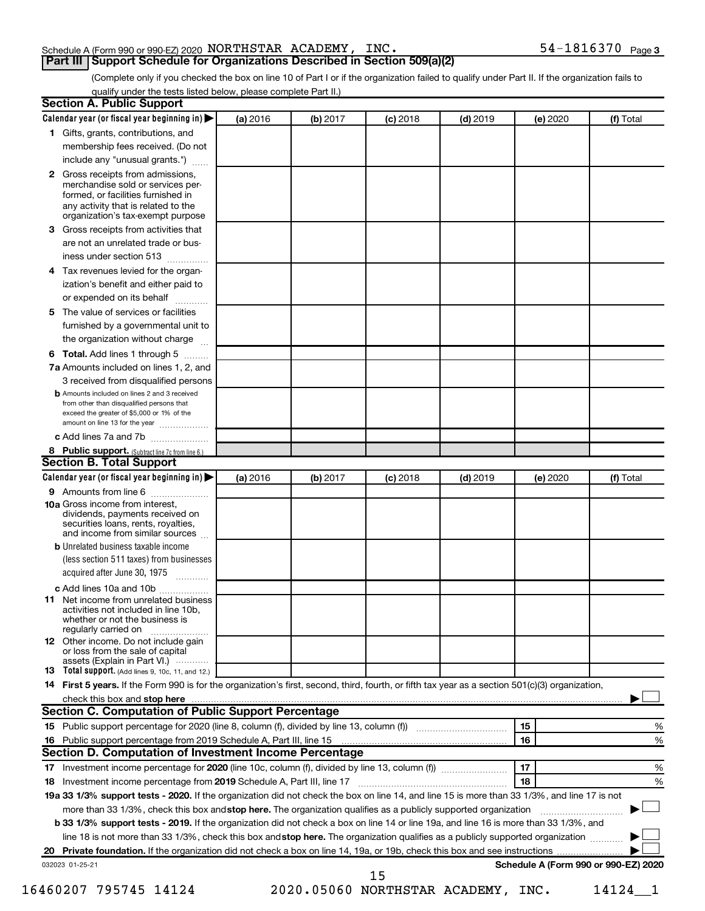Schedule A (Form 990 or 990-EZ) 2020 NORTHSTAR ACADEMY, INC. 54-1816370 Page 3

## Part III Support Schedule for Organizations Described in Section 509(a)(2)

(Complete only if you checked the box on line 10 of Part I or if the organization failed to qualify under Part II. If the organization fails to qualify under the tests listed below, please complete Part II.)

### Section A. Public Support

| Calendar year (or fiscal year beginning in) ▶ | (a) 2016 | (b) 2017 | (c) 2018 | (d) 2019 | (e) 2020 | (f) Total |
|---|---|---|---|---|---|---|
| 1 Gifts, grants, contributions, and membership fees received. (Do not include any "unusual grants.") | | | | | | |
| 2 Gross receipts from admissions, merchandise sold or services performed, or facilities furnished in any activity that is related to the organization's tax-exempt purpose | | | | | | |
| 3 Gross receipts from activities that are not an unrelated trade or business under section 513 | | | | | | |
| 4 Tax revenues levied for the organization's benefit and either paid to or expended on its behalf | | | | | | |
| 5 The value of services or facilities furnished by a governmental unit to the organization without charge | | | | | | |
| 6 **Total.** Add lines 1 through 5 | | | | | | |
| 7a Amounts included on lines 1, 2, and 3 received from disqualified persons | | | | | | |
| b Amounts included on lines 2 and 3 received from other than disqualified persons that exceed the greater of $5,000 or 1% of the amount on line 13 for the year | | | | | | |
| c Add lines 7a and 7b | | | | | | |
| 8 **Public support.** (Subtract line 7c from line 6.) | | | | | | |

### Section B. Total Support

| Calendar year (or fiscal year beginning in) ▶ | (a) 2016 | (b) 2017 | (c) 2018 | (d) 2019 | (e) 2020 | (f) Total |
|---|---|---|---|---|---|---|
| 9 Amounts from line 6 | | | | | | |
| 10a Gross income from interest, dividends, payments received on securities loans, rents, royalties, and income from similar sources | | | | | | |
| b Unrelated business taxable income (less section 511 taxes) from businesses acquired after June 30, 1975 | | | | | | |
| c Add lines 10a and 10b | | | | | | |
| 11 Net income from unrelated business activities not included in line 10b, whether or not the business is regularly carried on | | | | | | |
| 12 Other income. Do not include gain or loss from the sale of capital assets (Explain in Part VI.) | | | | | | |
| 13 **Total support.** (Add lines 9, 10c, 11, and 12.) | | | | | | |

**14 First 5 years.** If the Form 990 is for the organization's first, second, third, fourth, or fifth tax year as a section 501(c)(3) organization, check this box and **stop here** ▶ ☐

### Section C. Computation of Public Support Percentage

| | | |
|---|---|---|
| 15 Public support percentage for 2020 (line 8, column (f), divided by line 13, column (f)) | 15 | % |
| 16 Public support percentage from 2019 Schedule A, Part III, line 15 | 16 | % |

### Section D. Computation of Investment Income Percentage

| | | |
|---|---|---|
| 17 Investment income percentage for **2020** (line 10c, column (f), divided by line 13, column (f)) | 17 | % |
| 18 Investment income percentage from **2019** Schedule A, Part III, line 17 | 18 | % |

**19a 33 1/3% support tests - 2020.** If the organization did not check the box on line 14, and line 15 is more than 33 1/3%, and line 17 is not more than 33 1/3%, check this box and **stop here.** The organization qualifies as a publicly supported organization ▶ ☐

**b 33 1/3% support tests - 2019.** If the organization did not check a box on line 14 or line 19a, and line 16 is more than 33 1/3%, and line 18 is not more than 33 1/3%, check this box and **stop here.** The organization qualifies as a publicly supported organization ▶ ☐

**20 Private foundation.** If the organization did not check a box on line 14, 19a, or 19b, check this box and see instructions ▶ ☐

032023 01-25-21 **Schedule A (Form 990 or 990-EZ) 2020**

16460207 795745 14124 2020.05060 NORTHSTAR ACADEMY, INC. 14124__1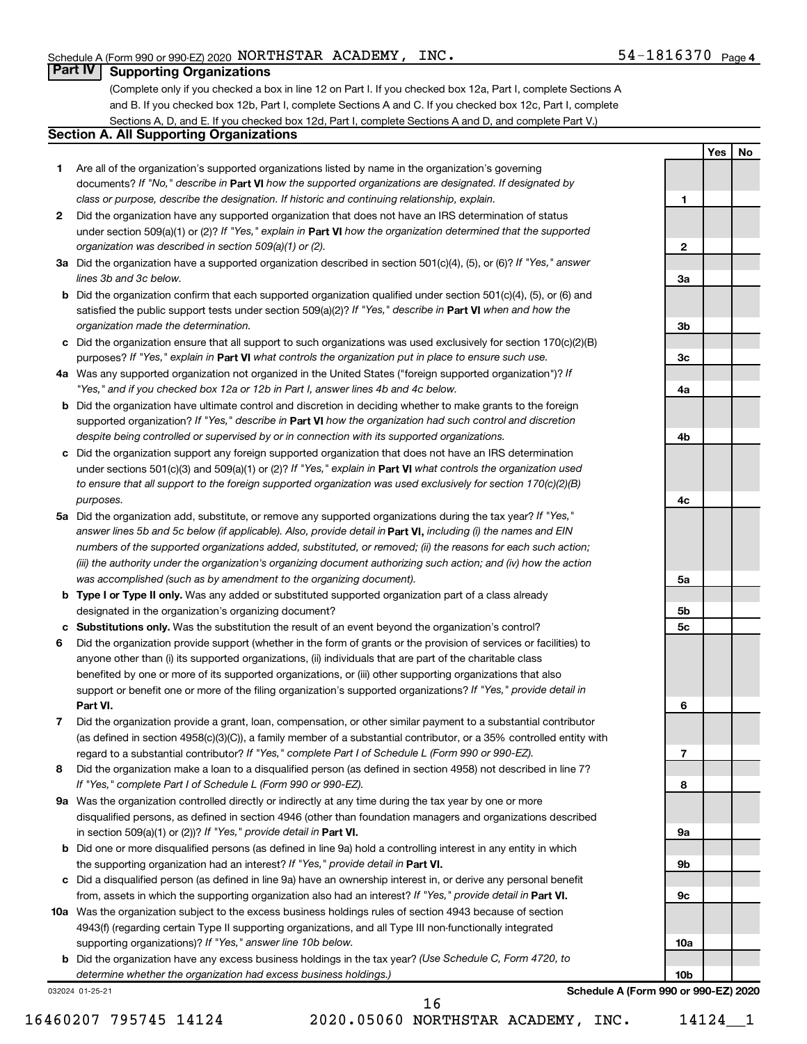Schedule A (Form 990 or 990-EZ) 2020 NORTHSTAR ACADEMY, INC. 54-1816370 Page 4

## Part IV Supporting Organizations

(Complete only if you checked a box in line 12 on Part I. If you checked box 12a, Part I, complete Sections A and B. If you checked box 12b, Part I, complete Sections A and C. If you checked box 12c, Part I, complete Sections A, D, and E. If you checked box 12d, Part I, complete Sections A and D, and complete Part V.)

### Section A. All Supporting Organizations

| | | | Yes | No |
|---|---|---|---|---|
| **1** | Are all of the organization's supported organizations listed by name in the organization's governing documents? *If "No," describe in* **Part VI** *how the supported organizations are designated. If designated by class or purpose, describe the designation. If historic and continuing relationship, explain.* | **1** | | |
| **2** | Did the organization have any supported organization that does not have an IRS determination of status under section 509(a)(1) or (2)? *If "Yes," explain in* **Part VI** *how the organization determined that the supported organization was described in section 509(a)(1) or (2).* | **2** | | |
| **3a** | Did the organization have a supported organization described in section 501(c)(4), (5), or (6)? *If "Yes," answer lines 3b and 3c below.* | **3a** | | |
| **b** | Did the organization confirm that each supported organization qualified under section 501(c)(4), (5), or (6) and satisfied the public support tests under section 509(a)(2)? *If "Yes," describe in* **Part VI** *when and how the organization made the determination.* | **3b** | | |
| **c** | Did the organization ensure that all support to such organizations was used exclusively for section 170(c)(2)(B) purposes? *If "Yes," explain in* **Part VI** *what controls the organization put in place to ensure such use.* | **3c** | | |
| **4a** | Was any supported organization not organized in the United States ("foreign supported organization")? *If "Yes," and if you checked box 12a or 12b in Part I, answer lines 4b and 4c below.* | **4a** | | |
| **b** | Did the organization have ultimate control and discretion in deciding whether to make grants to the foreign supported organization? *If "Yes," describe in* **Part VI** *how the organization had such control and discretion despite being controlled or supervised by or in connection with its supported organizations.* | **4b** | | |
| **c** | Did the organization support any foreign supported organization that does not have an IRS determination under sections 501(c)(3) and 509(a)(1) or (2)? *If "Yes," explain in* **Part VI** *what controls the organization used to ensure that all support to the foreign supported organization was used exclusively for section 170(c)(2)(B) purposes.* | **4c** | | |
| **5a** | Did the organization add, substitute, or remove any supported organizations during the tax year? *If "Yes," answer lines 5b and 5c below (if applicable). Also, provide detail in* **Part VI,** *including (i) the names and EIN numbers of the supported organizations added, substituted, or removed; (ii) the reasons for each such action; (iii) the authority under the organization's organizing document authorizing such action; and (iv) how the action was accomplished (such as by amendment to the organizing document).* | **5a** | | |
| **b** | **Type I or Type II only.** Was any added or substituted supported organization part of a class already designated in the organization's organizing document? | **5b** | | |
| **c** | **Substitutions only.** Was the substitution the result of an event beyond the organization's control? | **5c** | | |
| **6** | Did the organization provide support (whether in the form of grants or the provision of services or facilities) to anyone other than (i) its supported organizations, (ii) individuals that are part of the charitable class benefited by one or more of its supported organizations, or (iii) other supporting organizations that also support or benefit one or more of the filing organization's supported organizations? *If "Yes," provide detail in* **Part VI.** | **6** | | |
| **7** | Did the organization provide a grant, loan, compensation, or other similar payment to a substantial contributor (as defined in section 4958(c)(3)(C)), a family member of a substantial contributor, or a 35% controlled entity with regard to a substantial contributor? *If "Yes," complete Part I of Schedule L (Form 990 or 990-EZ).* | **7** | | |
| **8** | Did the organization make a loan to a disqualified person (as defined in section 4958) not described in line 7? *If "Yes," complete Part I of Schedule L (Form 990 or 990-EZ).* | **8** | | |
| **9a** | Was the organization controlled directly or indirectly at any time during the tax year by one or more disqualified persons, as defined in section 4946 (other than foundation managers and organizations described in section 509(a)(1) or (2))? *If "Yes," provide detail in* **Part VI.** | **9a** | | |
| **b** | Did one or more disqualified persons (as defined in line 9a) hold a controlling interest in any entity in which the supporting organization had an interest? *If "Yes," provide detail in* **Part VI.** | **9b** | | |
| **c** | Did a disqualified person (as defined in line 9a) have an ownership interest in, or derive any personal benefit from, assets in which the supporting organization also had an interest? *If "Yes," provide detail in* **Part VI.** | **9c** | | |
| **10a** | Was the organization subject to the excess business holdings rules of section 4943 because of section 4943(f) (regarding certain Type II supporting organizations, and all Type III non-functionally integrated supporting organizations)? *If "Yes," answer line 10b below.* | **10a** | | |
| **b** | Did the organization have any excess business holdings in the tax year? *(Use Schedule C, Form 4720, to determine whether the organization had excess business holdings.)* | **10b** | | |

032024 01-25-21 **Schedule A (Form 990 or 990-EZ) 2020**

16460207 795745 14124 2020.05060 NORTHSTAR ACADEMY, INC. 14124__1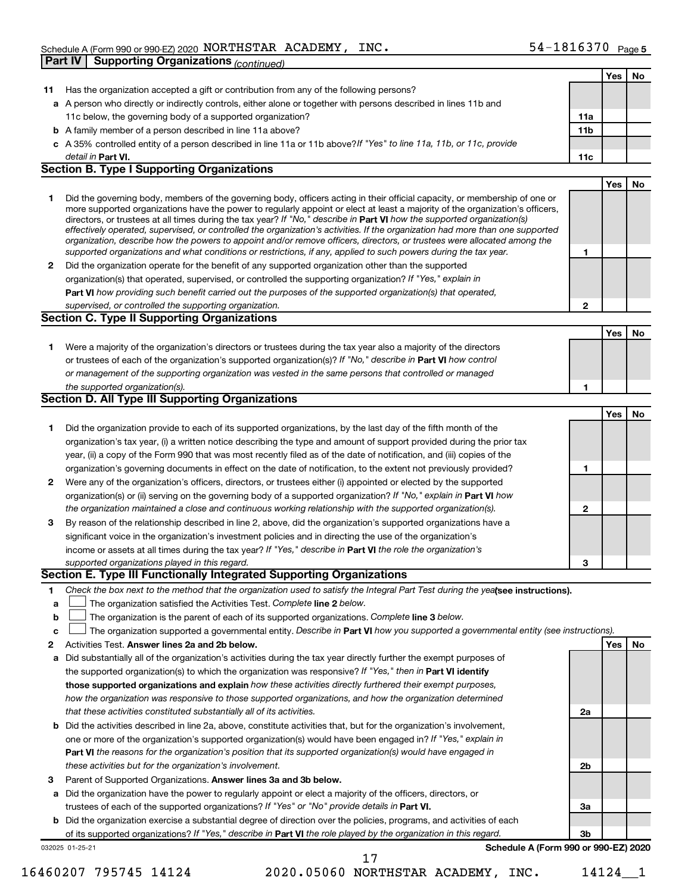Schedule A (Form 990 or 990-EZ) 2020 NORTHSTAR ACADEMY, INC. 54-1816370 Page 5

**Part IV | Supporting Organizations** *(continued)*

| | | | Yes | No |
|---|---|---|---|---|
| **11** | Has the organization accepted a gift or contribution from any of the following persons? | | | |
| **a** | A person who directly or indirectly controls, either alone or together with persons described in lines 11b and 11c below, the governing body of a supported organization? | **11a** | | |
| **b** | A family member of a person described in line 11a above? | **11b** | | |
| **c** | A 35% controlled entity of a person described in line 11a or 11b above? *If "Yes" to line 11a, 11b, or 11c, provide detail in* **Part VI.** | **11c** | | |

## Section B. Type I Supporting Organizations

| | | | Yes | No |
|---|---|---|---|---|
| **1** | Did the governing body, members of the governing body, officers acting in their official capacity, or membership of one or more supported organizations have the power to regularly appoint or elect at least a majority of the organization's officers, directors, or trustees at all times during the tax year? *If "No," describe in* **Part VI** *how the supported organization(s) effectively operated, supervised, or controlled the organization's activities. If the organization had more than one supported organization, describe how the powers to appoint and/or remove officers, directors, or trustees were allocated among the supported organizations and what conditions or restrictions, if any, applied to such powers during the tax year.* | **1** | | |
| **2** | Did the organization operate for the benefit of any supported organization other than the supported organization(s) that operated, supervised, or controlled the supporting organization? *If "Yes," explain in* **Part VI** *how providing such benefit carried out the purposes of the supported organization(s) that operated, supervised, or controlled the supporting organization.* | **2** | | |

## Section C. Type II Supporting Organizations

| | | | Yes | No |
|---|---|---|---|---|
| **1** | Were a majority of the organization's directors or trustees during the tax year also a majority of the directors or trustees of each of the organization's supported organization(s)? *If "No," describe in* **Part VI** *how control or management of the supporting organization was vested in the same persons that controlled or managed the supported organization(s).* | **1** | | |

## Section D. All Type III Supporting Organizations

| | | | Yes | No |
|---|---|---|---|---|
| **1** | Did the organization provide to each of its supported organizations, by the last day of the fifth month of the organization's tax year, (i) a written notice describing the type and amount of support provided during the prior tax year, (ii) a copy of the Form 990 that was most recently filed as of the date of notification, and (iii) copies of the organization's governing documents in effect on the date of notification, to the extent not previously provided? | **1** | | |
| **2** | Were any of the organization's officers, directors, or trustees either (i) appointed or elected by the supported organization(s) or (ii) serving on the governing body of a supported organization? *If "No," explain in* **Part VI** *how the organization maintained a close and continuous working relationship with the supported organization(s).* | **2** | | |
| **3** | By reason of the relationship described in line 2, above, did the organization's supported organizations have a significant voice in the organization's investment policies and in directing the use of the organization's income or assets at all times during the tax year? *If "Yes," describe in* **Part VI** *the role the organization's supported organizations played in this regard.* | **3** | | |

## Section E. Type III Functionally Integrated Supporting Organizations

**1** *Check the box next to the method that the organization used to satisfy the Integral Part Test during the year* **(see instructions).**

- **a** ☐ The organization satisfied the Activities Test. *Complete* **line 2** *below.*
- **b** ☐ The organization is the parent of each of its supported organizations. *Complete* **line 3** *below.*
- **c** ☐ The organization supported a governmental entity. *Describe in* **Part VI** *how you supported a governmental entity (see instructions).*

| | | | Yes | No |
|---|---|---|---|---|
| **2** | Activities Test. **Answer lines 2a and 2b below.** | | | |
| **a** | Did substantially all of the organization's activities during the tax year directly further the exempt purposes of the supported organization(s) to which the organization was responsive? *If "Yes," then in* **Part VI identify those supported organizations and explain** *how these activities directly furthered their exempt purposes, how the organization was responsive to those supported organizations, and how the organization determined that these activities constituted substantially all of its activities.* | **2a** | | |
| **b** | Did the activities described in line 2a, above, constitute activities that, but for the organization's involvement, one or more of the organization's supported organization(s) would have been engaged in? *If "Yes," explain in* **Part VI** *the reasons for the organization's position that its supported organization(s) would have engaged in these activities but for the organization's involvement.* | **2b** | | |
| **3** | Parent of Supported Organizations. **Answer lines 3a and 3b below.** | | | |
| **a** | Did the organization have the power to regularly appoint or elect a majority of the officers, directors, or trustees of each of the supported organizations? *If "Yes" or "No" provide details in* **Part VI.** | **3a** | | |
| **b** | Did the organization exercise a substantial degree of direction over the policies, programs, and activities of each of its supported organizations? *If "Yes," describe in* **Part VI** *the role played by the organization in this regard.* | **3b** | | |

032025 01-25-21 **Schedule A (Form 990 or 990-EZ) 2020**

16460207 795745 14124 2020.05060 NORTHSTAR ACADEMY, INC. 14124__1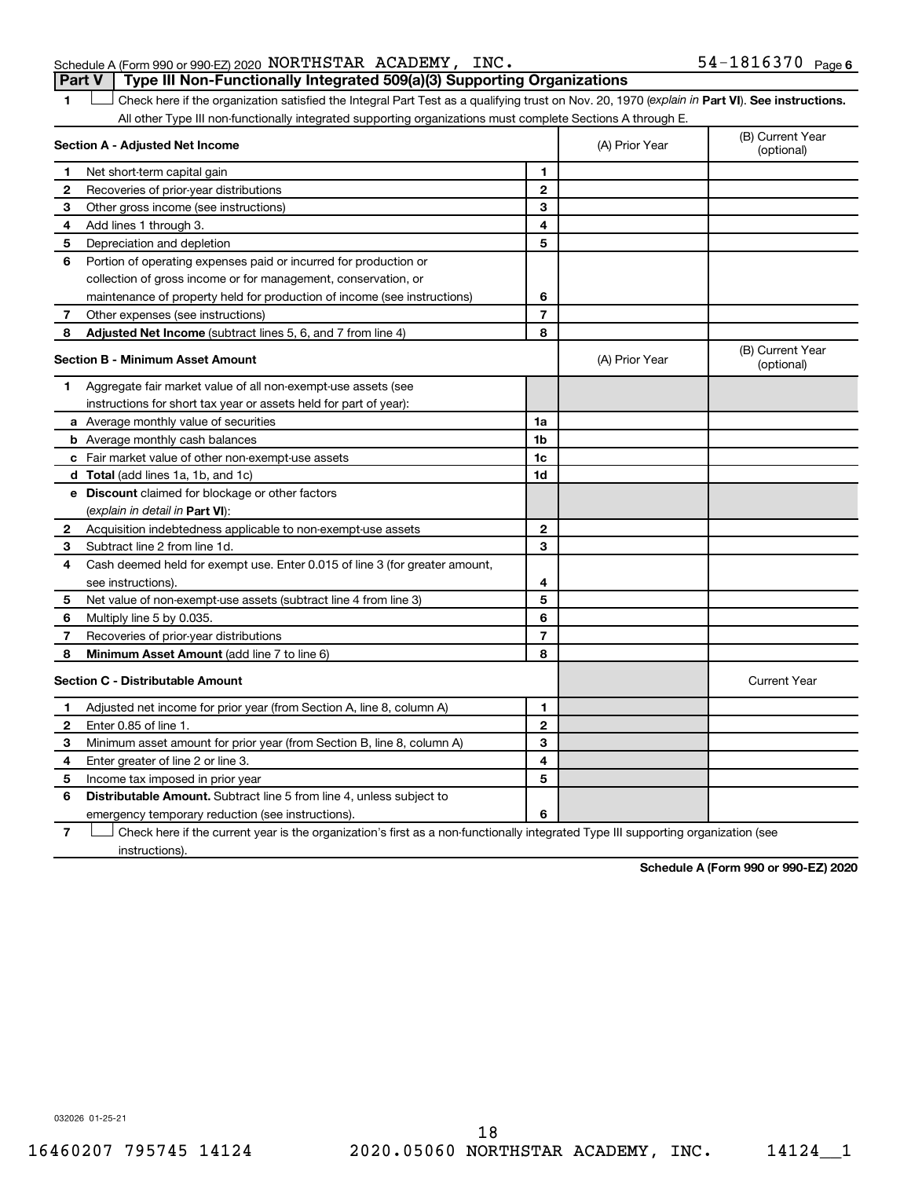Schedule A (Form 990 or 990-EZ) 2020 NORTHSTAR ACADEMY, INC. 54-1816370 Page 6

## Part V | Type III Non-Functionally Integrated 509(a)(3) Supporting Organizations

1 ☐ Check here if the organization satisfied the Integral Part Test as a qualifying trust on Nov. 20, 1970 (*explain in* **Part VI**). **See instructions.** All other Type III non-functionally integrated supporting organizations must complete Sections A through E.

| **Section A - Adjusted Net Income** | | | (A) Prior Year | (B) Current Year (optional) |
|---|---|---|---|---|
| 1 | Net short-term capital gain | 1 | | |
| 2 | Recoveries of prior-year distributions | 2 | | |
| 3 | Other gross income (see instructions) | 3 | | |
| 4 | Add lines 1 through 3. | 4 | | |
| 5 | Depreciation and depletion | 5 | | |
| 6 | Portion of operating expenses paid or incurred for production or collection of gross income or for management, conservation, or maintenance of property held for production of income (see instructions) | 6 | | |
| 7 | Other expenses (see instructions) | 7 | | |
| 8 | **Adjusted Net Income** (subtract lines 5, 6, and 7 from line 4) | 8 | | |

| **Section B - Minimum Asset Amount** | | | (A) Prior Year | (B) Current Year (optional) |
|---|---|---|---|---|
| 1 | Aggregate fair market value of all non-exempt-use assets (see instructions for short tax year or assets held for part of year): | | | |
| a | Average monthly value of securities | 1a | | |
| b | Average monthly cash balances | 1b | | |
| c | Fair market value of other non-exempt-use assets | 1c | | |
| d | **Total** (add lines 1a, 1b, and 1c) | 1d | | |
| e | **Discount** claimed for blockage or other factors (*explain in detail in* **Part VI**): | | | |
| 2 | Acquisition indebtedness applicable to non-exempt-use assets | 2 | | |
| 3 | Subtract line 2 from line 1d. | 3 | | |
| 4 | Cash deemed held for exempt use. Enter 0.015 of line 3 (for greater amount, see instructions). | 4 | | |
| 5 | Net value of non-exempt-use assets (subtract line 4 from line 3) | 5 | | |
| 6 | Multiply line 5 by 0.035. | 6 | | |
| 7 | Recoveries of prior-year distributions | 7 | | |
| 8 | **Minimum Asset Amount** (add line 7 to line 6) | 8 | | |

| **Section C - Distributable Amount** | | | | Current Year |
|---|---|---|---|---|
| 1 | Adjusted net income for prior year (from Section A, line 8, column A) | 1 | | |
| 2 | Enter 0.85 of line 1. | 2 | | |
| 3 | Minimum asset amount for prior year (from Section B, line 8, column A) | 3 | | |
| 4 | Enter greater of line 2 or line 3. | 4 | | |
| 5 | Income tax imposed in prior year | 5 | | |
| 6 | **Distributable Amount.** Subtract line 5 from line 4, unless subject to emergency temporary reduction (see instructions). | 6 | | |

7 ☐ Check here if the current year is the organization's first as a non-functionally integrated Type III supporting organization (see instructions).

**Schedule A (Form 990 or 990-EZ) 2020**

032026 01-25-21

16460207 795745 14124 2020.05060 NORTHSTAR ACADEMY, INC. 14124__1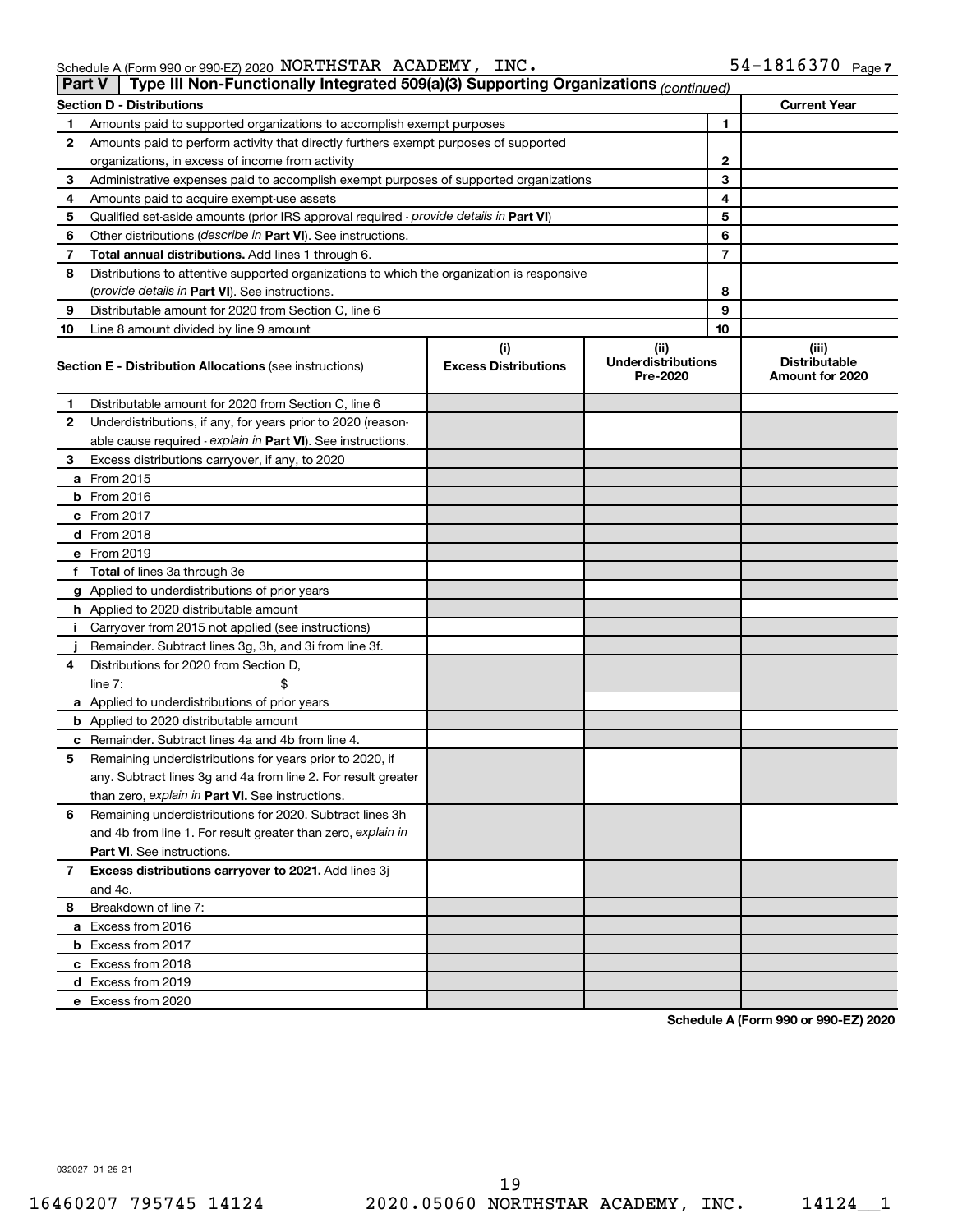Schedule A (Form 990 or 990-EZ) 2020 NORTHSTAR ACADEMY, INC. 54-1816370 Page 7

**Part V | Type III Non-Functionally Integrated 509(a)(3) Supporting Organizations** *(continued)*

| **Section D - Distributions** | | | **Current Year** |
|---|---|---|---|
| 1 | Amounts paid to supported organizations to accomplish exempt purposes | 1 | |
| 2 | Amounts paid to perform activity that directly furthers exempt purposes of supported organizations, in excess of income from activity | 2 | |
| 3 | Administrative expenses paid to accomplish exempt purposes of supported organizations | 3 | |
| 4 | Amounts paid to acquire exempt-use assets | 4 | |
| 5 | Qualified set-aside amounts (prior IRS approval required - *provide details in* **Part VI**) | 5 | |
| 6 | Other distributions (*describe in* **Part VI**). See instructions. | 6 | |
| 7 | **Total annual distributions.** Add lines 1 through 6. | 7 | |
| 8 | Distributions to attentive supported organizations to which the organization is responsive (*provide details in* **Part VI**). See instructions. | 8 | |
| 9 | Distributable amount for 2020 from Section C, line 6 | 9 | |
| 10 | Line 8 amount divided by line 9 amount | 10 | |

| **Section E - Distribution Allocations** (see instructions) | | (i) Excess Distributions | (ii) Underdistributions Pre-2020 | (iii) Distributable Amount for 2020 |
|---|---|---|---|---|
| 1 | Distributable amount for 2020 from Section C, line 6 | | | |
| 2 | Underdistributions, if any, for years prior to 2020 (reasonable cause required - *explain in* **Part VI**). See instructions. | | | |
| 3 | Excess distributions carryover, if any, to 2020 | | | |
| a | From 2015 | | | |
| b | From 2016 | | | |
| c | From 2017 | | | |
| d | From 2018 | | | |
| e | From 2019 | | | |
| f | **Total** of lines 3a through 3e | | | |
| g | Applied to underdistributions of prior years | | | |
| h | Applied to 2020 distributable amount | | | |
| i | Carryover from 2015 not applied (see instructions) | | | |
| j | Remainder. Subtract lines 3g, 3h, and 3i from line 3f. | | | |
| 4 | Distributions for 2020 from Section D, line 7: $ | | | |
| a | Applied to underdistributions of prior years | | | |
| b | Applied to 2020 distributable amount | | | |
| c | Remainder. Subtract lines 4a and 4b from line 4. | | | |
| 5 | Remaining underdistributions for years prior to 2020, if any. Subtract lines 3g and 4a from line 2. For result greater than zero, *explain in* **Part VI.** See instructions. | | | |
| 6 | Remaining underdistributions for 2020. Subtract lines 3h and 4b from line 1. For result greater than zero, *explain in* **Part VI**. See instructions. | | | |
| 7 | **Excess distributions carryover to 2021.** Add lines 3j and 4c. | | | |
| 8 | Breakdown of line 7: | | | |
| a | Excess from 2016 | | | |
| b | Excess from 2017 | | | |
| c | Excess from 2018 | | | |
| d | Excess from 2019 | | | |
| e | Excess from 2020 | | | |

**Schedule A (Form 990 or 990-EZ) 2020**

032027 01-25-21

16460207 795745 14124 2020.05060 NORTHSTAR ACADEMY, INC. 14124__1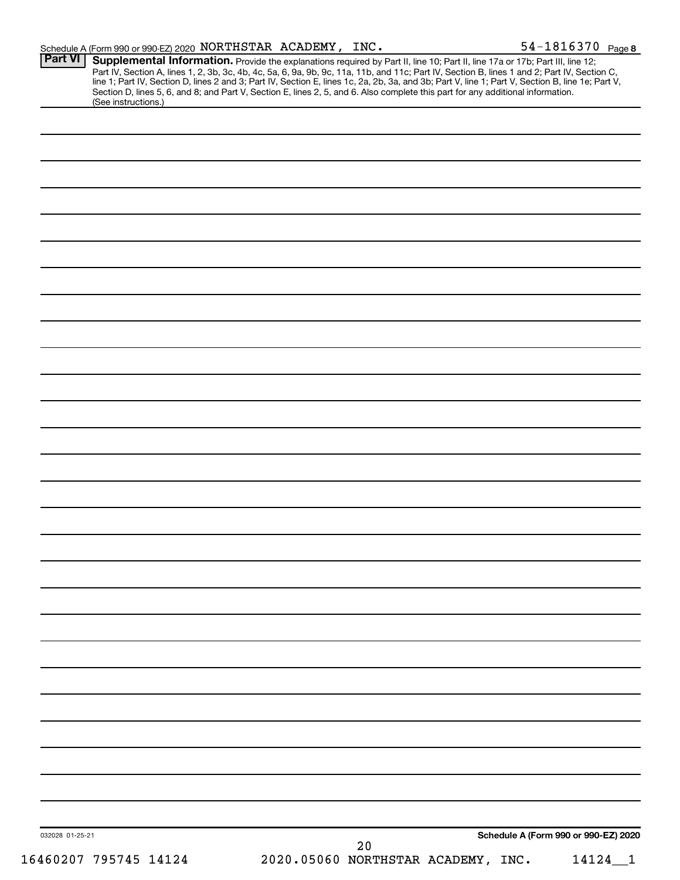Schedule A (Form 990 or 990-EZ) 2020 NORTHSTAR ACADEMY, INC. 54-1816370 Page 8

**Part VI** **Supplemental Information.** Provide the explanations required by Part II, line 10; Part II, line 17a or 17b; Part III, line 12; Part IV, Section A, lines 1, 2, 3b, 3c, 4b, 4c, 5a, 6, 9a, 9b, 9c, 11a, 11b, and 11c; Part IV, Section B, lines 1 and 2; Part IV, Section C, line 1; Part IV, Section D, lines 2 and 3; Part IV, Section E, lines 1c, 2a, 2b, 3a, and 3b; Part V, line 1; Part V, Section B, line 1e; Part V, Section D, lines 5, 6, and 8; and Part V, Section E, lines 2, 5, and 6. Also complete this part for any additional information. (See instructions.)

032028 01-25-21

**Schedule A (Form 990 or 990-EZ) 2020**

16460207 795745 14124 2020.05060 NORTHSTAR ACADEMY, INC. 14124__1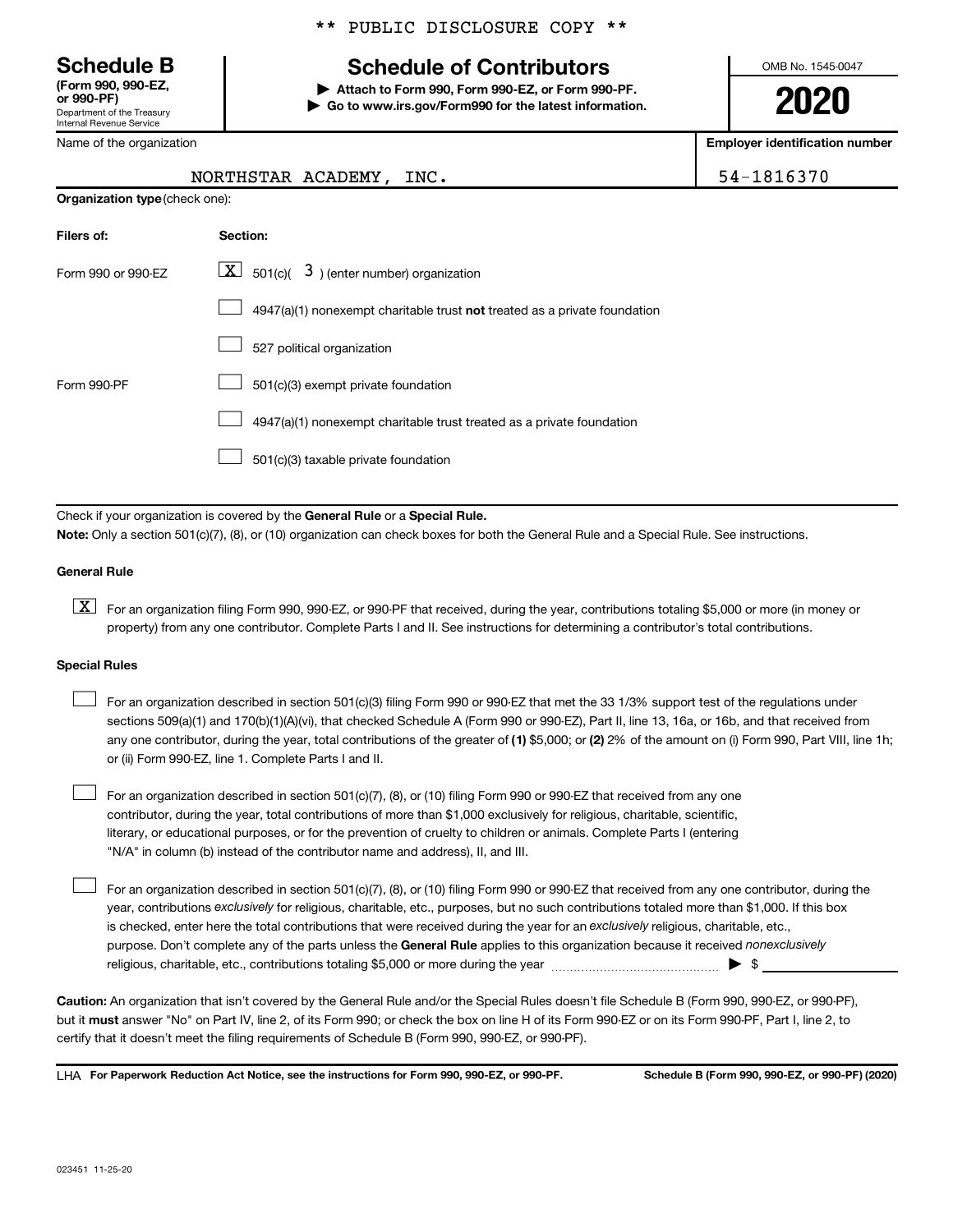\*\* PUBLIC DISCLOSURE COPY \*\*

**Schedule B**
**(Form 990, 990-EZ, or 990-PF)**
Department of the Treasury
Internal Revenue Service

# Schedule of Contributors

**▶ Attach to Form 990, Form 990-EZ, or Form 990-PF.**
**▶ Go to www.irs.gov/Form990 for the latest information.**

OMB No. 1545-0047

**2020**

| Name of the organization | Employer identification number |
|---|---|
| NORTHSTAR ACADEMY, INC. | 54-1816370 |

**Organization type** (check one):

| Filers of: | Section: |
|---|---|
| Form 990 or 990-EZ | [X] 501(c)( 3 ) (enter number) organization |
| | [ ] 4947(a)(1) nonexempt charitable trust **not** treated as a private foundation |
| | [ ] 527 political organization |
| Form 990-PF | [ ] 501(c)(3) exempt private foundation |
| | [ ] 4947(a)(1) nonexempt charitable trust treated as a private foundation |
| | [ ] 501(c)(3) taxable private foundation |

Check if your organization is covered by the **General Rule** or a **Special Rule.**

**Note:** Only a section 501(c)(7), (8), or (10) organization can check boxes for both the General Rule and a Special Rule. See instructions.

**General Rule**

[X] For an organization filing Form 990, 990-EZ, or 990-PF that received, during the year, contributions totaling $5,000 or more (in money or property) from any one contributor. Complete Parts I and II. See instructions for determining a contributor's total contributions.

**Special Rules**

[ ] For an organization described in section 501(c)(3) filing Form 990 or 990-EZ that met the 33 1/3% support test of the regulations under sections 509(a)(1) and 170(b)(1)(A)(vi), that checked Schedule A (Form 990 or 990-EZ), Part II, line 13, 16a, or 16b, and that received from any one contributor, during the year, total contributions of the greater of **(1)** $5,000; or **(2)** 2% of the amount on (i) Form 990, Part VIII, line 1h; or (ii) Form 990-EZ, line 1. Complete Parts I and II.

[ ] For an organization described in section 501(c)(7), (8), or (10) filing Form 990 or 990-EZ that received from any one contributor, during the year, total contributions of more than $1,000 exclusively for religious, charitable, scientific, literary, or educational purposes, or for the prevention of cruelty to children or animals. Complete Parts I (entering "N/A" in column (b) instead of the contributor name and address), II, and III.

[ ] For an organization described in section 501(c)(7), (8), or (10) filing Form 990 or 990-EZ that received from any one contributor, during the year, contributions *exclusively* for religious, charitable, etc., purposes, but no such contributions totaled more than $1,000. If this box is checked, enter here the total contributions that were received during the year for an *exclusively* religious, charitable, etc., purpose. Don't complete any of the parts unless the **General Rule** applies to this organization because it received *nonexclusively* religious, charitable, etc., contributions totaling $5,000 or more during the year ▶ $ \_\_\_\_\_\_\_\_\_\_

**Caution:** An organization that isn't covered by the General Rule and/or the Special Rules doesn't file Schedule B (Form 990, 990-EZ, or 990-PF), but it **must** answer "No" on Part IV, line 2, of its Form 990; or check the box on line H of its Form 990-EZ or on its Form 990-PF, Part I, line 2, to certify that it doesn't meet the filing requirements of Schedule B (Form 990, 990-EZ, or 990-PF).

LHA **For Paperwork Reduction Act Notice, see the instructions for Form 990, 990-EZ, or 990-PF.** **Schedule B (Form 990, 990-EZ, or 990-PF) (2020)**

023451 11-25-20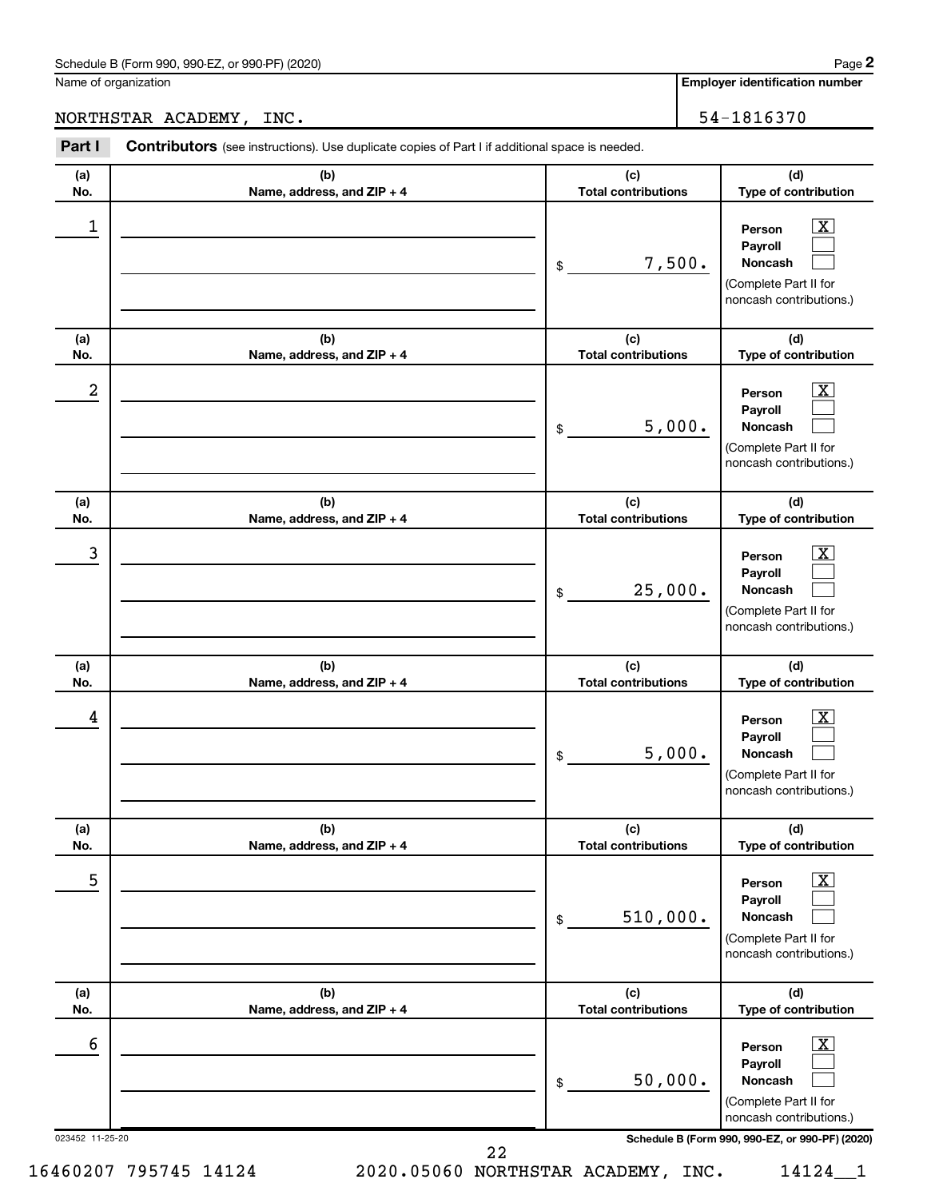Schedule B (Form 990, 990-EZ, or 990-PF) (2020)

Name of organization: NORTHSTAR ACADEMY, INC.

Employer identification number: 54-1816370

**Part I** **Contributors** (see instructions). Use duplicate copies of Part I if additional space is needed.

| (a) No. | (b) Name, address, and ZIP + 4 | (c) Total contributions | (d) Type of contribution |
|---|---|---|---|
| 1 | | $ 7,500. | Person [X] Payroll [ ] Noncash [ ] (Complete Part II for noncash contributions.) |
| 2 | | $ 5,000. | Person [X] Payroll [ ] Noncash [ ] (Complete Part II for noncash contributions.) |
| 3 | | $ 25,000. | Person [X] Payroll [ ] Noncash [ ] (Complete Part II for noncash contributions.) |
| 4 | | $ 5,000. | Person [X] Payroll [ ] Noncash [ ] (Complete Part II for noncash contributions.) |
| 5 | | $ 510,000. | Person [X] Payroll [ ] Noncash [ ] (Complete Part II for noncash contributions.) |
| 6 | | $ 50,000. | Person [X] Payroll [ ] Noncash [ ] (Complete Part II for noncash contributions.) |

023452 11-25-20

Schedule B (Form 990, 990-EZ, or 990-PF) (2020)

16460207 795745 14124 2020.05060 NORTHSTAR ACADEMY, INC. 14124__1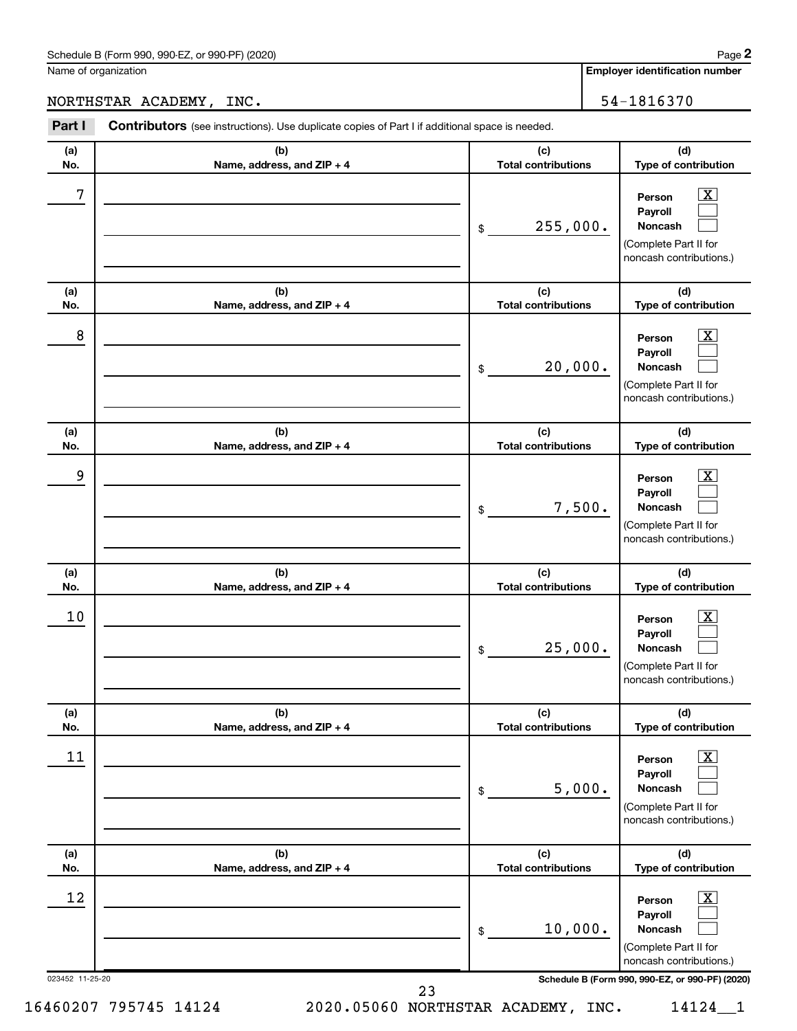Schedule B (Form 990, 990-EZ, or 990-PF) (2020) Page **2**

Name of organization | **Employer identification number**

NORTHSTAR ACADEMY, INC. | 54-1816370

**Part I** **Contributors** (see instructions). Use duplicate copies of Part I if additional space is needed.

| (a) No. | (b) Name, address, and ZIP + 4 | (c) Total contributions | (d) Type of contribution |
|---|---|---|---|
| 7 | | $ 255,000. | Person [X] Payroll [ ] Noncash [ ] (Complete Part II for noncash contributions.) |
| 8 | | $ 20,000. | Person [X] Payroll [ ] Noncash [ ] (Complete Part II for noncash contributions.) |
| 9 | | $ 7,500. | Person [X] Payroll [ ] Noncash [ ] (Complete Part II for noncash contributions.) |
| 10 | | $ 25,000. | Person [X] Payroll [ ] Noncash [ ] (Complete Part II for noncash contributions.) |
| 11 | | $ 5,000. | Person [X] Payroll [ ] Noncash [ ] (Complete Part II for noncash contributions.) |
| 12 | | $ 10,000. | Person [X] Payroll [ ] Noncash [ ] (Complete Part II for noncash contributions.) |

023452 11-25-20 **Schedule B (Form 990, 990-EZ, or 990-PF) (2020)**

16460207 795745 14124 2020.05060 NORTHSTAR ACADEMY, INC. 14124__1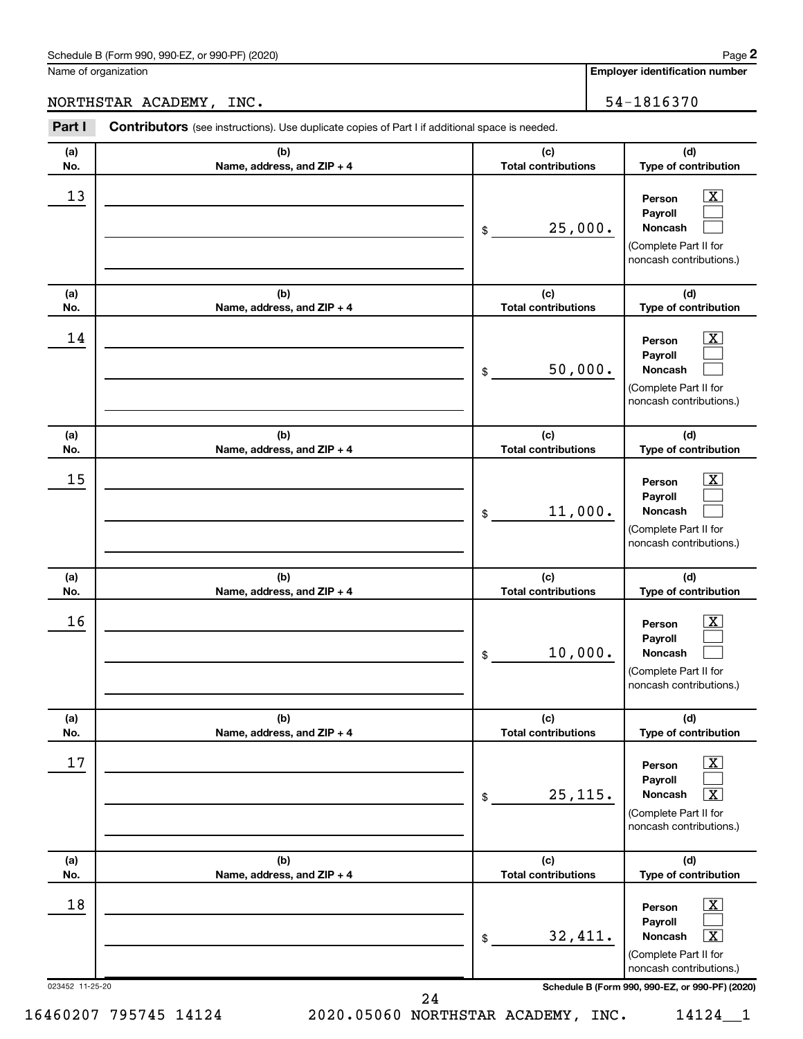Schedule B (Form 990, 990-EZ, or 990-PF) (2020)

Name of organization: NORTHSTAR ACADEMY, INC.

Employer identification number: 54-1816370

**Part I** **Contributors** (see instructions). Use duplicate copies of Part I if additional space is needed.

| (a) No. | (b) Name, address, and ZIP + 4 | (c) Total contributions | (d) Type of contribution |
|---|---|---|---|
| 13 | | $ 25,000. | Person [X] Payroll [ ] Noncash [ ] (Complete Part II for noncash contributions.) |
| 14 | | $ 50,000. | Person [X] Payroll [ ] Noncash [ ] (Complete Part II for noncash contributions.) |
| 15 | | $ 11,000. | Person [X] Payroll [ ] Noncash [ ] (Complete Part II for noncash contributions.) |
| 16 | | $ 10,000. | Person [X] Payroll [ ] Noncash [ ] (Complete Part II for noncash contributions.) |
| 17 | | $ 25,115. | Person [X] Payroll [ ] Noncash [X] (Complete Part II for noncash contributions.) |
| 18 | | $ 32,411. | Person [X] Payroll [ ] Noncash [X] (Complete Part II for noncash contributions.) |

023452 11-25-20 Schedule B (Form 990, 990-EZ, or 990-PF) (2020)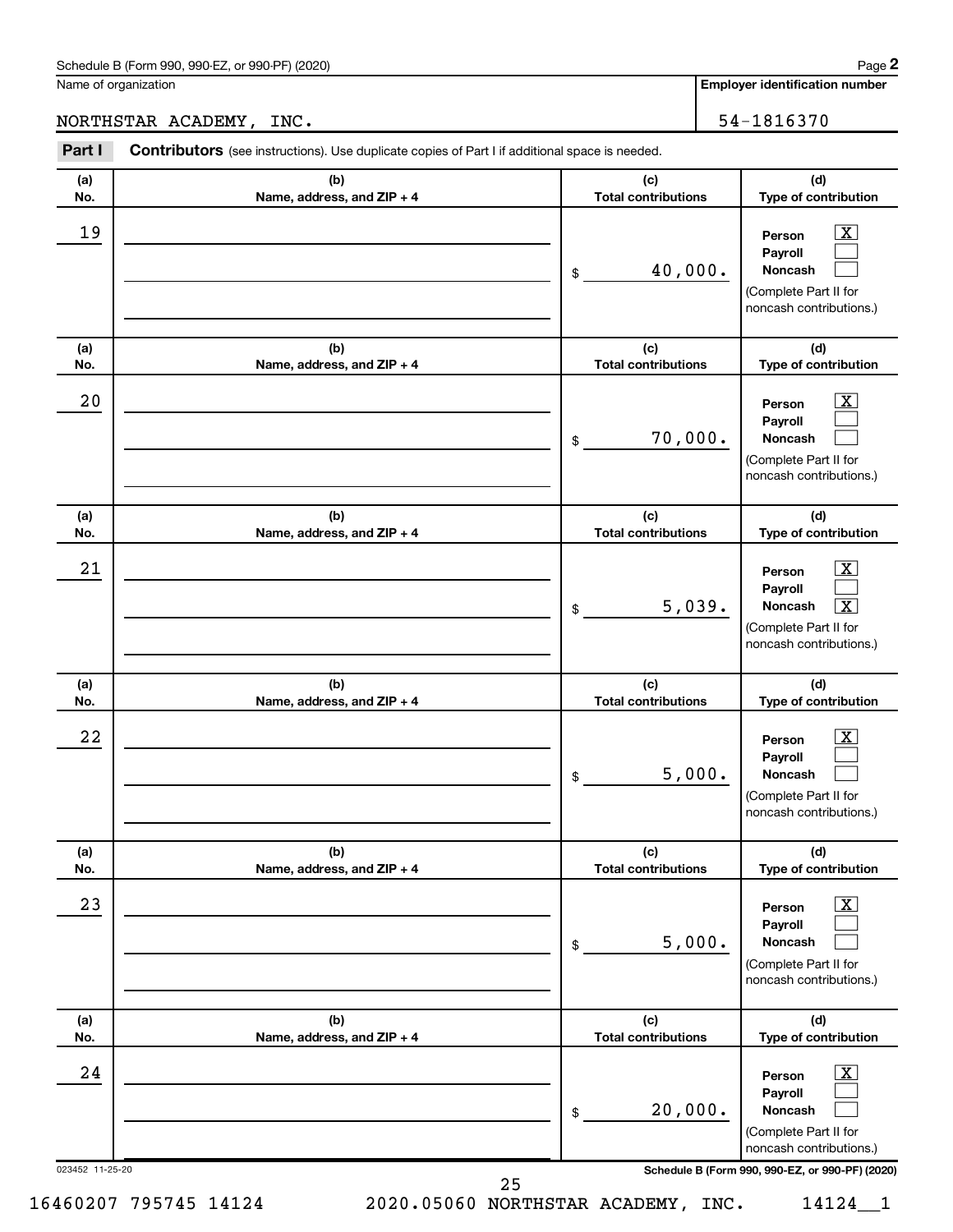Schedule B (Form 990, 990-EZ, or 990-PF) (2020) Page **2**

Name of organization

NORTHSTAR ACADEMY, INC.

**Employer identification number**

54-1816370

**Part I** **Contributors** (see instructions). Use duplicate copies of Part I if additional space is needed.

| (a) No. | (b) Name, address, and ZIP + 4 | (c) Total contributions | (d) Type of contribution |
|---|---|---|---|
| 19 | | $ 40,000. | Person [X] Payroll [ ] Noncash [ ] (Complete Part II for noncash contributions.) |
| 20 | | $ 70,000. | Person [X] Payroll [ ] Noncash [ ] (Complete Part II for noncash contributions.) |
| 21 | | $ 5,039. | Person [X] Payroll [ ] Noncash [X] (Complete Part II for noncash contributions.) |
| 22 | | $ 5,000. | Person [X] Payroll [ ] Noncash [ ] (Complete Part II for noncash contributions.) |
| 23 | | $ 5,000. | Person [X] Payroll [ ] Noncash [ ] (Complete Part II for noncash contributions.) |
| 24 | | $ 20,000. | Person [X] Payroll [ ] Noncash [ ] (Complete Part II for noncash contributions.) |

023452 11-25-20 **Schedule B (Form 990, 990-EZ, or 990-PF) (2020)**

16460207 795745 14124 2020.05060 NORTHSTAR ACADEMY, INC. 14124__1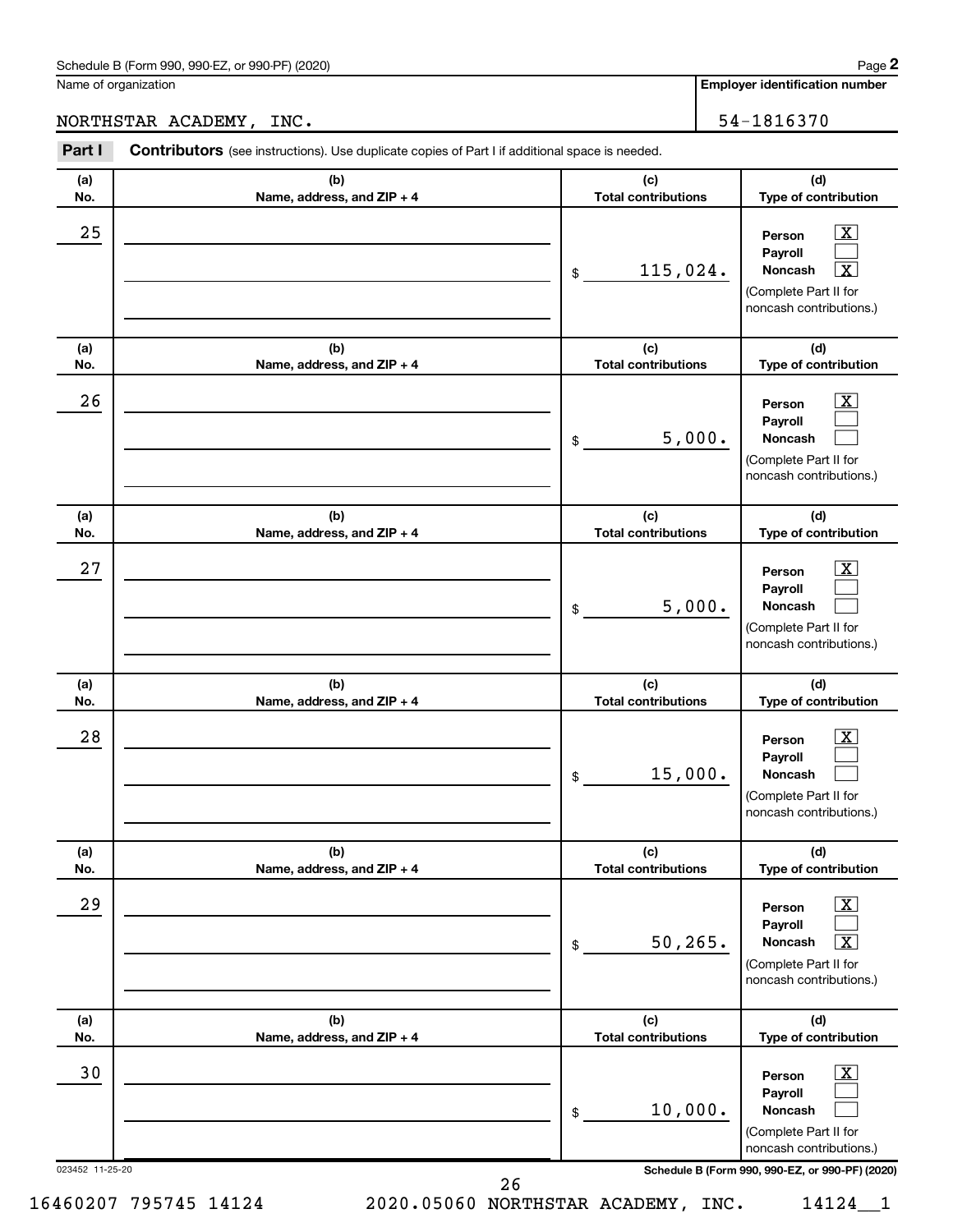Schedule B (Form 990, 990-EZ, or 990-PF) (2020) Page **2**

Name of organization: NORTHSTAR ACADEMY, INC.

**Employer identification number:** 54-1816370

**Part I** **Contributors** (see instructions). Use duplicate copies of Part I if additional space is needed.

| (a) No. | (b) Name, address, and ZIP + 4 | (c) Total contributions | (d) Type of contribution |
|---|---|---|---|
| 25 | | $ 115,024. | Person [X] Payroll [ ] Noncash [X] (Complete Part II for noncash contributions.) |
| 26 | | $ 5,000. | Person [X] Payroll [ ] Noncash [ ] (Complete Part II for noncash contributions.) |
| 27 | | $ 5,000. | Person [X] Payroll [ ] Noncash [ ] (Complete Part II for noncash contributions.) |
| 28 | | $ 15,000. | Person [X] Payroll [ ] Noncash [ ] (Complete Part II for noncash contributions.) |
| 29 | | $ 50,265. | Person [X] Payroll [ ] Noncash [X] (Complete Part II for noncash contributions.) |
| 30 | | $ 10,000. | Person [X] Payroll [ ] Noncash [ ] (Complete Part II for noncash contributions.) |

023452 11-25-20 **Schedule B (Form 990, 990-EZ, or 990-PF) (2020)**

16460207 795745 14124 2020.05060 NORTHSTAR ACADEMY, INC. 14124__1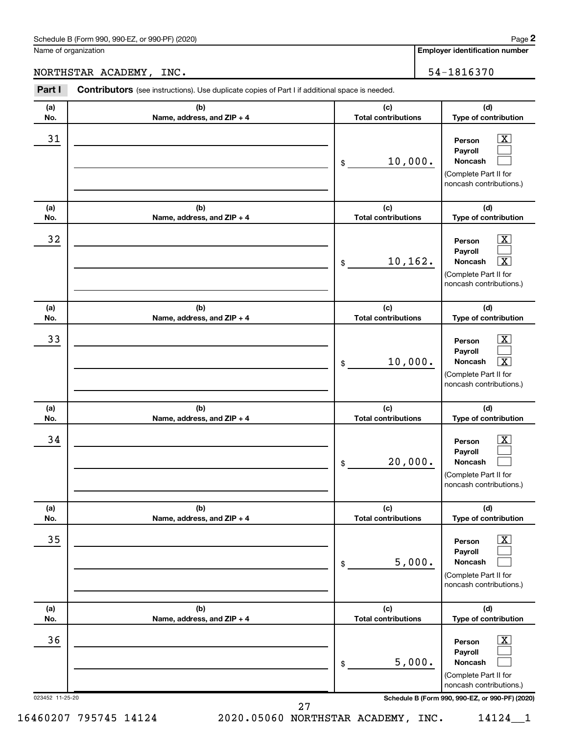Schedule B (Form 990, 990-EZ, or 990-PF) (2020)

Name of organization: NORTHSTAR ACADEMY, INC.

Employer identification number: 54-1816370

**Part I** **Contributors** (see instructions). Use duplicate copies of Part I if additional space is needed.

| (a) No. | (b) Name, address, and ZIP + 4 | (c) Total contributions | (d) Type of contribution |
|---|---|---|---|
| 31 | | $ 10,000. | Person [X] Payroll [ ] Noncash [ ] (Complete Part II for noncash contributions.) |
| 32 | | $ 10,162. | Person [X] Payroll [ ] Noncash [X] (Complete Part II for noncash contributions.) |
| 33 | | $ 10,000. | Person [X] Payroll [ ] Noncash [X] (Complete Part II for noncash contributions.) |
| 34 | | $ 20,000. | Person [X] Payroll [ ] Noncash [ ] (Complete Part II for noncash contributions.) |
| 35 | | $ 5,000. | Person [X] Payroll [ ] Noncash [ ] (Complete Part II for noncash contributions.) |
| 36 | | $ 5,000. | Person [X] Payroll [ ] Noncash [ ] (Complete Part II for noncash contributions.) |

023452 11-25-20

Schedule B (Form 990, 990-EZ, or 990-PF) (2020)

16460207 795745 14124 2020.05060 NORTHSTAR ACADEMY, INC. 14124__1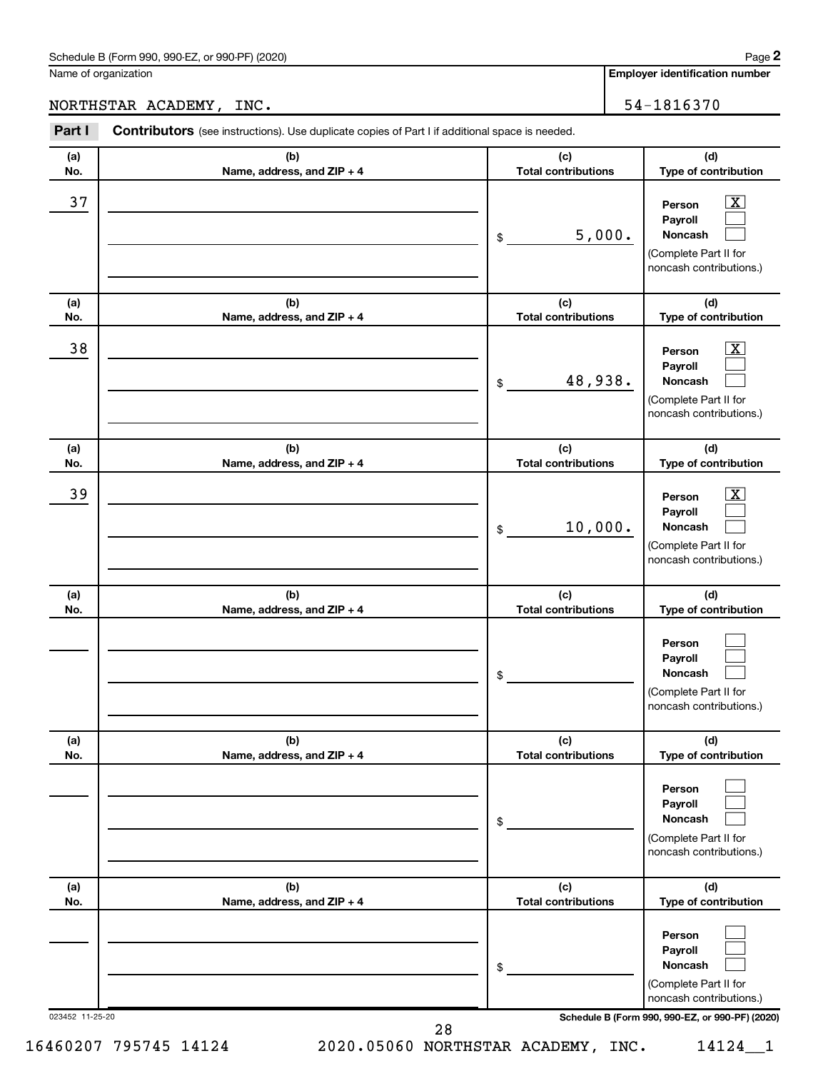Schedule B (Form 990, 990-EZ, or 990-PF) (2020) Page **2**

Name of organization: NORTHSTAR ACADEMY, INC.

**Employer identification number**: 54-1816370

**Part I** **Contributors** (see instructions). Use duplicate copies of Part I if additional space is needed.

| (a) No. | (b) Name, address, and ZIP + 4 | (c) Total contributions | (d) Type of contribution |
|---|---|---|---|
| 37 | | $ 5,000. | Person [X] Payroll [ ] Noncash [ ] (Complete Part II for noncash contributions.) |
| 38 | | $ 48,938. | Person [X] Payroll [ ] Noncash [ ] (Complete Part II for noncash contributions.) |
| 39 | | $ 10,000. | Person [X] Payroll [ ] Noncash [ ] (Complete Part II for noncash contributions.) |
| | | $ | Person [ ] Payroll [ ] Noncash [ ] (Complete Part II for noncash contributions.) |
| | | $ | Person [ ] Payroll [ ] Noncash [ ] (Complete Part II for noncash contributions.) |
| | | $ | Person [ ] Payroll [ ] Noncash [ ] (Complete Part II for noncash contributions.) |

023452 11-25-20 **Schedule B (Form 990, 990-EZ, or 990-PF) (2020)**

16460207 795745 14124 2020.05060 NORTHSTAR ACADEMY, INC. 14124__1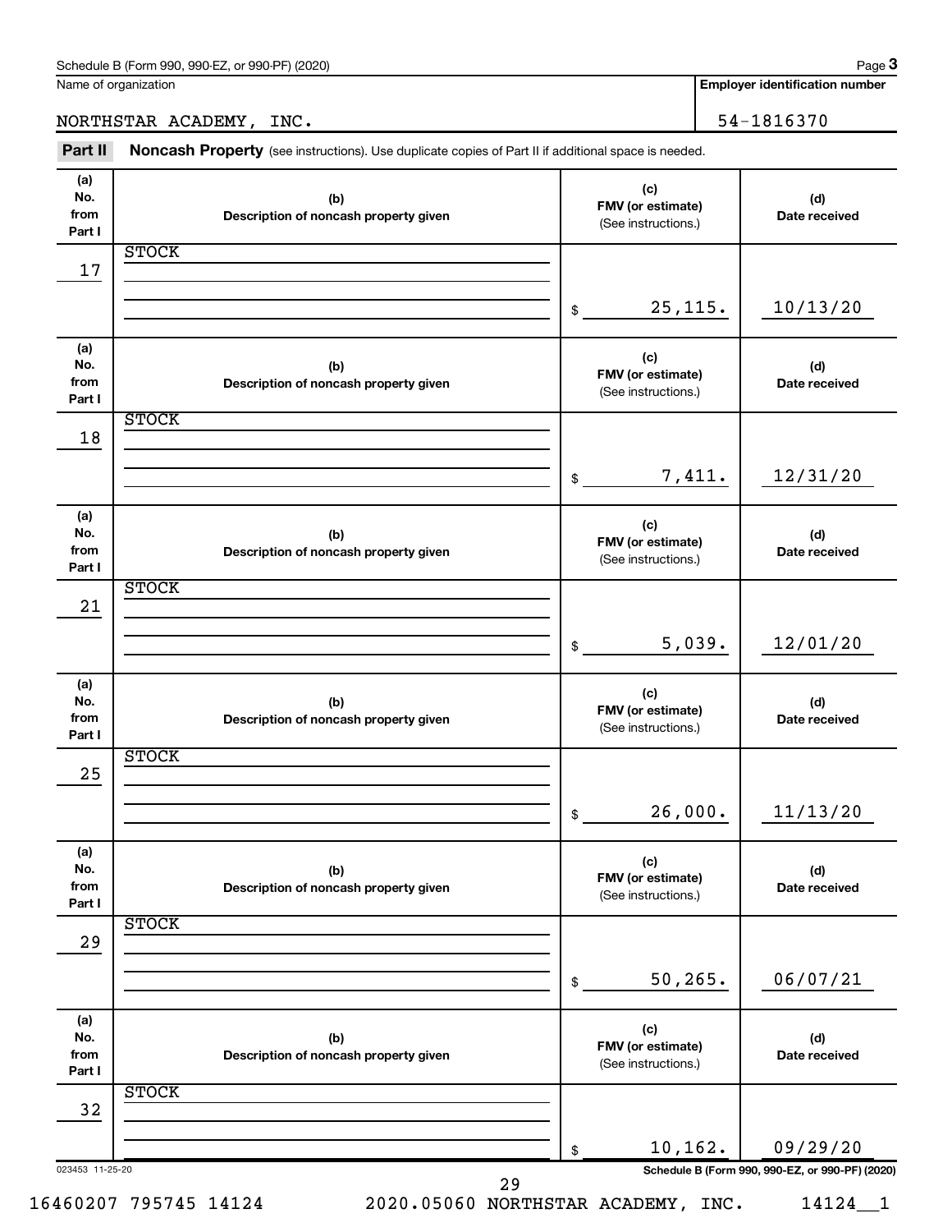Schedule B (Form 990, 990-EZ, or 990-PF) (2020)

| Name of organization | Employer identification number |
|---|---|
| NORTHSTAR ACADEMY, INC. | 54-1816370 |

**Part II** **Noncash Property** (see instructions). Use duplicate copies of Part II if additional space is needed.

| (a) No. from Part I | (b) Description of noncash property given | (c) FMV (or estimate) (See instructions.) | (d) Date received |
|---|---|---|---|
| 17 | STOCK | $ 25,115. | 10/13/20 |
| 18 | STOCK | $ 7,411. | 12/31/20 |
| 21 | STOCK | $ 5,039. | 12/01/20 |
| 25 | STOCK | $ 26,000. | 11/13/20 |
| 29 | STOCK | $ 50,265. | 06/07/21 |
| 32 | STOCK | $ 10,162. | 09/29/20 |

023453 11-25-20

Schedule B (Form 990, 990-EZ, or 990-PF) (2020)

16460207 795745 14124 2020.05060 NORTHSTAR ACADEMY, INC. 14124__1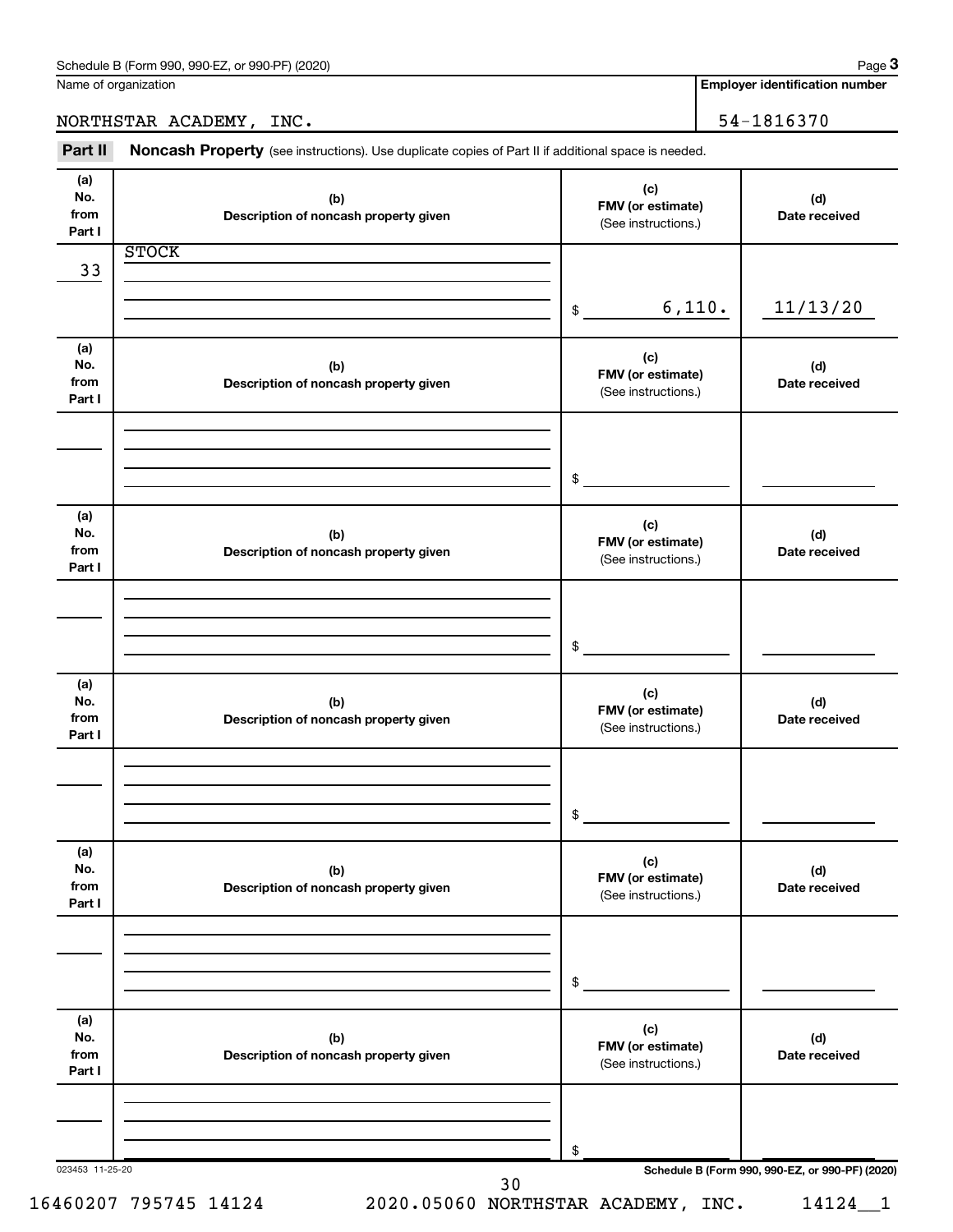Schedule B (Form 990, 990-EZ, or 990-PF) (2020) Page **3**

Name of organization: NORTHSTAR ACADEMY, INC.

**Employer identification number:** 54-1816370

## Part II Noncash Property (see instructions). Use duplicate copies of Part II if additional space is needed.

| (a) No. from Part I | (b) Description of noncash property given | (c) FMV (or estimate) (See instructions.) | (d) Date received |
|---|---|---|---|
| 33 | STOCK | $ 6,110. | 11/13/20 |

| (a) No. from Part I | (b) Description of noncash property given | (c) FMV (or estimate) (See instructions.) | (d) Date received |
|---|---|---|---|
| | | $ | |

| (a) No. from Part I | (b) Description of noncash property given | (c) FMV (or estimate) (See instructions.) | (d) Date received |
|---|---|---|---|
| | | $ | |

| (a) No. from Part I | (b) Description of noncash property given | (c) FMV (or estimate) (See instructions.) | (d) Date received |
|---|---|---|---|
| | | $ | |

| (a) No. from Part I | (b) Description of noncash property given | (c) FMV (or estimate) (See instructions.) | (d) Date received |
|---|---|---|---|
| | | $ | |

| (a) No. from Part I | (b) Description of noncash property given | (c) FMV (or estimate) (See instructions.) | (d) Date received |
|---|---|---|---|
| | | $ | |

023453 11-25-20 **Schedule B (Form 990, 990-EZ, or 990-PF) (2020)**

16460207 795745 14124 2020.05060 NORTHSTAR ACADEMY, INC. 14124__1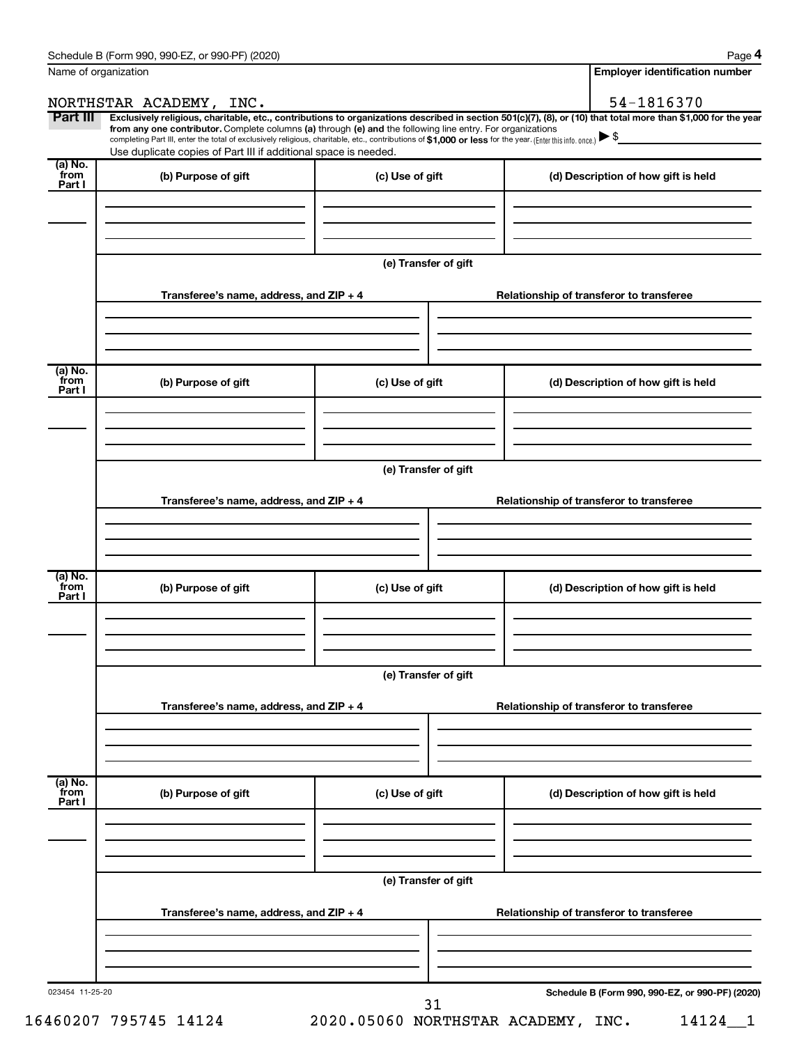Schedule B (Form 990, 990-EZ, or 990-PF) (2020)

| Name of organization | Employer identification number |
| --- | --- |
| NORTHSTAR ACADEMY, INC. | 54-1816370 |

**Part III** **Exclusively religious, charitable, etc., contributions to organizations described in section 501(c)(7), (8), or (10) that total more than $1,000 for the year from any one contributor.** Complete columns **(a)** through **(e)** and the following line entry. For organizations completing Part III, enter the total of exclusively religious, charitable, etc., contributions of **$1,000 or less** for the year. (Enter this info. once.) ▶ $

Use duplicate copies of Part III if additional space is needed.

| (a) No. from Part I | (b) Purpose of gift | (c) Use of gift | (d) Description of how gift is held |
| --- | --- | --- | --- |
| | | | |

(e) Transfer of gift

| Transferee's name, address, and ZIP + 4 | Relationship of transferor to transferee |
| --- | --- |
| | |

| (a) No. from Part I | (b) Purpose of gift | (c) Use of gift | (d) Description of how gift is held |
| --- | --- | --- | --- |
| | | | |

(e) Transfer of gift

| Transferee's name, address, and ZIP + 4 | Relationship of transferor to transferee |
| --- | --- |
| | |

| (a) No. from Part I | (b) Purpose of gift | (c) Use of gift | (d) Description of how gift is held |
| --- | --- | --- | --- |
| | | | |

(e) Transfer of gift

| Transferee's name, address, and ZIP + 4 | Relationship of transferor to transferee |
| --- | --- |
| | |

| (a) No. from Part I | (b) Purpose of gift | (c) Use of gift | (d) Description of how gift is held |
| --- | --- | --- | --- |
| | | | |

(e) Transfer of gift

| Transferee's name, address, and ZIP + 4 | Relationship of transferor to transferee |
| --- | --- |
| | |

023454 11-25-20 Schedule B (Form 990, 990-EZ, or 990-PF) (2020)

16460207 795745 14124 2020.05060 NORTHSTAR ACADEMY, INC. 14124__1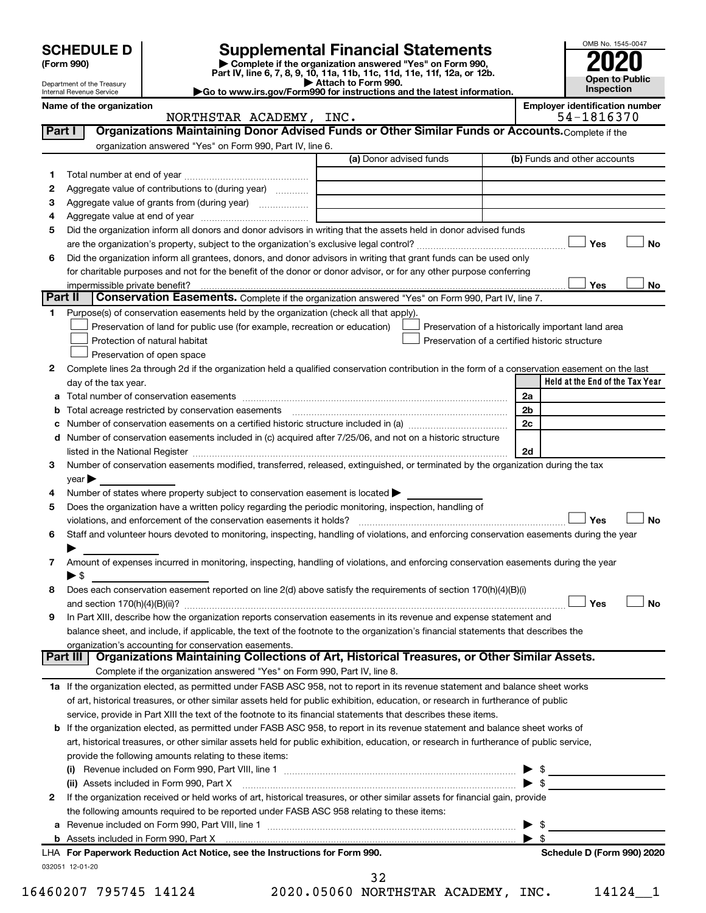# SCHEDULE D (Form 990)

Department of the Treasury
Internal Revenue Service

## Supplemental Financial Statements

▶ Complete if the organization answered "Yes" on Form 990, Part IV, line 6, 7, 8, 9, 10, 11a, 11b, 11c, 11d, 11e, 11f, 12a, or 12b.
▶ Attach to Form 990.
▶Go to www.irs.gov/Form990 for instructions and the latest information.

OMB No. 1545-0047

**2020**

**Open to Public Inspection**

**Name of the organization**
NORTHSTAR ACADEMY, INC.

**Employer identification number**
54-1816370

### Part I Organizations Maintaining Donor Advised Funds or Other Similar Funds or Accounts.
Complete if the organization answered "Yes" on Form 990, Part IV, line 6.

| | | (a) Donor advised funds | (b) Funds and other accounts |
|---|---|---|---|
| 1 | Total number at end of year | | |
| 2 | Aggregate value of contributions to (during year) | | |
| 3 | Aggregate value of grants from (during year) | | |
| 4 | Aggregate value at end of year | | |

5 Did the organization inform all donors and donor advisors in writing that the assets held in donor advised funds are the organization's property, subject to the organization's exclusive legal control? ☐ Yes ☐ No

6 Did the organization inform all grantees, donors, and donor advisors in writing that grant funds can be used only for charitable purposes and not for the benefit of the donor or donor advisor, or for any other purpose conferring impermissible private benefit? ☐ Yes ☐ No

### Part II Conservation Easements.
Complete if the organization answered "Yes" on Form 990, Part IV, line 7.

1 Purpose(s) of conservation easements held by the organization (check all that apply).
- ☐ Preservation of land for public use (for example, recreation or education)
- ☐ Protection of natural habitat
- ☐ Preservation of open space
- ☐ Preservation of a historically important land area
- ☐ Preservation of a certified historic structure

2 Complete lines 2a through 2d if the organization held a qualified conservation contribution in the form of a conservation easement on the last day of the tax year.

| | | | Held at the End of the Tax Year |
|---|---|---|---|
| a | Total number of conservation easements | 2a | |
| b | Total acreage restricted by conservation easements | 2b | |
| c | Number of conservation easements on a certified historic structure included in (a) | 2c | |
| d | Number of conservation easements included in (c) acquired after 7/25/06, and not on a historic structure listed in the National Register | 2d | |

3 Number of conservation easements modified, transferred, released, extinguished, or terminated by the organization during the tax year ▶

4 Number of states where property subject to conservation easement is located ▶

5 Does the organization have a written policy regarding the periodic monitoring, inspection, handling of violations, and enforcement of the conservation easements it holds? ☐ Yes ☐ No

6 Staff and volunteer hours devoted to monitoring, inspecting, handling of violations, and enforcing conservation easements during the year ▶

7 Amount of expenses incurred in monitoring, inspecting, handling of violations, and enforcing conservation easements during the year ▶ $

8 Does each conservation easement reported on line 2(d) above satisfy the requirements of section 170(h)(4)(B)(i) and section 170(h)(4)(B)(ii)? ☐ Yes ☐ No

9 In Part XIII, describe how the organization reports conservation easements in its revenue and expense statement and balance sheet, and include, if applicable, the text of the footnote to the organization's financial statements that describes the organization's accounting for conservation easements.

### Part III Organizations Maintaining Collections of Art, Historical Treasures, or Other Similar Assets.
Complete if the organization answered "Yes" on Form 990, Part IV, line 8.

1a If the organization elected, as permitted under FASB ASC 958, not to report in its revenue statement and balance sheet works of art, historical treasures, or other similar assets held for public exhibition, education, or research in furtherance of public service, provide in Part XIII the text of the footnote to its financial statements that describes these items.

b If the organization elected, as permitted under FASB ASC 958, to report in its revenue statement and balance sheet works of art, historical treasures, or other similar assets held for public exhibition, education, or research in furtherance of public service, provide the following amounts relating to these items:

(i) Revenue included on Form 990, Part VIII, line 1 ▶ $

(ii) Assets included in Form 990, Part X ▶ $

2 If the organization received or held works of art, historical treasures, or other similar assets for financial gain, provide the following amounts required to be reported under FASB ASC 958 relating to these items:

a Revenue included on Form 990, Part VIII, line 1 ▶ $

b Assets included in Form 990, Part X ▶ $

LHA For Paperwork Reduction Act Notice, see the Instructions for Form 990. Schedule D (Form 990) 2020

032051 12-01-20

16460207 795745 14124 2020.05060 NORTHSTAR ACADEMY, INC. 14124__1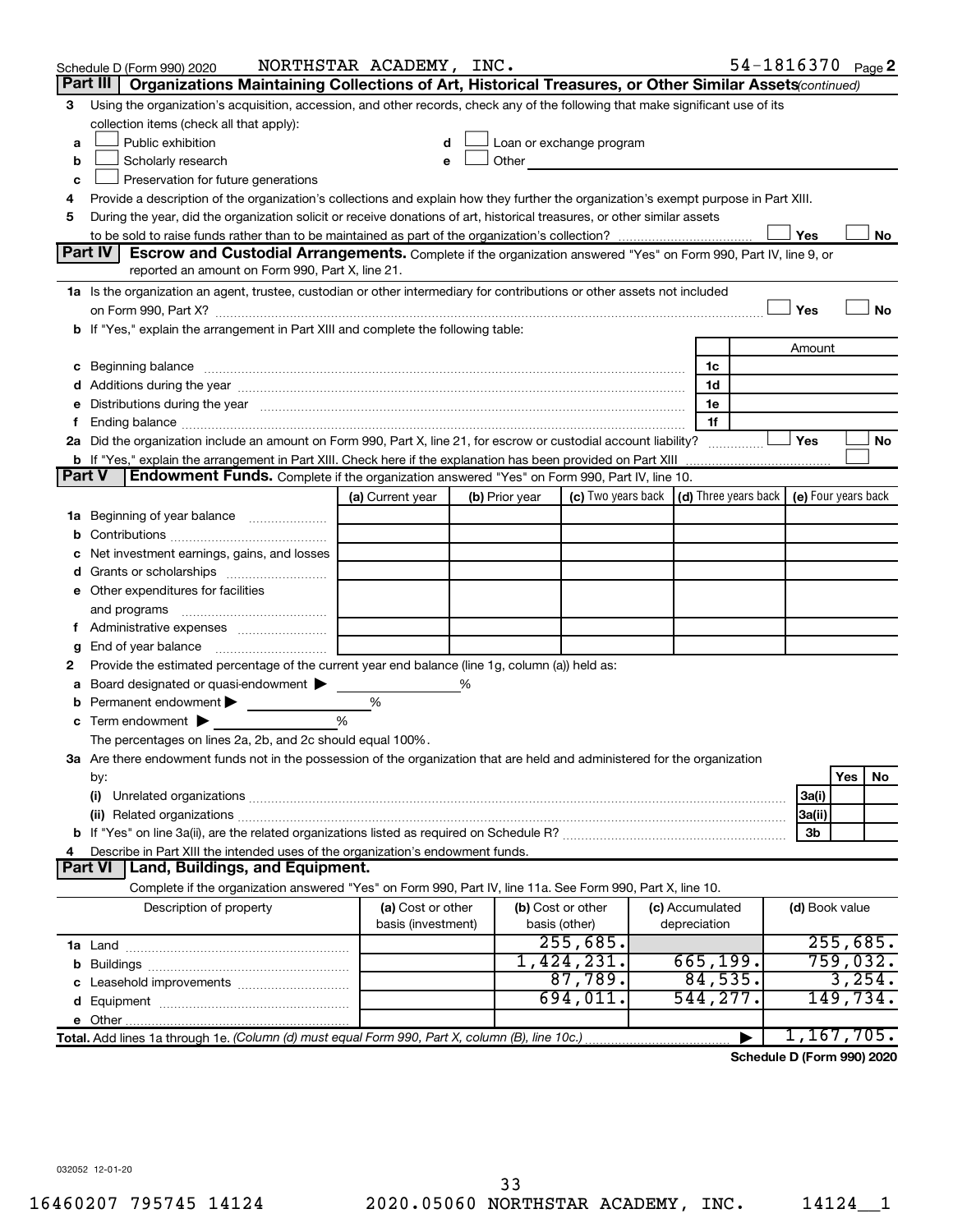Schedule D (Form 990) 2020 NORTHSTAR ACADEMY, INC. 54-1816370 Page 2

## Part III Organizations Maintaining Collections of Art, Historical Treasures, or Other Similar Assets *(continued)*

3 Using the organization's acquisition, accession, and other records, check any of the following that make significant use of its collection items (check all that apply):

- a ☐ Public exhibition
- b ☐ Scholarly research
- c ☐ Preservation for future generations
- d ☐ Loan or exchange program
- e ☐ Other

4 Provide a description of the organization's collections and explain how they further the organization's exempt purpose in Part XIII.

5 During the year, did the organization solicit or receive donations of art, historical treasures, or other similar assets to be sold to raise funds rather than to be maintained as part of the organization's collection? ☐ Yes ☐ No

## Part IV Escrow and Custodial Arrangements.

Complete if the organization answered "Yes" on Form 990, Part IV, line 9, or reported an amount on Form 990, Part X, line 21.

1a Is the organization an agent, trustee, custodian or other intermediary for contributions or other assets not included on Form 990, Part X? ☐ Yes ☐ No

b If "Yes," explain the arrangement in Part XIII and complete the following table:

| | | Amount |
|---|---|---|
| c Beginning balance | 1c | |
| d Additions during the year | 1d | |
| e Distributions during the year | 1e | |
| f Ending balance | 1f | |

2a Did the organization include an amount on Form 990, Part X, line 21, for escrow or custodial account liability? ☐ Yes ☐ No

b If "Yes," explain the arrangement in Part XIII. Check here if the explanation has been provided on Part XIII ☐

## Part V Endowment Funds.

Complete if the organization answered "Yes" on Form 990, Part IV, line 10.

| | (a) Current year | (b) Prior year | (c) Two years back | (d) Three years back | (e) Four years back |
|---|---|---|---|---|---|
| 1a Beginning of year balance | | | | | |
| b Contributions | | | | | |
| c Net investment earnings, gains, and losses | | | | | |
| d Grants or scholarships | | | | | |
| e Other expenditures for facilities and programs | | | | | |
| f Administrative expenses | | | | | |
| g End of year balance | | | | | |

2 Provide the estimated percentage of the current year end balance (line 1g, column (a)) held as:

- a Board designated or quasi-endowment ▶ %
- b Permanent endowment ▶ %
- c Term endowment ▶ %

The percentages on lines 2a, 2b, and 2c should equal 100%.

3a Are there endowment funds not in the possession of the organization that are held and administered for the organization by:

| | | Yes | No |
|---|---|---|---|
| (i) Unrelated organizations | 3a(i) | | |
| (ii) Related organizations | 3a(ii) | | |
| b If "Yes" on line 3a(ii), are the related organizations listed as required on Schedule R? | 3b | | |

4 Describe in Part XIII the intended uses of the organization's endowment funds.

## Part VI Land, Buildings, and Equipment.

Complete if the organization answered "Yes" on Form 990, Part IV, line 11a. See Form 990, Part X, line 10.

| Description of property | (a) Cost or other basis (investment) | (b) Cost or other basis (other) | (c) Accumulated depreciation | (d) Book value |
|---|---|---|---|---|
| 1a Land | | 255,685. | | 255,685. |
| b Buildings | | 1,424,231. | 665,199. | 759,032. |
| c Leasehold improvements | | 87,789. | 84,535. | 3,254. |
| d Equipment | | 694,011. | 544,277. | 149,734. |
| e Other | | | | |
| **Total.** Add lines 1a through 1e. *(Column (d) must equal Form 990, Part X, column (B), line 10c.)* ▶ | | | | 1,167,705. |

**Schedule D (Form 990) 2020**

032052 12-01-20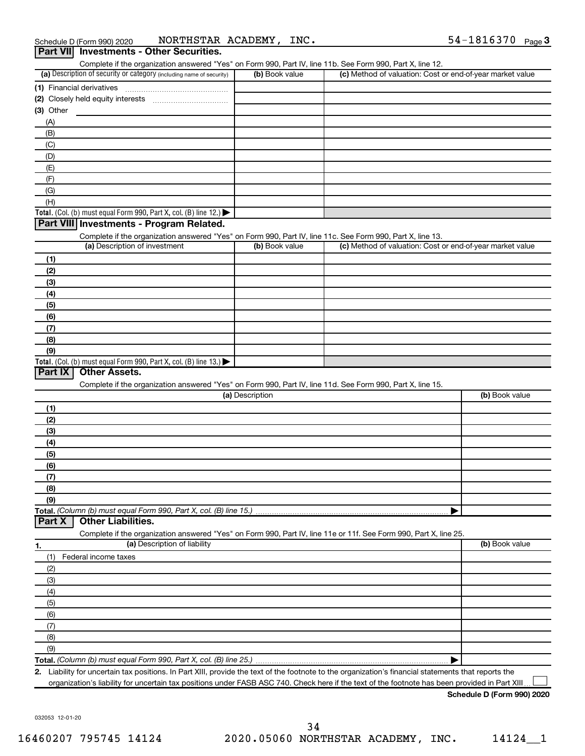Schedule D (Form 990) 2020 NORTHSTAR ACADEMY, INC. 54-1816370 Page 3

## Part VII Investments - Other Securities.

Complete if the organization answered "Yes" on Form 990, Part IV, line 11b. See Form 990, Part X, line 12.

| (a) Description of security or category (including name of security) | (b) Book value | (c) Method of valuation: Cost or end-of-year market value |
|---|---|---|
| (1) Financial derivatives | | |
| (2) Closely held equity interests | | |
| (3) Other | | |
| (A) | | |
| (B) | | |
| (C) | | |
| (D) | | |
| (E) | | |
| (F) | | |
| (G) | | |
| (H) | | |
| **Total.** (Col. (b) must equal Form 990, Part X, col. (B) line 12.) ▶ | | |

## Part VIII Investments - Program Related.

Complete if the organization answered "Yes" on Form 990, Part IV, line 11c. See Form 990, Part X, line 13.

| (a) Description of investment | (b) Book value | (c) Method of valuation: Cost or end-of-year market value |
|---|---|---|
| (1) | | |
| (2) | | |
| (3) | | |
| (4) | | |
| (5) | | |
| (6) | | |
| (7) | | |
| (8) | | |
| (9) | | |
| **Total.** (Col. (b) must equal Form 990, Part X, col. (B) line 13.) ▶ | | |

## Part IX Other Assets.

Complete if the organization answered "Yes" on Form 990, Part IV, line 11d. See Form 990, Part X, line 15.

| (a) Description | (b) Book value |
|---|---|
| (1) | |
| (2) | |
| (3) | |
| (4) | |
| (5) | |
| (6) | |
| (7) | |
| (8) | |
| (9) | |
| **Total.** *(Column (b) must equal Form 990, Part X, col. (B) line 15.)* ▶ | |

## Part X Other Liabilities.

Complete if the organization answered "Yes" on Form 990, Part IV, line 11e or 11f. See Form 990, Part X, line 25.

| 1. (a) Description of liability | (b) Book value |
|---|---|
| (1) Federal income taxes | |
| (2) | |
| (3) | |
| (4) | |
| (5) | |
| (6) | |
| (7) | |
| (8) | |
| (9) | |
| **Total.** *(Column (b) must equal Form 990, Part X, col. (B) line 25.)* ▶ | |

**2.** Liability for uncertain tax positions. In Part XIII, provide the text of the footnote to the organization's financial statements that reports the organization's liability for uncertain tax positions under FASB ASC 740. Check here if the text of the footnote has been provided in Part XIII ☐

**Schedule D (Form 990) 2020**

032053 12-01-20

16460207 795745 14124 2020.05060 NORTHSTAR ACADEMY, INC. 14124__1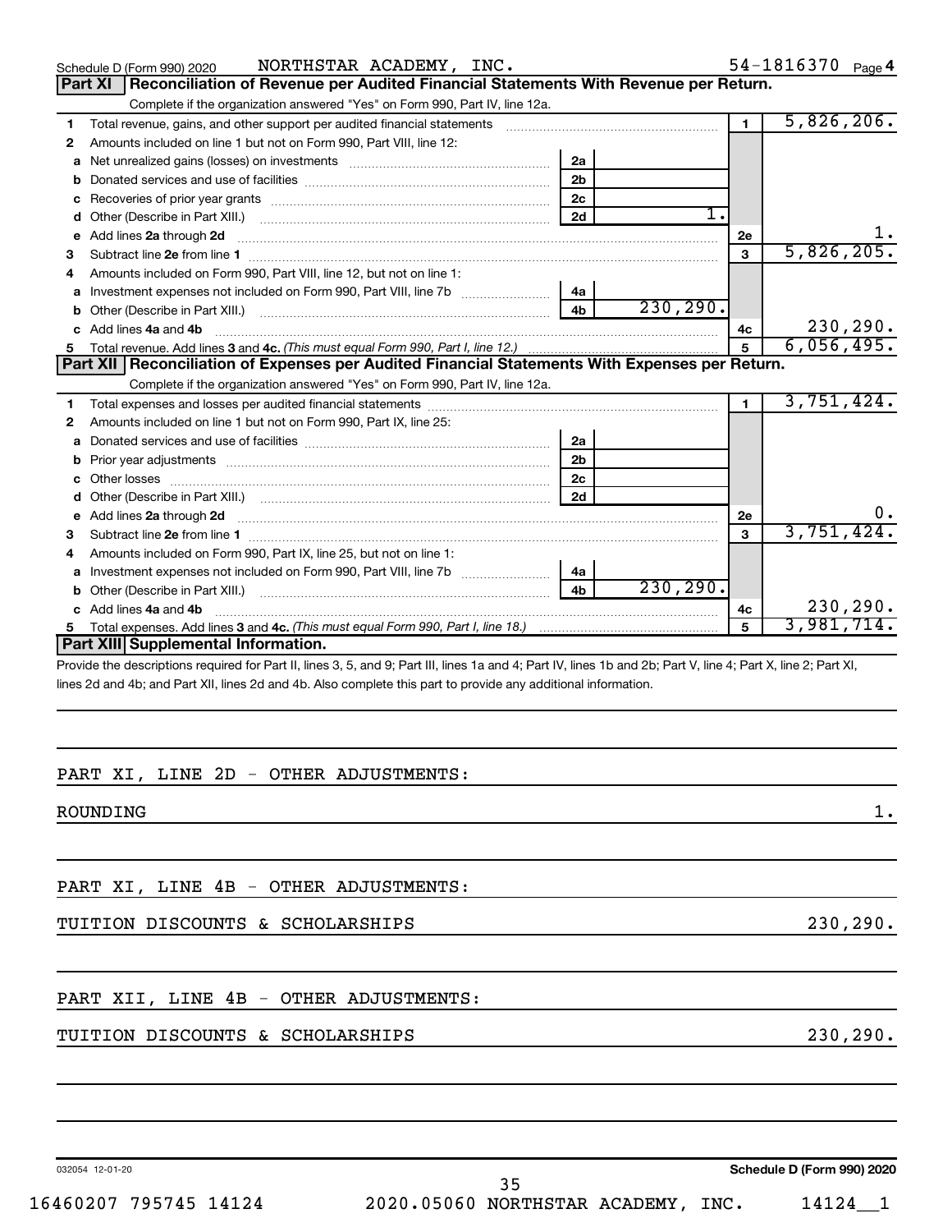Schedule D (Form 990) 2020 NORTHSTAR ACADEMY, INC. 54-1816370 Page 4

## Part XI Reconciliation of Revenue per Audited Financial Statements With Revenue per Return.

Complete if the organization answered "Yes" on Form 990, Part IV, line 12a.

| | | | | | |
|---|---|---|---|---|---|
| 1 | Total revenue, gains, and other support per audited financial statements | | | 1 | 5,826,206. |
| 2 | Amounts included on line 1 but not on Form 990, Part VIII, line 12: | | | | |
| a | Net unrealized gains (losses) on investments | 2a | | | |
| b | Donated services and use of facilities | 2b | | | |
| c | Recoveries of prior year grants | 2c | | | |
| d | Other (Describe in Part XIII.) | 2d | 1. | | |
| e | Add lines 2a through 2d | | | 2e | 1. |
| 3 | Subtract line 2e from line 1 | | | 3 | 5,826,205. |
| 4 | Amounts included on Form 990, Part VIII, line 12, but not on line 1: | | | | |
| a | Investment expenses not included on Form 990, Part VIII, line 7b | 4a | | | |
| b | Other (Describe in Part XIII.) | 4b | 230,290. | | |
| c | Add lines 4a and 4b | | | 4c | 230,290. |
| 5 | Total revenue. Add lines 3 and 4c. *(This must equal Form 990, Part I, line 12.)* | | | 5 | 6,056,495. |

## Part XII Reconciliation of Expenses per Audited Financial Statements With Expenses per Return.

Complete if the organization answered "Yes" on Form 990, Part IV, line 12a.

| | | | | | |
|---|---|---|---|---|---|
| 1 | Total expenses and losses per audited financial statements | | | 1 | 3,751,424. |
| 2 | Amounts included on line 1 but not on Form 990, Part IX, line 25: | | | | |
| a | Donated services and use of facilities | 2a | | | |
| b | Prior year adjustments | 2b | | | |
| c | Other losses | 2c | | | |
| d | Other (Describe in Part XIII.) | 2d | | | |
| e | Add lines 2a through 2d | | | 2e | 0. |
| 3 | Subtract line 2e from line 1 | | | 3 | 3,751,424. |
| 4 | Amounts included on Form 990, Part IX, line 25, but not on line 1: | | | | |
| a | Investment expenses not included on Form 990, Part VIII, line 7b | 4a | | | |
| b | Other (Describe in Part XIII.) | 4b | 230,290. | | |
| c | Add lines 4a and 4b | | | 4c | 230,290. |
| 5 | Total expenses. Add lines 3 and 4c. *(This must equal Form 990, Part I, line 18.)* | | | 5 | 3,981,714. |

## Part XIII Supplemental Information.

Provide the descriptions required for Part II, lines 3, 5, and 9; Part III, lines 1a and 4; Part IV, lines 1b and 2b; Part V, line 4; Part X, line 2; Part XI, lines 2d and 4b; and Part XII, lines 2d and 4b. Also complete this part to provide any additional information.

PART XI, LINE 2D - OTHER ADJUSTMENTS:

ROUNDING 1.

PART XI, LINE 4B - OTHER ADJUSTMENTS:

TUITION DISCOUNTS & SCHOLARSHIPS 230,290.

PART XII, LINE 4B - OTHER ADJUSTMENTS:

TUITION DISCOUNTS & SCHOLARSHIPS 230,290.

032054 12-01-20 Schedule D (Form 990) 2020

16460207 795745 14124 2020.05060 NORTHSTAR ACADEMY, INC. 14124__1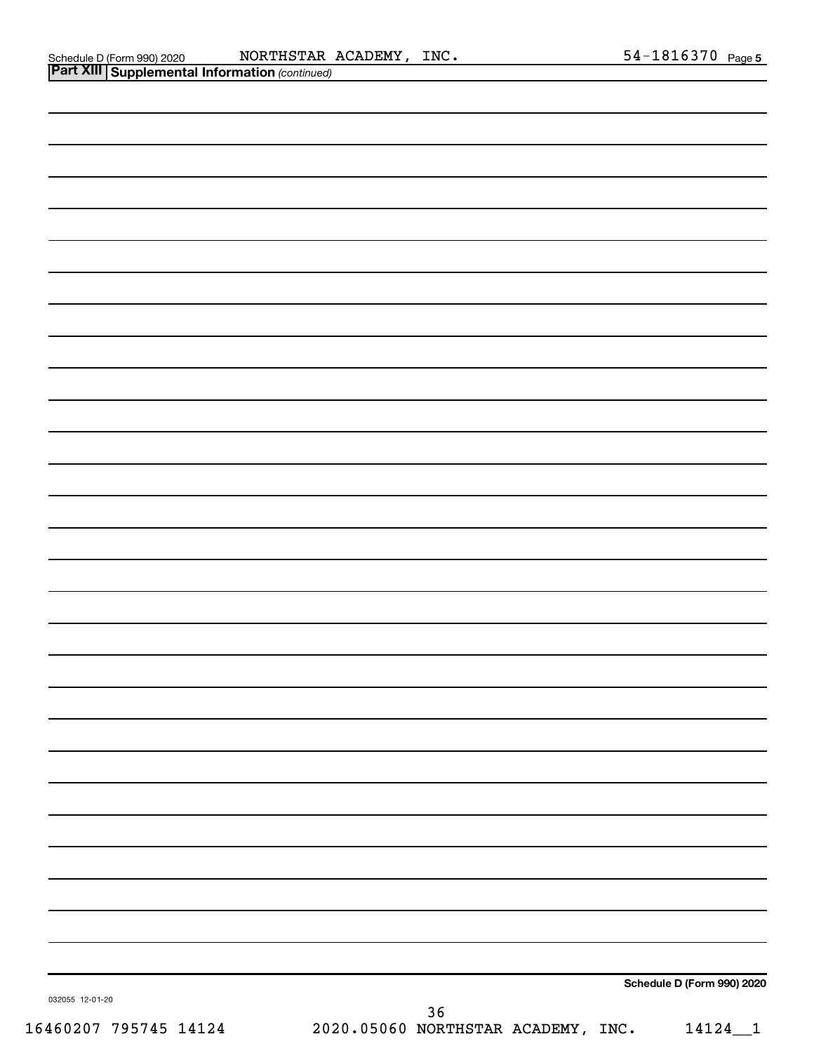Schedule D (Form 990) 2020 NORTHSTAR ACADEMY, INC. 54-1816370 Page 5

## Part XIII Supplemental Information *(continued)*

Schedule D (Form 990) 2020

032055 12-01-20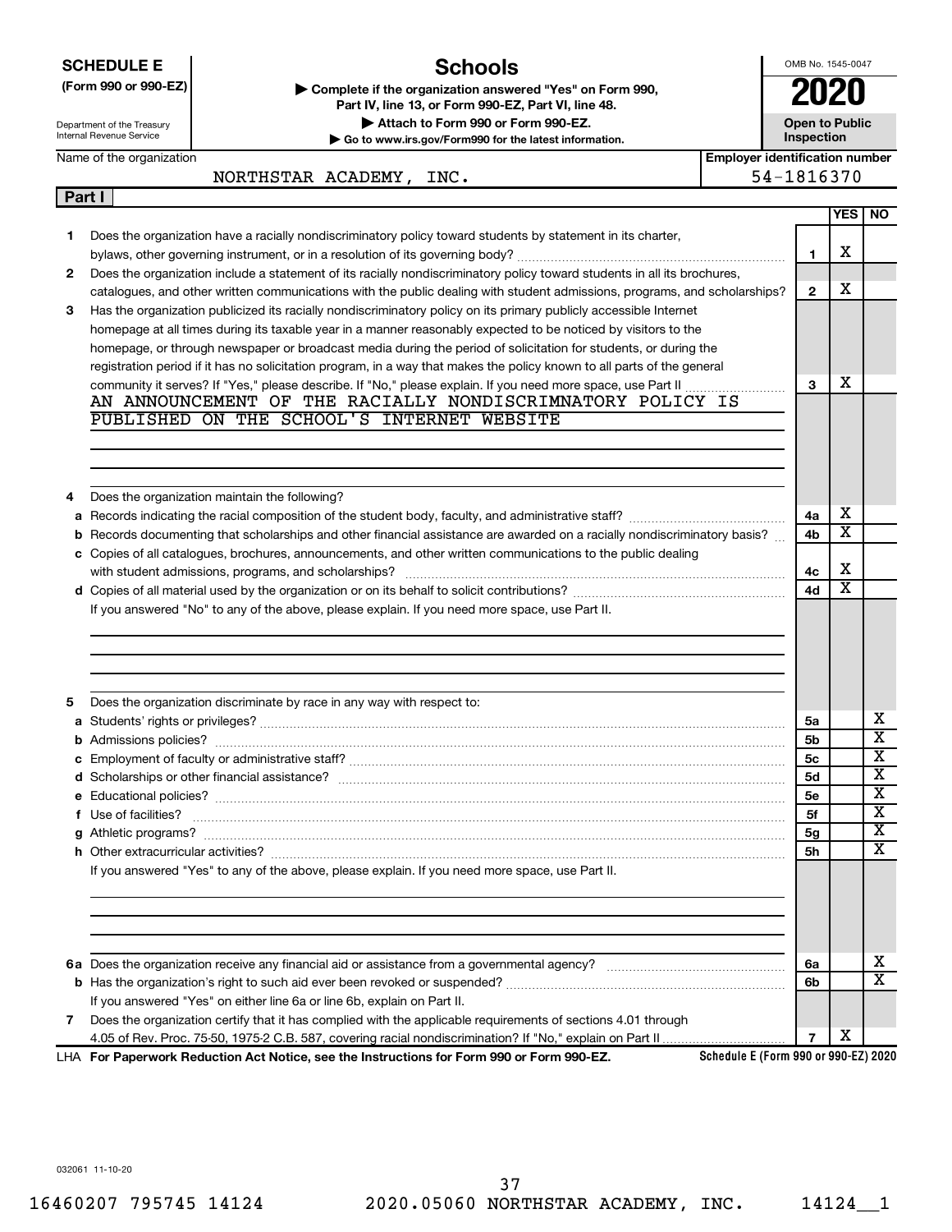**SCHEDULE E (Form 990 or 990-EZ)**

Department of the Treasury
Internal Revenue Service

# Schools

▶ Complete if the organization answered "Yes" on Form 990, Part IV, line 13, or Form 990-EZ, Part VI, line 48.
▶ Attach to Form 990 or Form 990-EZ.
▶ Go to www.irs.gov/Form990 for the latest information.

OMB No. 1545-0047

**2020**

**Open to Public Inspection**

| Name of the organization | Employer identification number |
|---|---|
| NORTHSTAR ACADEMY, INC. | 54-1816370 |

**Part I**

| | | | YES | NO |
|---|---|---|---|---|
| 1 | Does the organization have a racially nondiscriminatory policy toward students by statement in its charter, bylaws, other governing instrument, or in a resolution of its governing body? | 1 | X | |
| 2 | Does the organization include a statement of its racially nondiscriminatory policy toward students in all its brochures, catalogues, and other written communications with the public dealing with student admissions, programs, and scholarships? | 2 | X | |
| 3 | Has the organization publicized its racially nondiscriminatory policy on its primary publicly accessible Internet homepage at all times during its taxable year in a manner reasonably expected to be noticed by visitors to the homepage, or through newspaper or broadcast media during the period of solicitation for students, or during the registration period if it has no solicitation program, in a way that makes the policy known to all parts of the general community it serves? If "Yes," please describe. If "No," please explain. If you need more space, use Part II | 3 | X | |
| | AN ANNOUNCEMENT OF THE RACIALLY NONDISCRIMNATORY POLICY IS PUBLISHED ON THE SCHOOL'S INTERNET WEBSITE | | | |
| 4 | Does the organization maintain the following? | | | |
| a | Records indicating the racial composition of the student body, faculty, and administrative staff? | 4a | X | |
| b | Records documenting that scholarships and other financial assistance are awarded on a racially nondiscriminatory basis? | 4b | X | |
| c | Copies of all catalogues, brochures, announcements, and other written communications to the public dealing with student admissions, programs, and scholarships? | 4c | X | |
| d | Copies of all material used by the organization or on its behalf to solicit contributions? | 4d | X | |
| | If you answered "No" to any of the above, please explain. If you need more space, use Part II. | | | |
| 5 | Does the organization discriminate by race in any way with respect to: | | | |
| a | Students' rights or privileges? | 5a | | X |
| b | Admissions policies? | 5b | | X |
| c | Employment of faculty or administrative staff? | 5c | | X |
| d | Scholarships or other financial assistance? | 5d | | X |
| e | Educational policies? | 5e | | X |
| f | Use of facilities? | 5f | | X |
| g | Athletic programs? | 5g | | X |
| h | Other extracurricular activities? | 5h | | X |
| | If you answered "Yes" to any of the above, please explain. If you need more space, use Part II. | | | |
| 6a | Does the organization receive any financial aid or assistance from a governmental agency? | 6a | | X |
| b | Has the organization's right to such aid ever been revoked or suspended? | 6b | | X |
| | If you answered "Yes" on either line 6a or line 6b, explain on Part II. | | | |
| 7 | Does the organization certify that it has complied with the applicable requirements of sections 4.01 through 4.05 of Rev. Proc. 75-50, 1975-2 C.B. 587, covering racial nondiscrimination? If "No," explain on Part II | 7 | X | |

LHA **For Paperwork Reduction Act Notice, see the Instructions for Form 990 or Form 990-EZ.** **Schedule E (Form 990 or 990-EZ) 2020**

032061 11-10-20

16460207 795745 14124 2020.05060 NORTHSTAR ACADEMY, INC. 14124__1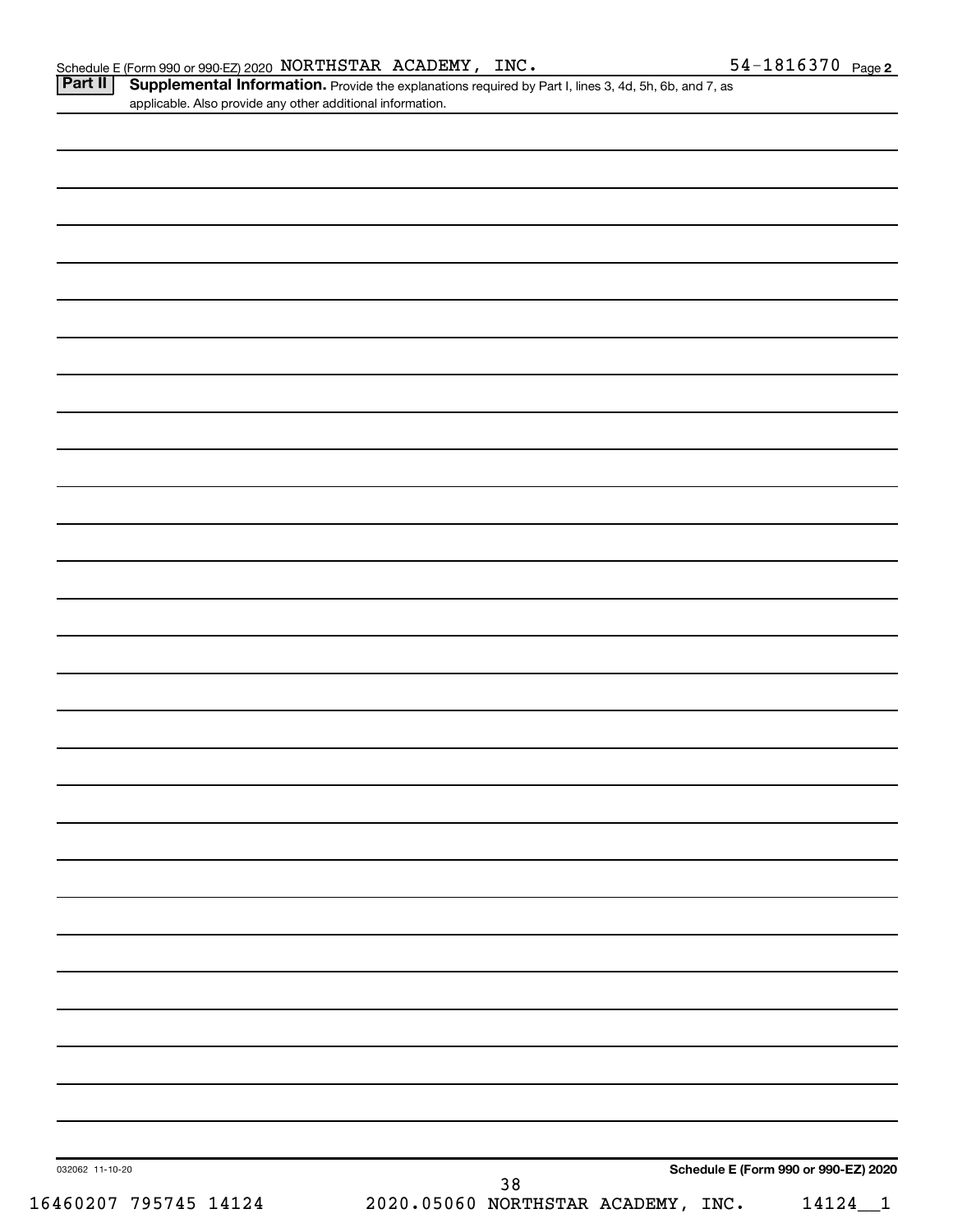Schedule E (Form 990 or 990-EZ) 2020 NORTHSTAR ACADEMY, INC. 54-1816370 Page 2

**Part II** **Supplemental Information.** Provide the explanations required by Part I, lines 3, 4d, 5h, 6b, and 7, as applicable. Also provide any other additional information.

032062 11-10-20

**Schedule E (Form 990 or 990-EZ) 2020**

16460207 795745 14124 2020.05060 NORTHSTAR ACADEMY, INC. 14124__1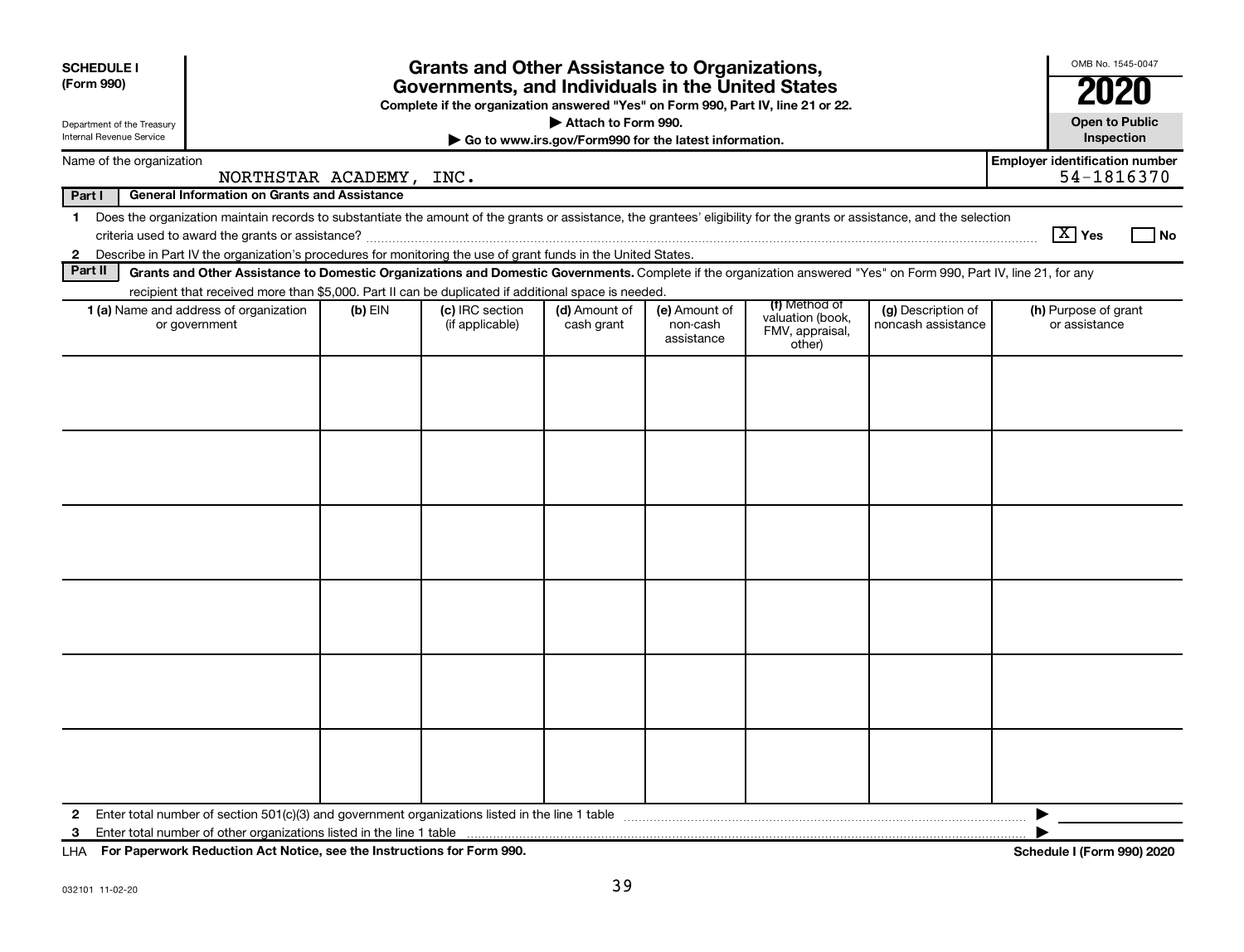**SCHEDULE I**
**(Form 990)**

Department of the Treasury
Internal Revenue Service

# Grants and Other Assistance to Organizations, Governments, and Individuals in the United States

**Complete if the organization answered "Yes" on Form 990, Part IV, line 21 or 22.**
**▶ Attach to Form 990.**
**▶ Go to www.irs.gov/Form990 for the latest information.**

OMB No. 1545-0047
**2020**
**Open to Public Inspection**

Name of the organization: NORTHSTAR ACADEMY, INC.
**Employer identification number:** 54-1816370

**Part I — General Information on Grants and Assistance**

1. Does the organization maintain records to substantiate the amount of the grants or assistance, the grantees' eligibility for the grants or assistance, and the selection criteria used to award the grants or assistance? [X] **Yes** [ ] **No**
2. Describe in Part IV the organization's procedures for monitoring the use of grant funds in the United States.

**Part II — Grants and Other Assistance to Domestic Organizations and Domestic Governments.** Complete if the organization answered "Yes" on Form 990, Part IV, line 21, for any recipient that received more than $5,000. Part II can be duplicated if additional space is needed.

| 1 (a) Name and address of organization or government | (b) EIN | (c) IRC section (if applicable) | (d) Amount of cash grant | (e) Amount of non-cash assistance | (f) Method of valuation (book, FMV, appraisal, other) | (g) Description of noncash assistance | (h) Purpose of grant or assistance |
|---|---|---|---|---|---|---|---|
| | | | | | | | |
| | | | | | | | |
| | | | | | | | |
| | | | | | | | |
| | | | | | | | |
| | | | | | | | |

2. Enter total number of section 501(c)(3) and government organizations listed in the line 1 table ▶
3. Enter total number of other organizations listed in the line 1 table ▶

LHA **For Paperwork Reduction Act Notice, see the Instructions for Form 990.** **Schedule I (Form 990) 2020**

032101 11-02-20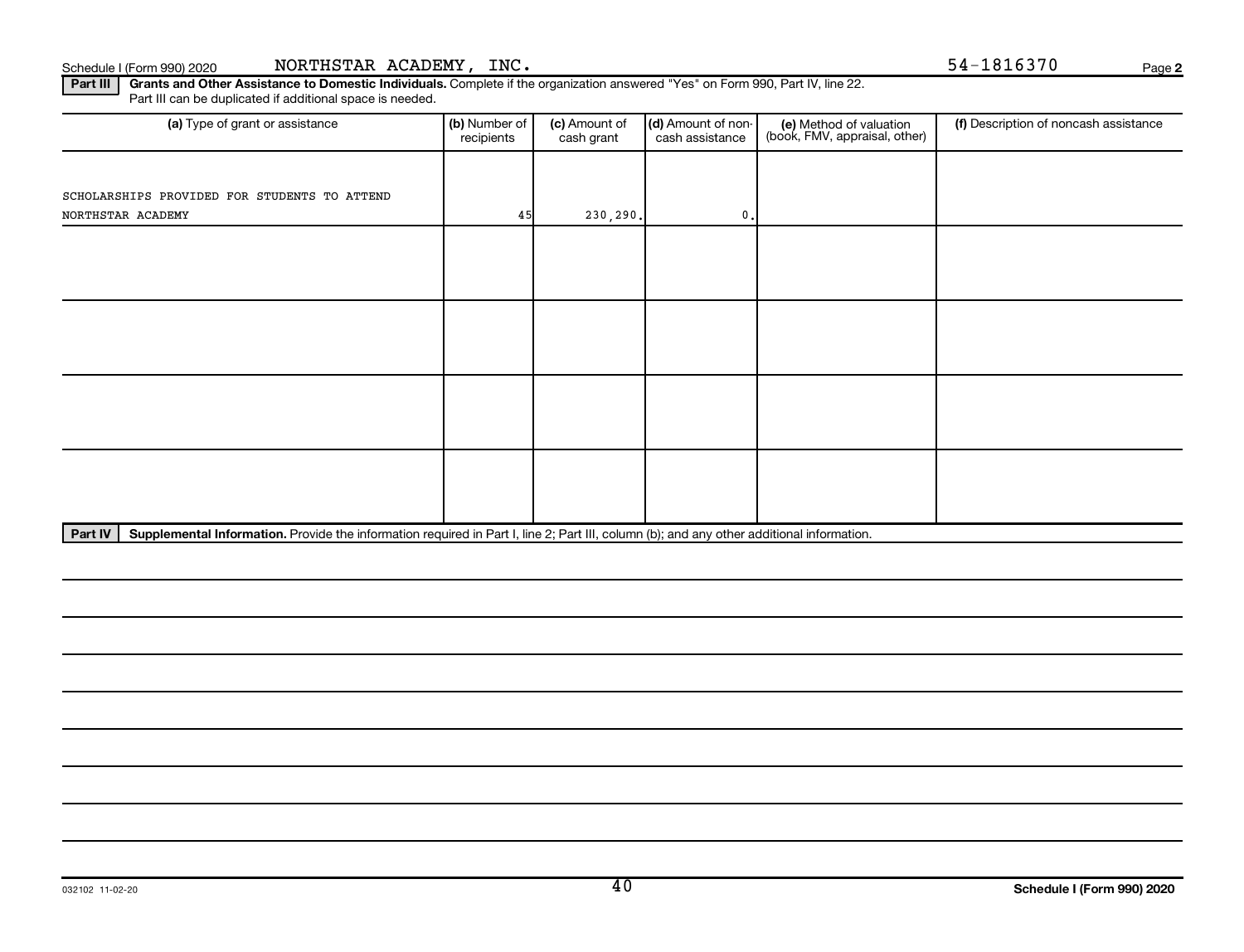Schedule I (Form 990) 2020 NORTHSTAR ACADEMY, INC. 54-1816370 Page 2

**Part III** **Grants and Other Assistance to Domestic Individuals.** Complete if the organization answered "Yes" on Form 990, Part IV, line 22. Part III can be duplicated if additional space is needed.

| (a) Type of grant or assistance | (b) Number of recipients | (c) Amount of cash grant | (d) Amount of non-cash assistance | (e) Method of valuation (book, FMV, appraisal, other) | (f) Description of noncash assistance |
|---|---|---|---|---|---|
| SCHOLARSHIPS PROVIDED FOR STUDENTS TO ATTEND NORTHSTAR ACADEMY | 45 | 230,290. | 0. | | |
| | | | | | |
| | | | | | |
| | | | | | |
| | | | | | |

**Part IV** **Supplemental Information.** Provide the information required in Part I, line 2; Part III, column (b); and any other additional information.

032102 11-02-20 **Schedule I (Form 990) 2020**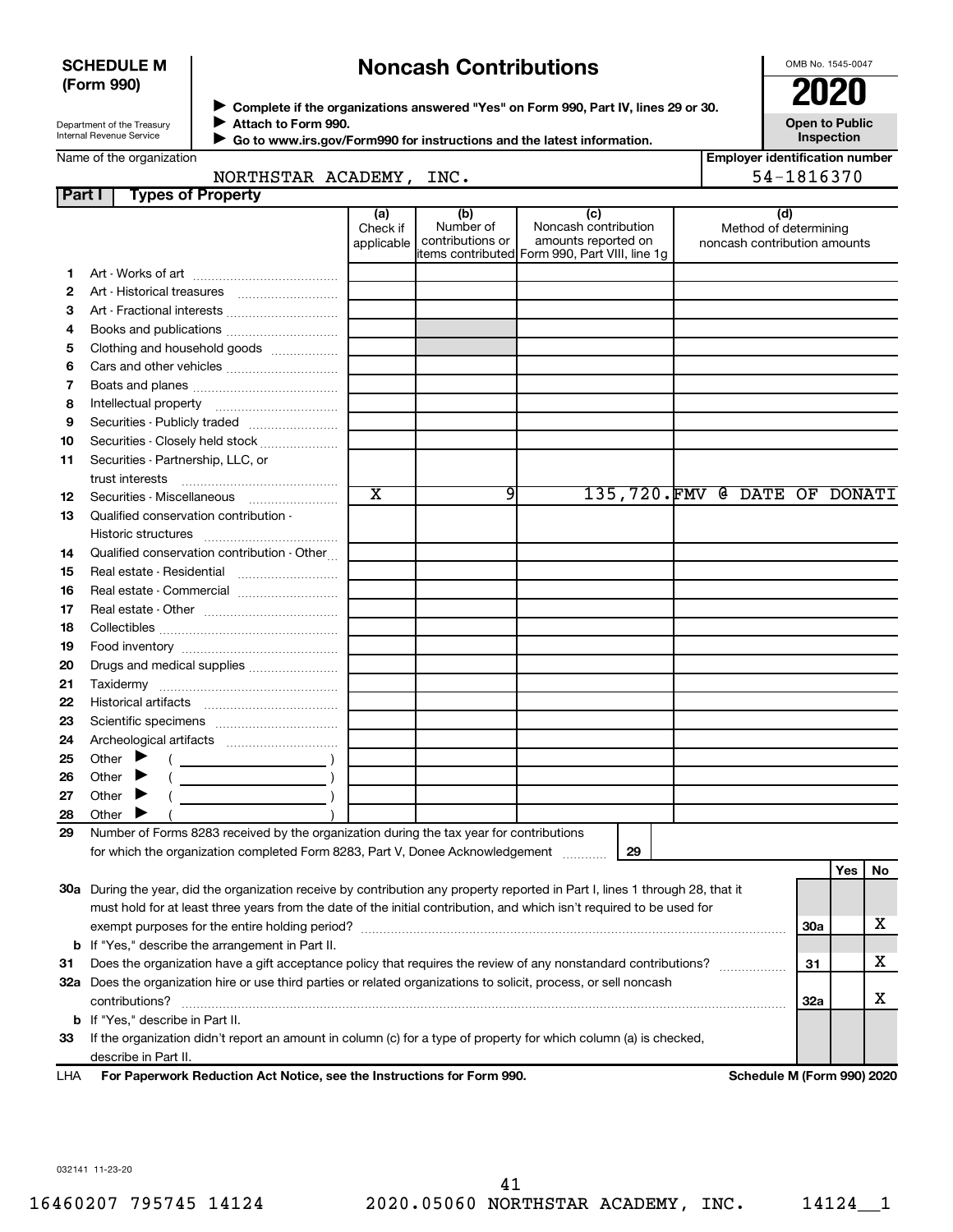**SCHEDULE M (Form 990)**

Department of the Treasury
Internal Revenue Service

# Noncash Contributions

▶ Complete if the organizations answered "Yes" on Form 990, Part IV, lines 29 or 30.
▶ Attach to Form 990.
▶ Go to www.irs.gov/Form990 for instructions and the latest information.

OMB No. 1545-0047

**2020**

**Open to Public Inspection**

Name of the organization: NORTHSTAR ACADEMY, INC.

Employer identification number: 54-1816370

## Part I Types of Property

| | | (a) Check if applicable | (b) Number of contributions or items contributed | (c) Noncash contribution amounts reported on Form 990, Part VIII, line 1g | (d) Method of determining noncash contribution amounts |
|---|---|---|---|---|---|
| 1 | Art - Works of art | | | | |
| 2 | Art - Historical treasures | | | | |
| 3 | Art - Fractional interests | | | | |
| 4 | Books and publications | | | | |
| 5 | Clothing and household goods | | | | |
| 6 | Cars and other vehicles | | | | |
| 7 | Boats and planes | | | | |
| 8 | Intellectual property | | | | |
| 9 | Securities - Publicly traded | | | | |
| 10 | Securities - Closely held stock | | | | |
| 11 | Securities - Partnership, LLC, or trust interests | | | | |
| 12 | Securities - Miscellaneous | X | 9 | 135,720. | FMV @ DATE OF DONATI |
| 13 | Qualified conservation contribution - Historic structures | | | | |
| 14 | Qualified conservation contribution - Other | | | | |
| 15 | Real estate - Residential | | | | |
| 16 | Real estate - Commercial | | | | |
| 17 | Real estate - Other | | | | |
| 18 | Collectibles | | | | |
| 19 | Food inventory | | | | |
| 20 | Drugs and medical supplies | | | | |
| 21 | Taxidermy | | | | |
| 22 | Historical artifacts | | | | |
| 23 | Scientific specimens | | | | |
| 24 | Archeological artifacts | | | | |
| 25 | Other ▶ ( ) | | | | |
| 26 | Other ▶ ( ) | | | | |
| 27 | Other ▶ ( ) | | | | |
| 28 | Other ▶ ( ) | | | | |

29 Number of Forms 8283 received by the organization during the tax year for contributions for which the organization completed Form 8283, Part V, Donee Acknowledgement . . . 29

| | | | Yes | No |
|---|---|---|---|---|
| 30a | During the year, did the organization receive by contribution any property reported in Part I, lines 1 through 28, that it must hold for at least three years from the date of the initial contribution, and which isn't required to be used for exempt purposes for the entire holding period? | 30a | | X |
| b | If "Yes," describe the arrangement in Part II. | | | |
| 31 | Does the organization have a gift acceptance policy that requires the review of any nonstandard contributions? | 31 | | X |
| 32a | Does the organization hire or use third parties or related organizations to solicit, process, or sell noncash contributions? | 32a | | X |
| b | If "Yes," describe in Part II. | | | |
| 33 | If the organization didn't report an amount in column (c) for a type of property for which column (a) is checked, describe in Part II. | | | |

LHA **For Paperwork Reduction Act Notice, see the Instructions for Form 990.** **Schedule M (Form 990) 2020**

032141 11-23-20

16460207 795745 14124 2020.05060 NORTHSTAR ACADEMY, INC. 14124__1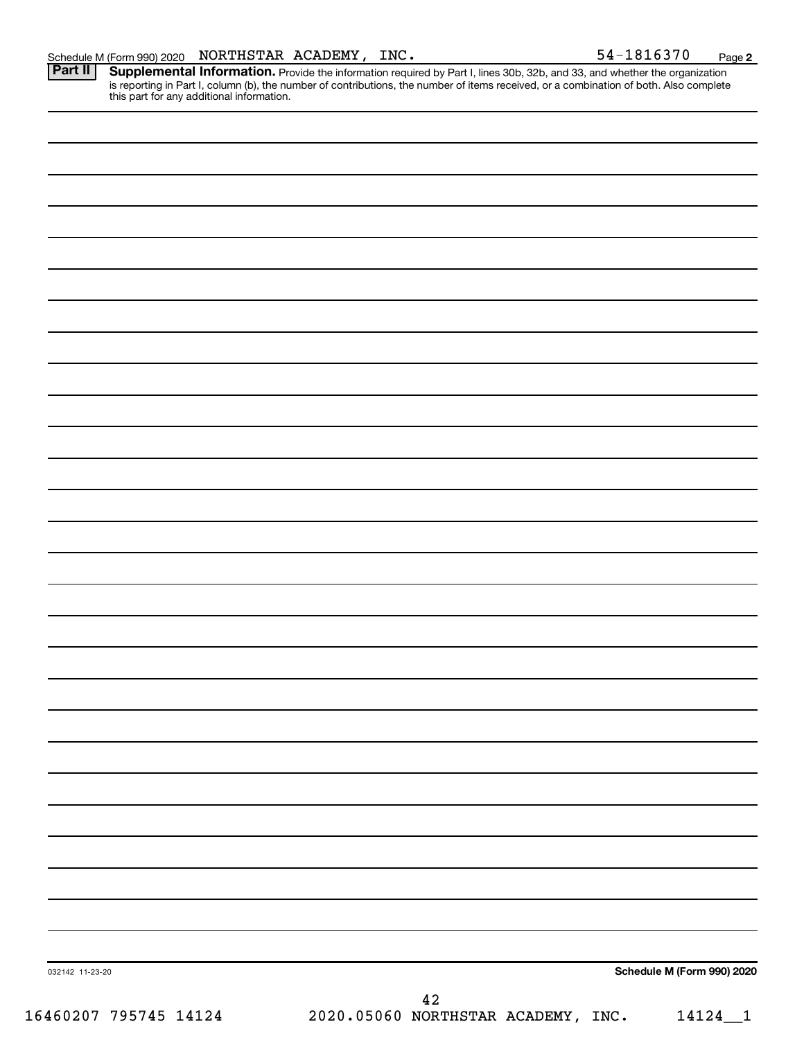Schedule M (Form 990) 2020 NORTHSTAR ACADEMY, INC. 54-1816370 Page **2**

**Part II** **Supplemental Information.** Provide the information required by Part I, lines 30b, 32b, and 33, and whether the organization is reporting in Part I, column (b), the number of contributions, the number of items received, or a combination of both. Also complete this part for any additional information.

032142 11-23-20 **Schedule M (Form 990) 2020**

16460207 795745 14124 2020.05060 NORTHSTAR ACADEMY, INC. 14124__1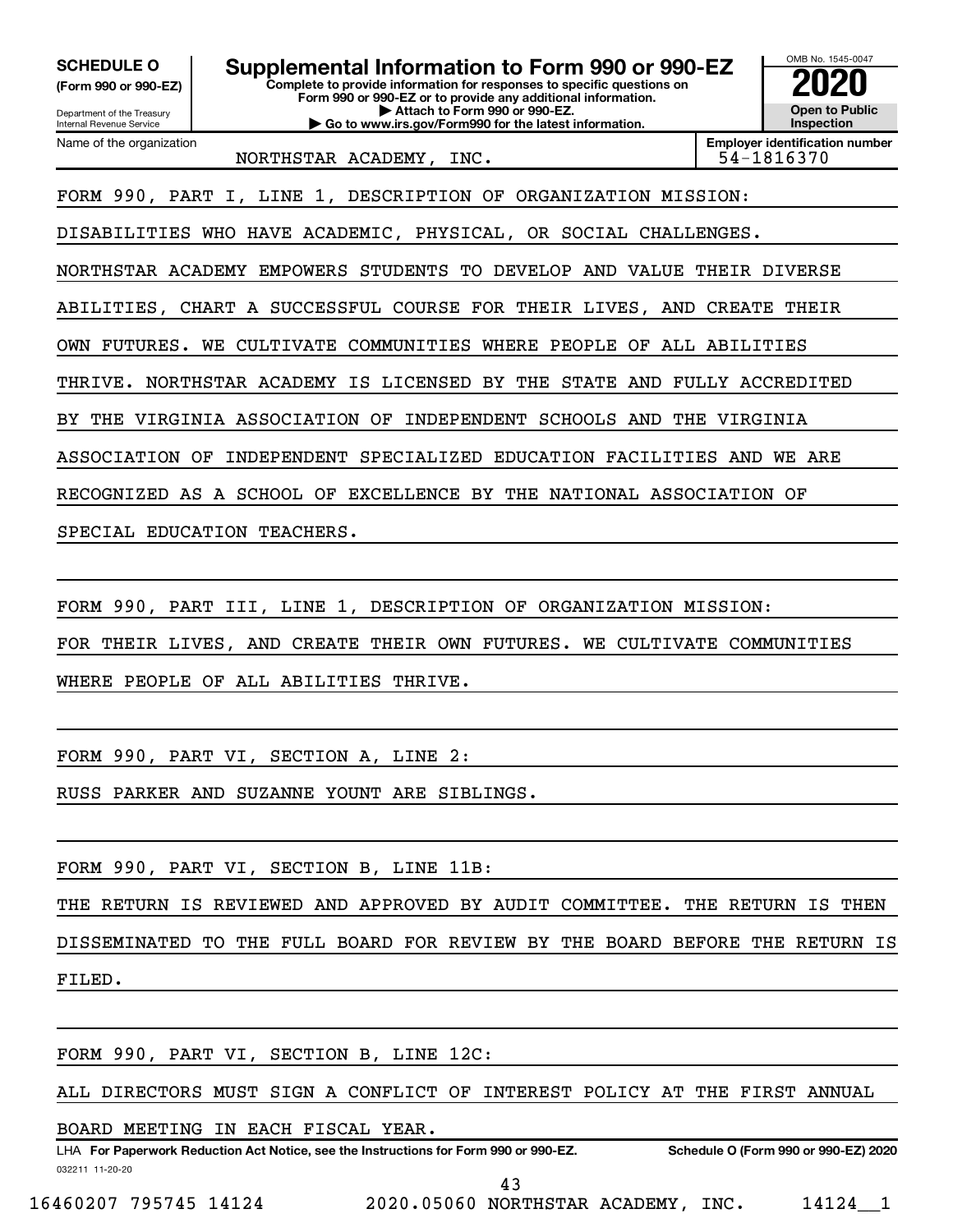**SCHEDULE O**
**(Form 990 or 990-EZ)**

Department of the Treasury
Internal Revenue Service

# Supplemental Information to Form 990 or 990-EZ

**Complete to provide information for responses to specific questions on Form 990 or 990-EZ or to provide any additional information.**
**▶ Attach to Form 990 or 990-EZ.**
**▶ Go to www.irs.gov/Form990 for the latest information.**

OMB No. 1545-0047
**2020**
**Open to Public Inspection**

| Name of the organization | Employer identification number |
|---|---|
| NORTHSTAR ACADEMY, INC. | 54-1816370 |

FORM 990, PART I, LINE 1, DESCRIPTION OF ORGANIZATION MISSION:

DISABILITIES WHO HAVE ACADEMIC, PHYSICAL, OR SOCIAL CHALLENGES. NORTHSTAR ACADEMY EMPOWERS STUDENTS TO DEVELOP AND VALUE THEIR DIVERSE ABILITIES, CHART A SUCCESSFUL COURSE FOR THEIR LIVES, AND CREATE THEIR OWN FUTURES. WE CULTIVATE COMMUNITIES WHERE PEOPLE OF ALL ABILITIES THRIVE. NORTHSTAR ACADEMY IS LICENSED BY THE STATE AND FULLY ACCREDITED BY THE VIRGINIA ASSOCIATION OF INDEPENDENT SCHOOLS AND THE VIRGINIA ASSOCIATION OF INDEPENDENT SPECIALIZED EDUCATION FACILITIES AND WE ARE RECOGNIZED AS A SCHOOL OF EXCELLENCE BY THE NATIONAL ASSOCIATION OF SPECIAL EDUCATION TEACHERS.

FORM 990, PART III, LINE 1, DESCRIPTION OF ORGANIZATION MISSION:

FOR THEIR LIVES, AND CREATE THEIR OWN FUTURES. WE CULTIVATE COMMUNITIES WHERE PEOPLE OF ALL ABILITIES THRIVE.

FORM 990, PART VI, SECTION A, LINE 2:

RUSS PARKER AND SUZANNE YOUNT ARE SIBLINGS.

FORM 990, PART VI, SECTION B, LINE 11B:

THE RETURN IS REVIEWED AND APPROVED BY AUDIT COMMITTEE. THE RETURN IS THEN DISSEMINATED TO THE FULL BOARD FOR REVIEW BY THE BOARD BEFORE THE RETURN IS FILED.

FORM 990, PART VI, SECTION B, LINE 12C:

ALL DIRECTORS MUST SIGN A CONFLICT OF INTEREST POLICY AT THE FIRST ANNUAL BOARD MEETING IN EACH FISCAL YEAR.

LHA **For Paperwork Reduction Act Notice, see the Instructions for Form 990 or 990-EZ.** **Schedule O (Form 990 or 990-EZ) 2020**

032211 11-20-20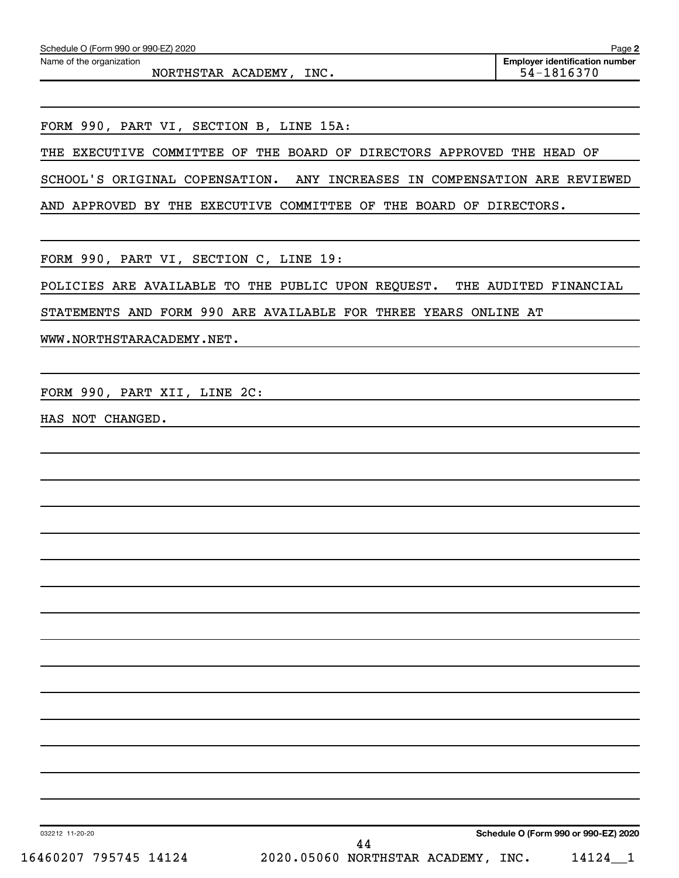Schedule O (Form 990 or 990-EZ) 2020 Page **2**

Name of the organization: NORTHSTAR ACADEMY, INC.

**Employer identification number** 54-1816370

FORM 990, PART VI, SECTION B, LINE 15A:

THE EXECUTIVE COMMITTEE OF THE BOARD OF DIRECTORS APPROVED THE HEAD OF SCHOOL'S ORIGINAL COPENSATION. ANY INCREASES IN COMPENSATION ARE REVIEWED AND APPROVED BY THE EXECUTIVE COMMITTEE OF THE BOARD OF DIRECTORS.

FORM 990, PART VI, SECTION C, LINE 19:

POLICIES ARE AVAILABLE TO THE PUBLIC UPON REQUEST. THE AUDITED FINANCIAL STATEMENTS AND FORM 990 ARE AVAILABLE FOR THREE YEARS ONLINE AT WWW.NORTHSTARACADEMY.NET.

FORM 990, PART XII, LINE 2C:

HAS NOT CHANGED.

032212 11-20-20 **Schedule O (Form 990 or 990-EZ) 2020**

16460207 795745 14124 2020.05060 NORTHSTAR ACADEMY, INC. 14124__1